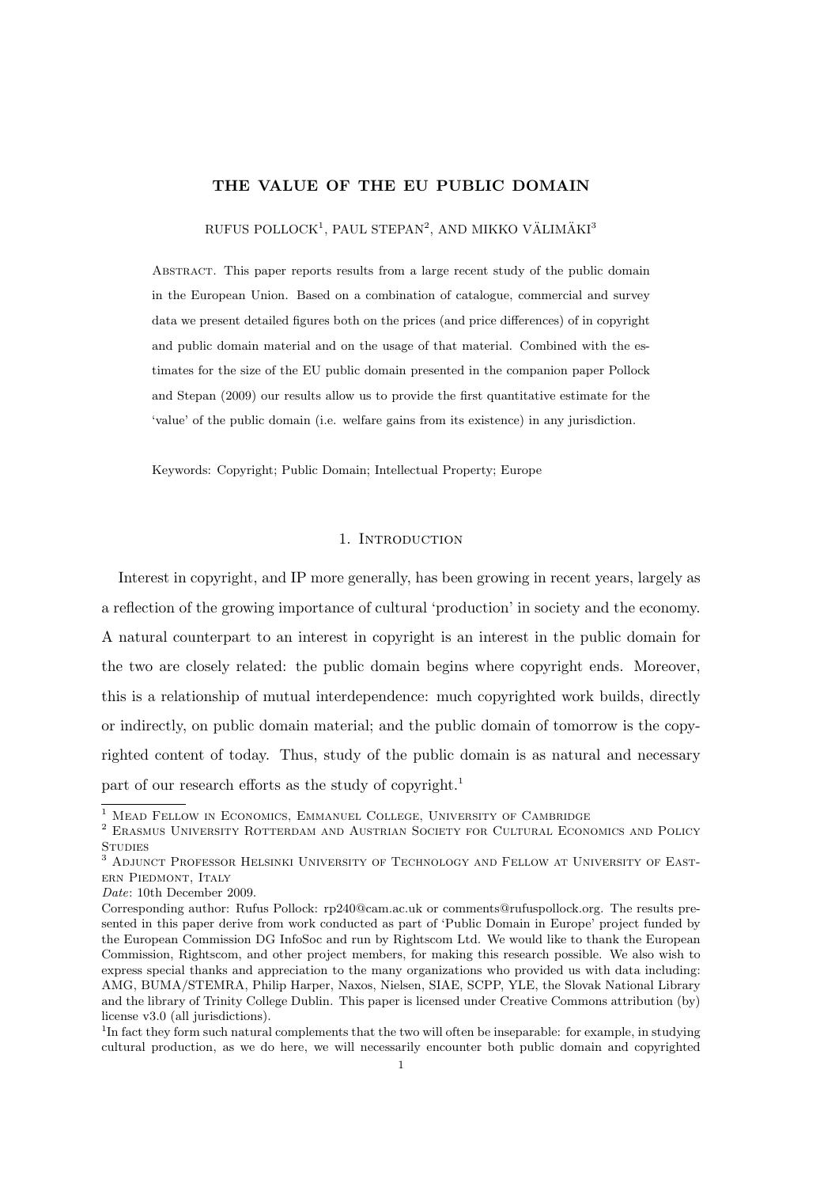# THE VALUE OF THE EU PUBLIC DOMAIN

RUFUS POLLOCK[1], PAUL STEPAN[2], AND MIKKO VÄLIMÄKI[3]

ABSTRACT. This paper reports results from a large recent study of the public domain in the European Union. Based on a combination of catalogue, commercial and survey data we present detailed figures both on the prices (and price differences) of in copyright and public domain material and on the usage of that material. Combined with the estimates for the size of the EU public domain presented in the companion paper Pollock and Stepan (2009) our results allow us to provide the first quantitative estimate for the 'value' of the public domain (i.e. welfare gains from its existence) in any jurisdiction.

Keywords: Copyright; Public Domain; Intellectual Property; Europe

## 1. Introduction

Interest in copyright, and IP more generally, has been growing in recent years, largely as a reflection of the growing importance of cultural 'production' in society and the economy. A natural counterpart to an interest in copyright is an interest in the public domain for the two are closely related: the public domain begins where copyright ends. Moreover, this is a relationship of mutual interdependence: much copyrighted work builds, directly or indirectly, on public domain material; and the public domain of tomorrow is the copyrighted content of today. Thus, study of the public domain is as natural and necessary part of our research efforts as the study of copyright.[1]

---

[1] MEAD FELLOW IN ECONOMICS, EMMANUEL COLLEGE, UNIVERSITY OF CAMBRIDGE

[2] ERASMUS UNIVERSITY ROTTERDAM AND AUSTRIAN SOCIETY FOR CULTURAL ECONOMICS AND POLICY STUDIES

[3] ADJUNCT PROFESSOR HELSINKI UNIVERSITY OF TECHNOLOGY AND FELLOW AT UNIVERSITY OF EASTERN PIEDMONT, ITALY

*Date*: 10th December 2009.

Corresponding author: Rufus Pollock: rp240@cam.ac.uk or comments@rufuspollock.org. The results presented in this paper derive from work conducted as part of 'Public Domain in Europe' project funded by the European Commission DG InfoSoc and run by Rightscom Ltd. We would like to thank the European Commission, Rightscom, and other project members, for making this research possible. We also wish to express special thanks and appreciation to the many organizations who provided us with data including: AMG, BUMA/STEMRA, Philip Harper, Naxos, Nielsen, SIAE, SCPP, YLE, the Slovak National Library and the library of Trinity College Dublin. This paper is licensed under Creative Commons attribution (by) license v3.0 (all jurisdictions).

[1] In fact they form such natural complements that the two will often be inseparable: for example, in studying cultural production, as we do here, we will necessarily encounter both public domain and copyrighted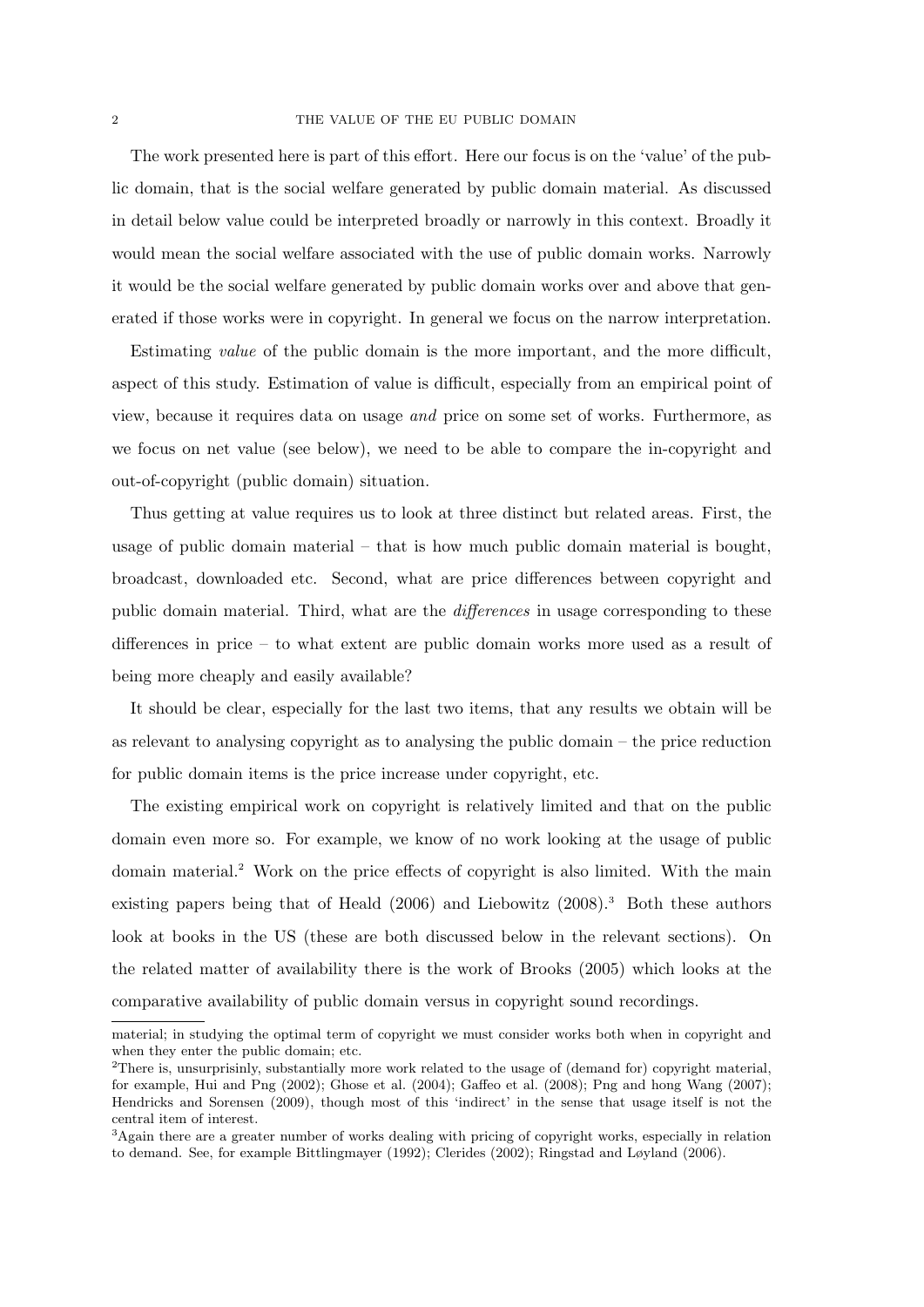The work presented here is part of this effort. Here our focus is on the 'value' of the public domain, that is the social welfare generated by public domain material. As discussed in detail below value could be interpreted broadly or narrowly in this context. Broadly it would mean the social welfare associated with the use of public domain works. Narrowly it would be the social welfare generated by public domain works over and above that generated if those works were in copyright. In general we focus on the narrow interpretation.

Estimating *value* of the public domain is the more important, and the more difficult, aspect of this study. Estimation of value is difficult, especially from an empirical point of view, because it requires data on usage *and* price on some set of works. Furthermore, as we focus on net value (see below), we need to be able to compare the in-copyright and out-of-copyright (public domain) situation.

Thus getting at value requires us to look at three distinct but related areas. First, the usage of public domain material – that is how much public domain material is bought, broadcast, downloaded etc. Second, what are price differences between copyright and public domain material. Third, what are the *differences* in usage corresponding to these differences in price – to what extent are public domain works more used as a result of being more cheaply and easily available?

It should be clear, especially for the last two items, that any results we obtain will be as relevant to analysing copyright as to analysing the public domain – the price reduction for public domain items is the price increase under copyright, etc.

The existing empirical work on copyright is relatively limited and that on the public domain even more so. For example, we know of no work looking at the usage of public domain material.[2] Work on the price effects of copyright is also limited. With the main existing papers being that of Heald (2006) and Liebowitz (2008).[3] Both these authors look at books in the US (these are both discussed below in the relevant sections). On the related matter of availability there is the work of Brooks (2005) which looks at the comparative availability of public domain versus in copyright sound recordings.

---

material; in studying the optimal term of copyright we must consider works both when in copyright and when they enter the public domain; etc.

[2] There is, unsurprisinly, substantially more work related to the usage of (demand for) copyright material, for example, Hui and Png (2002); Ghose et al. (2004); Gaffeo et al. (2008); Png and hong Wang (2007); Hendricks and Sorensen (2009), though most of this 'indirect' in the sense that usage itself is not the central item of interest.

[3] Again there are a greater number of works dealing with pricing of copyright works, especially in relation to demand. See, for example Bittlingmayer (1992); Clerides (2002); Ringstad and Løyland (2006).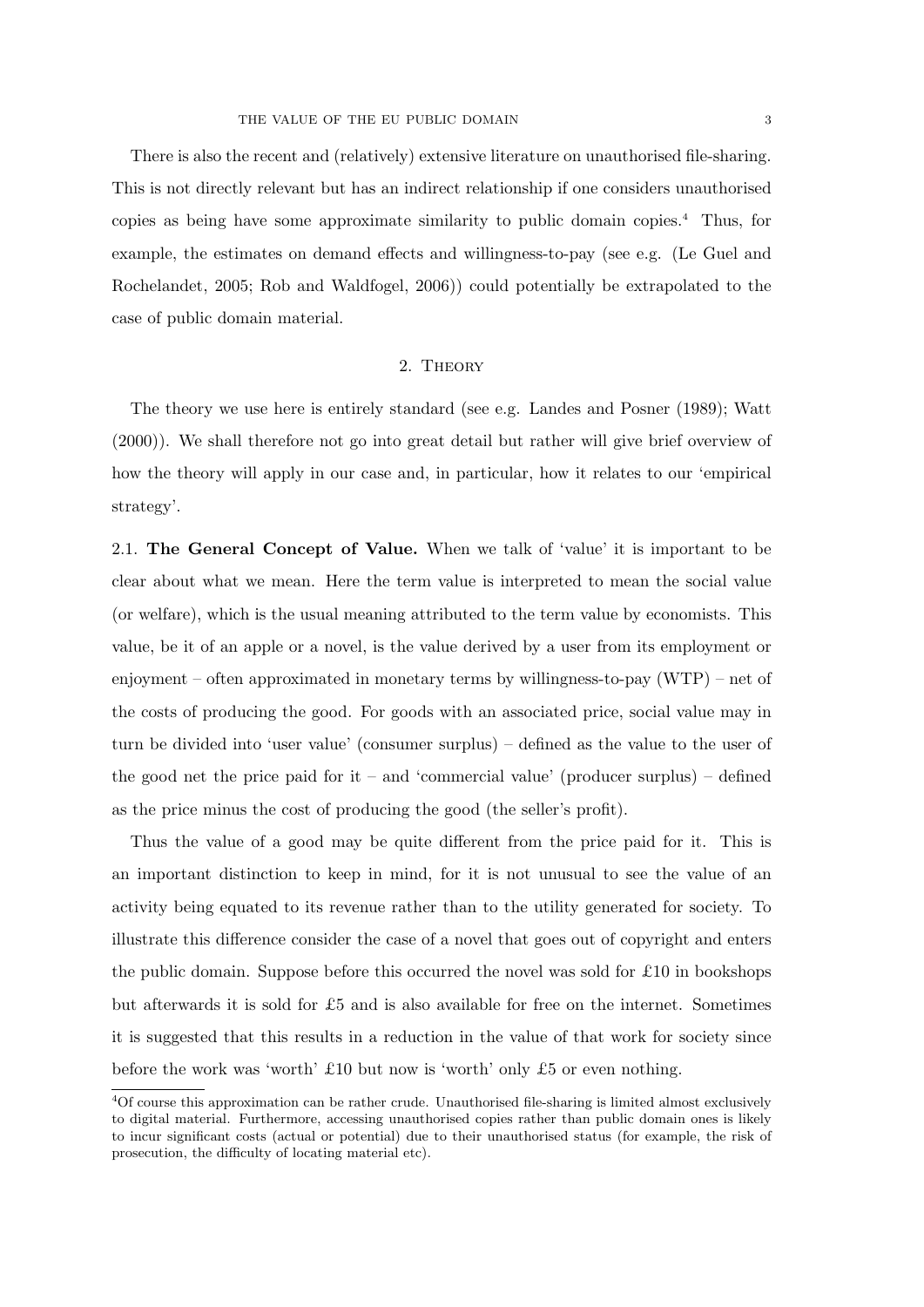There is also the recent and (relatively) extensive literature on unauthorised file-sharing. This is not directly relevant but has an indirect relationship if one considers unauthorised copies as being have some approximate similarity to public domain copies.[4] Thus, for example, the estimates on demand effects and willingness-to-pay (see e.g. (Le Guel and Rochelandet, 2005; Rob and Waldfogel, 2006)) could potentially be extrapolated to the case of public domain material.

## 2. Theory

The theory we use here is entirely standard (see e.g. Landes and Posner (1989); Watt (2000)). We shall therefore not go into great detail but rather will give brief overview of how the theory will apply in our case and, in particular, how it relates to our 'empirical strategy'.

### 2.1. The General Concept of Value.

When we talk of 'value' it is important to be clear about what we mean. Here the term value is interpreted to mean the social value (or welfare), which is the usual meaning attributed to the term value by economists. This value, be it of an apple or a novel, is the value derived by a user from its employment or enjoyment – often approximated in monetary terms by willingness-to-pay (WTP) – net of the costs of producing the good. For goods with an associated price, social value may in turn be divided into 'user value' (consumer surplus) – defined as the value to the user of the good net the price paid for it – and 'commercial value' (producer surplus) – defined as the price minus the cost of producing the good (the seller's profit).

Thus the value of a good may be quite different from the price paid for it. This is an important distinction to keep in mind, for it is not unusual to see the value of an activity being equated to its revenue rather than to the utility generated for society. To illustrate this difference consider the case of a novel that goes out of copyright and enters the public domain. Suppose before this occurred the novel was sold for £10 in bookshops but afterwards it is sold for £5 and is also available for free on the internet. Sometimes it is suggested that this results in a reduction in the value of that work for society since before the work was 'worth' £10 but now is 'worth' only £5 or even nothing.

[4] Of course this approximation can be rather crude. Unauthorised file-sharing is limited almost exclusively to digital material. Furthermore, accessing unauthorised copies rather than public domain ones is likely to incur significant costs (actual or potential) due to their unauthorised status (for example, the risk of prosecution, the difficulty of locating material etc).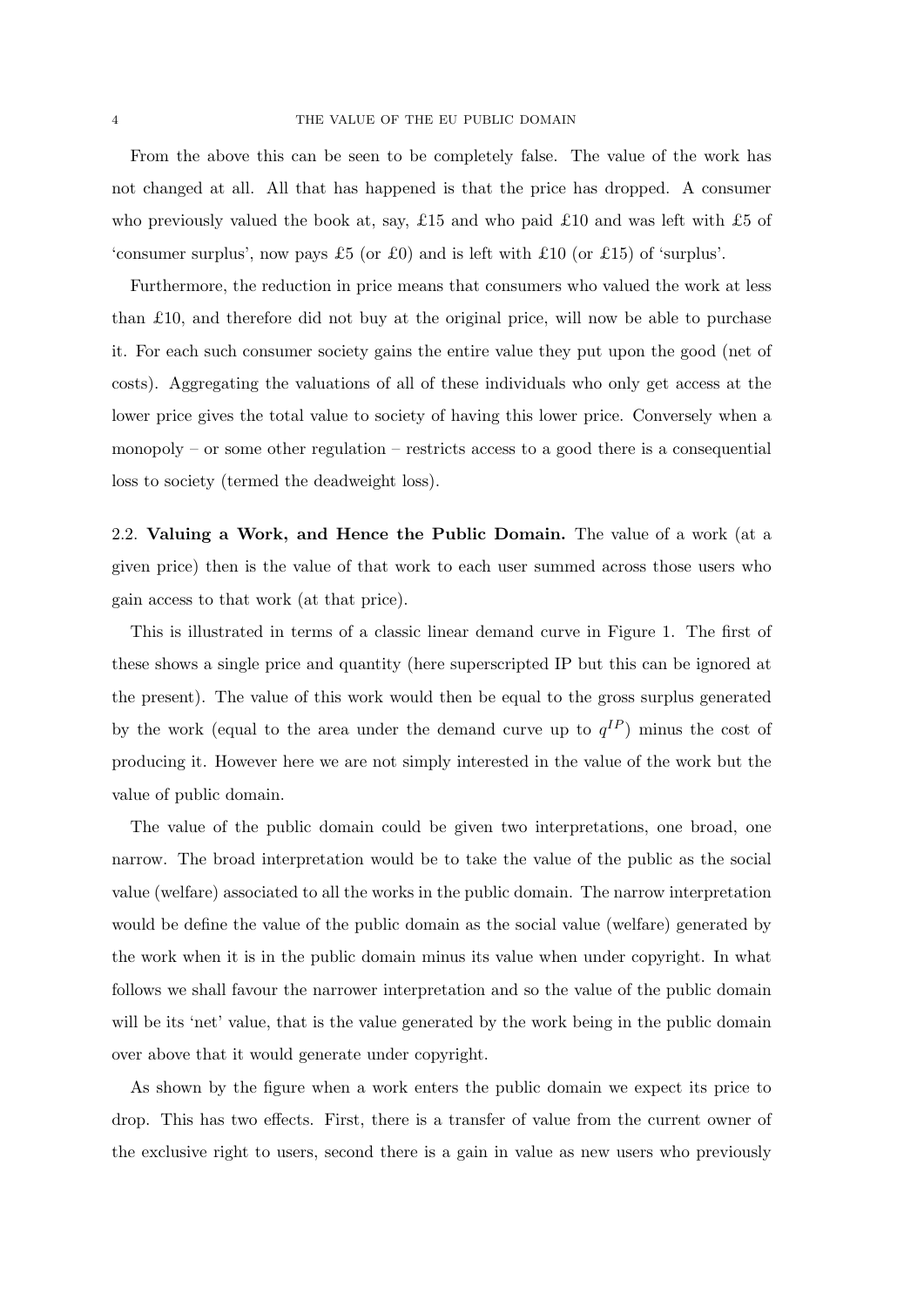From the above this can be seen to be completely false. The value of the work has not changed at all. All that has happened is that the price has dropped. A consumer who previously valued the book at, say, £15 and who paid £10 and was left with £5 of 'consumer surplus', now pays £5 (or £0) and is left with £10 (or £15) of 'surplus'.

Furthermore, the reduction in price means that consumers who valued the work at less than £10, and therefore did not buy at the original price, will now be able to purchase it. For each such consumer society gains the entire value they put upon the good (net of costs). Aggregating the valuations of all of these individuals who only get access at the lower price gives the total value to society of having this lower price. Conversely when a monopoly – or some other regulation – restricts access to a good there is a consequential loss to society (termed the deadweight loss).

2.2. **Valuing a Work, and Hence the Public Domain.** The value of a work (at a given price) then is the value of that work to each user summed across those users who gain access to that work (at that price).

This is illustrated in terms of a classic linear demand curve in Figure 1. The first of these shows a single price and quantity (here superscripted IP but this can be ignored at the present). The value of this work would then be equal to the gross surplus generated by the work (equal to the area under the demand curve up to $q^{IP}$) minus the cost of producing it. However here we are not simply interested in the value of the work but the value of public domain.

The value of the public domain could be given two interpretations, one broad, one narrow. The broad interpretation would be to take the value of the public as the social value (welfare) associated to all the works in the public domain. The narrow interpretation would be define the value of the public domain as the social value (welfare) generated by the work when it is in the public domain minus its value when under copyright. In what follows we shall favour the narrower interpretation and so the value of the public domain will be its 'net' value, that is the value generated by the work being in the public domain over above that it would generate under copyright.

As shown by the figure when a work enters the public domain we expect its price to drop. This has two effects. First, there is a transfer of value from the current owner of the exclusive right to users, second there is a gain in value as new users who previously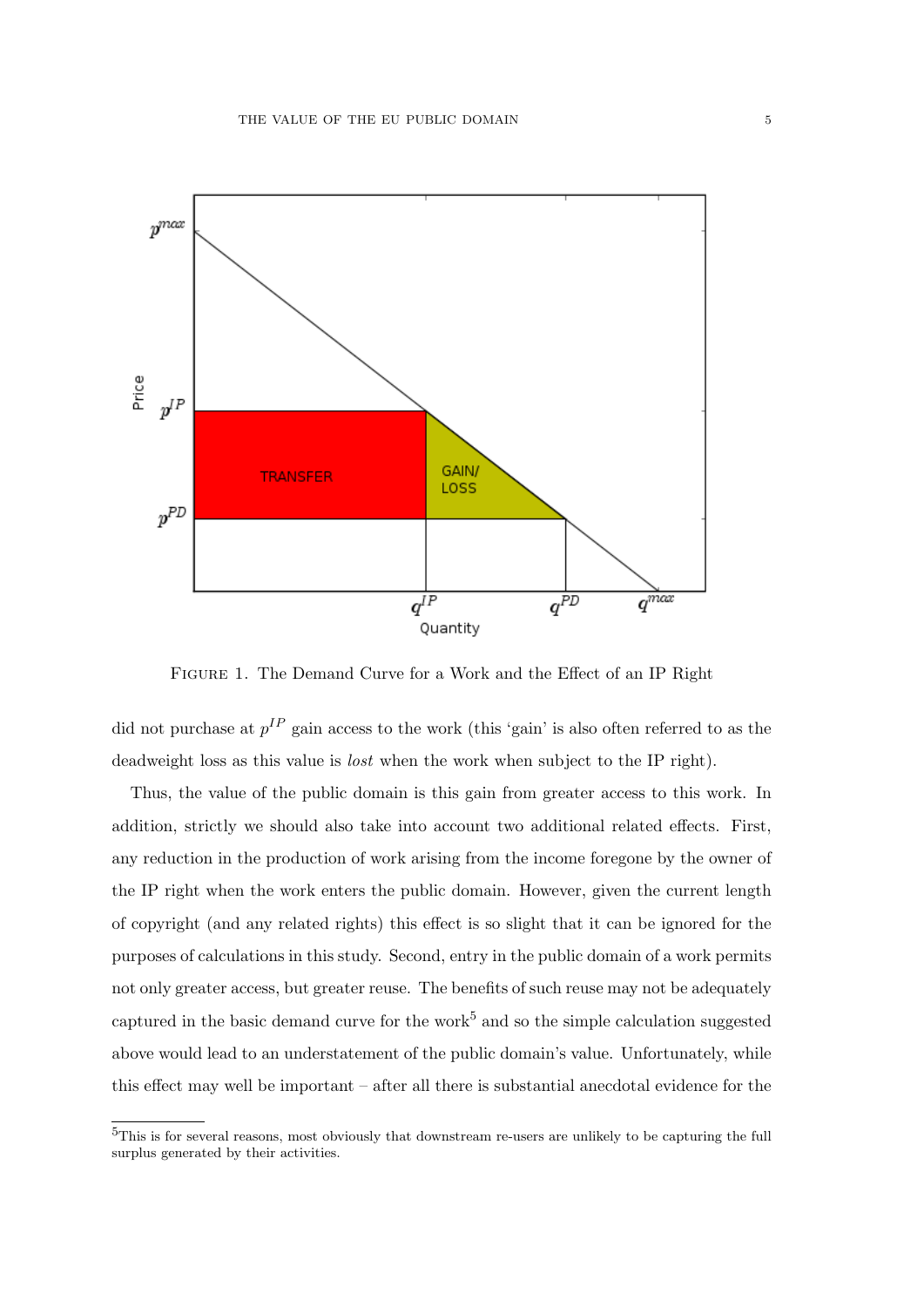FIGURE 1. The Demand Curve for a Work and the Effect of an IP Right

did not purchase at $p^{IP}$ gain access to the work (this 'gain' is also often referred to as the deadweight loss as this value is *lost* when the work when subject to the IP right).

Thus, the value of the public domain is this gain from greater access to this work. In addition, strictly we should also take into account two additional related effects. First, any reduction in the production of work arising from the income foregone by the owner of the IP right when the work enters the public domain. However, given the current length of copyright (and any related rights) this effect is so slight that it can be ignored for the purposes of calculations in this study. Second, entry in the public domain of a work permits not only greater access, but greater reuse. The benefits of such reuse may not be adequately captured in the basic demand curve for the work[5] and so the simple calculation suggested above would lead to an understatement of the public domain's value. Unfortunately, while this effect may well be important – after all there is substantial anecdotal evidence for the

[5]This is for several reasons, most obviously that downstream re-users are unlikely to be capturing the full surplus generated by their activities.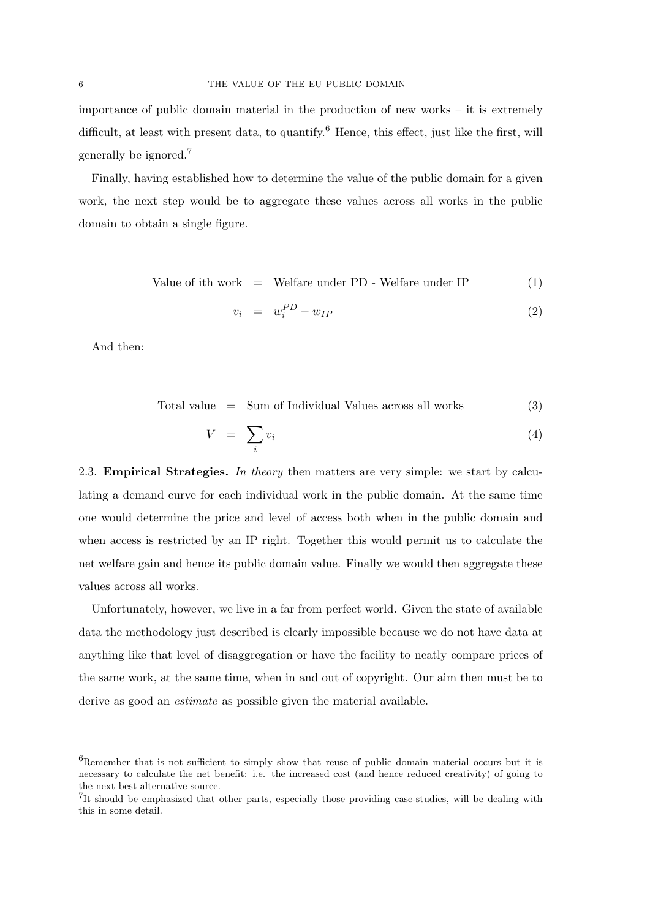importance of public domain material in the production of new works – it is extremely difficult, at least with present data, to quantify.[6] Hence, this effect, just like the first, will generally be ignored.[7]

Finally, having established how to determine the value of the public domain for a given work, the next step would be to aggregate these values across all works in the public domain to obtain a single figure.

$$\text{Value of ith work} = \text{Welfare under PD - Welfare under IP} \tag{1}$$

$$v_i = w_i^{PD} - w_{IP} \tag{2}$$

And then:

$$\text{Total value} = \text{Sum of Individual Values across all works} \tag{3}$$

$$V = \sum_i v_i \tag{4}$$

2.3. **Empirical Strategies.** *In theory* then matters are very simple: we start by calculating a demand curve for each individual work in the public domain. At the same time one would determine the price and level of access both when in the public domain and when access is restricted by an IP right. Together this would permit us to calculate the net welfare gain and hence its public domain value. Finally we would then aggregate these values across all works.

Unfortunately, however, we live in a far from perfect world. Given the state of available data the methodology just described is clearly impossible because we do not have data at anything like that level of disaggregation or have the facility to neatly compare prices of the same work, at the same time, when in and out of copyright. Our aim then must be to derive as good an *estimate* as possible given the material available.

---

[6] Remember that is not sufficient to simply show that reuse of public domain material occurs but it is necessary to calculate the net benefit: i.e. the increased cost (and hence reduced creativity) of going to the next best alternative source.

[7] It should be emphasized that other parts, especially those providing case-studies, will be dealing with this in some detail.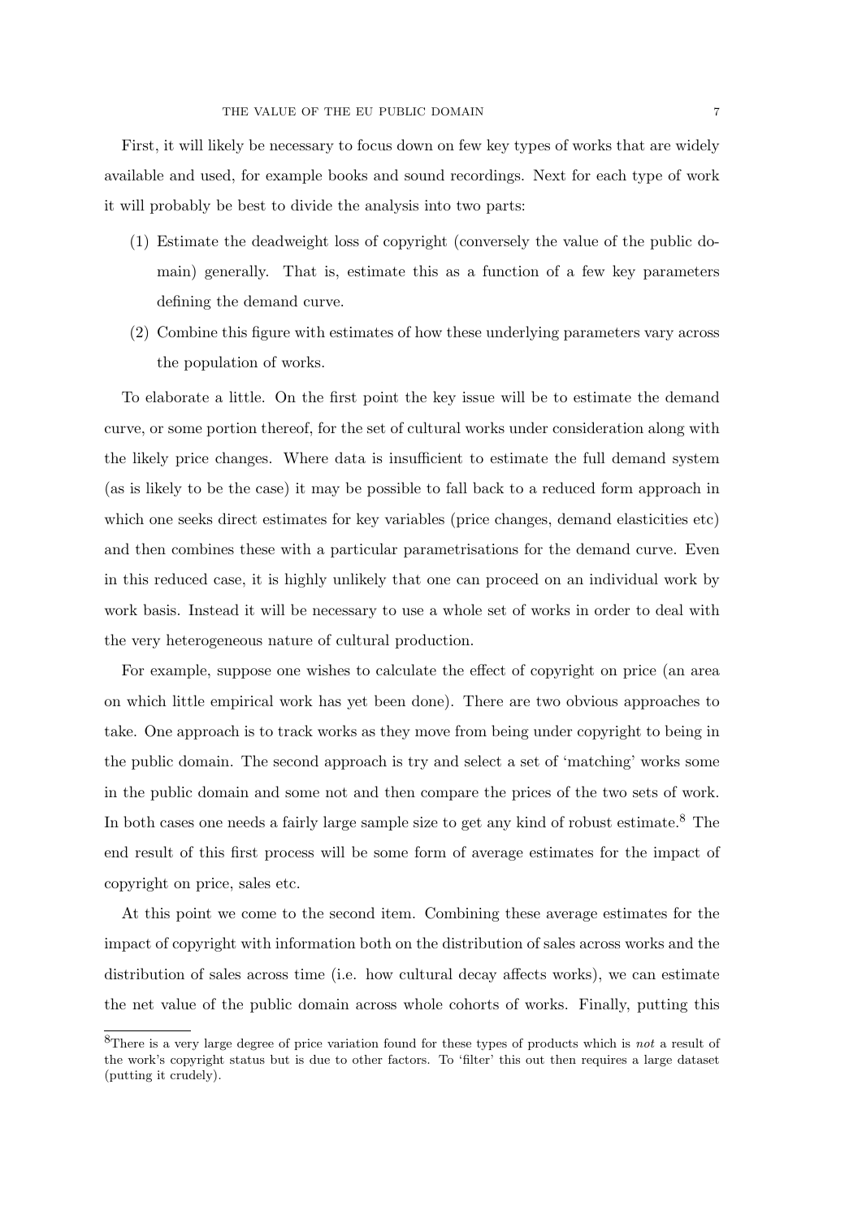First, it will likely be necessary to focus down on few key types of works that are widely available and used, for example books and sound recordings. Next for each type of work it will probably be best to divide the analysis into two parts:

1. Estimate the deadweight loss of copyright (conversely the value of the public domain) generally. That is, estimate this as a function of a few key parameters defining the demand curve.
2. Combine this figure with estimates of how these underlying parameters vary across the population of works.

To elaborate a little. On the first point the key issue will be to estimate the demand curve, or some portion thereof, for the set of cultural works under consideration along with the likely price changes. Where data is insufficient to estimate the full demand system (as is likely to be the case) it may be possible to fall back to a reduced form approach in which one seeks direct estimates for key variables (price changes, demand elasticities etc) and then combines these with a particular parametrisations for the demand curve. Even in this reduced case, it is highly unlikely that one can proceed on an individual work by work basis. Instead it will be necessary to use a whole set of works in order to deal with the very heterogeneous nature of cultural production.

For example, suppose one wishes to calculate the effect of copyright on price (an area on which little empirical work has yet been done). There are two obvious approaches to take. One approach is to track works as they move from being under copyright to being in the public domain. The second approach is try and select a set of 'matching' works some in the public domain and some not and then compare the prices of the two sets of work. In both cases one needs a fairly large sample size to get any kind of robust estimate.[8] The end result of this first process will be some form of average estimates for the impact of copyright on price, sales etc.

At this point we come to the second item. Combining these average estimates for the impact of copyright with information both on the distribution of sales across works and the distribution of sales across time (i.e. how cultural decay affects works), we can estimate the net value of the public domain across whole cohorts of works. Finally, putting this

[8] There is a very large degree of price variation found for these types of products which is *not* a result of the work's copyright status but is due to other factors. To 'filter' this out then requires a large dataset (putting it crudely).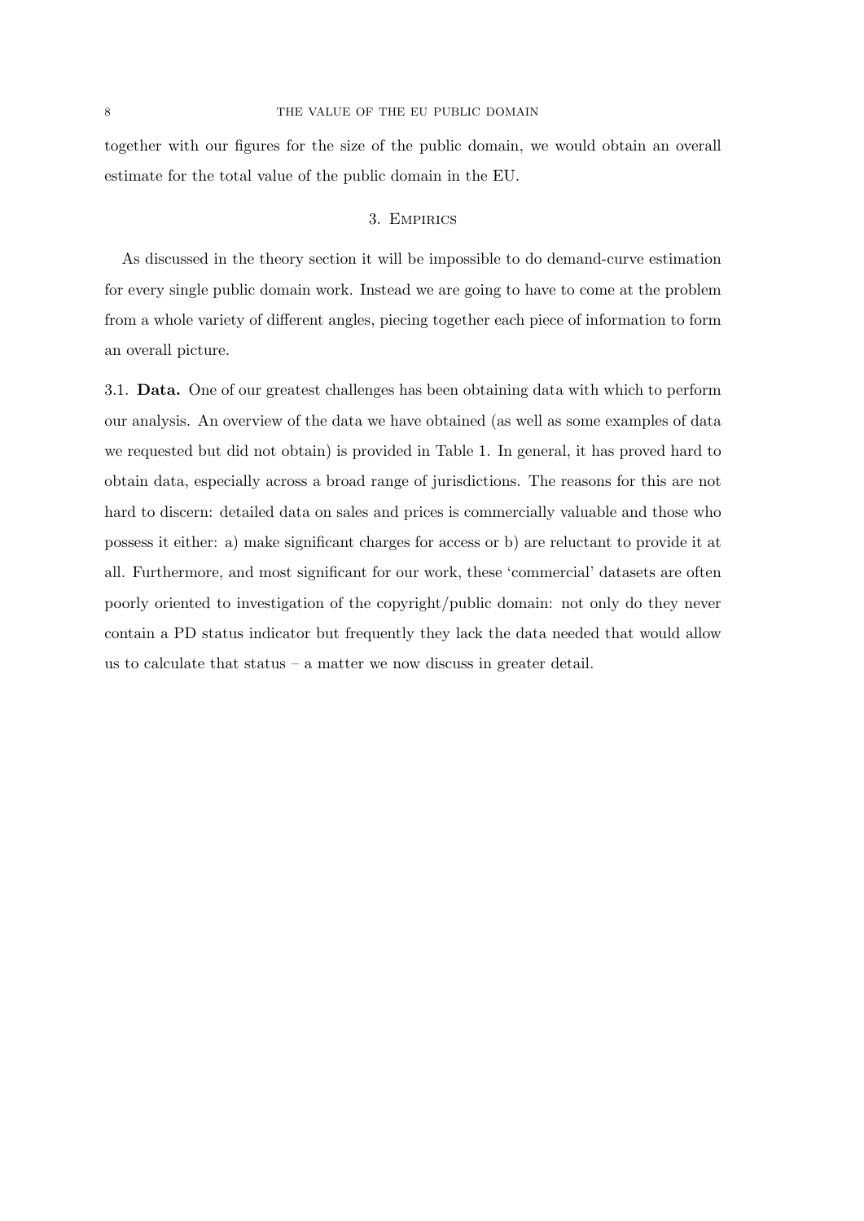together with our figures for the size of the public domain, we would obtain an overall estimate for the total value of the public domain in the EU.

## 3. Empirics

As discussed in the theory section it will be impossible to do demand-curve estimation for every single public domain work. Instead we are going to have to come at the problem from a whole variety of different angles, piecing together each piece of information to form an overall picture.

3.1. **Data.** One of our greatest challenges has been obtaining data with which to perform our analysis. An overview of the data we have obtained (as well as some examples of data we requested but did not obtain) is provided in Table 1. In general, it has proved hard to obtain data, especially across a broad range of jurisdictions. The reasons for this are not hard to discern: detailed data on sales and prices is commercially valuable and those who possess it either: a) make significant charges for access or b) are reluctant to provide it at all. Furthermore, and most significant for our work, these 'commercial' datasets are often poorly oriented to investigation of the copyright/public domain: not only do they never contain a PD status indicator but frequently they lack the data needed that would allow us to calculate that status – a matter we now discuss in greater detail.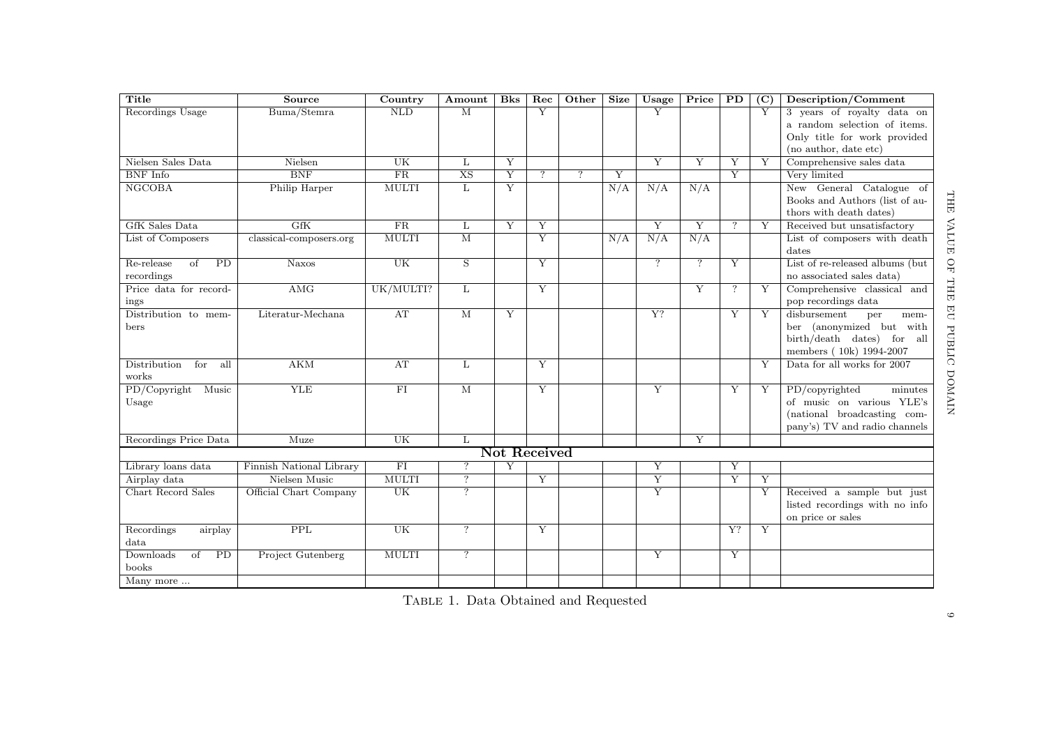| Title | Source | Country | Amount | Bks | Rec | Other | Size | Usage | Price | PD | (C) | Description/Comment |
|---|---|---|---|---|---|---|---|---|---|---|---|---|
| Recordings Usage | Buma/Stemra | NLD | M | | Y | | | Y | | | Y | 3 years of royalty data on a random selection of items. Only title for work provided (no author, date etc) |
| Nielsen Sales Data | Nielsen | UK | L | Y | | | | Y | Y | Y | Y | Comprehensive sales data |
| BNF Info | BNF | FR | XS | Y | ? | ? | Y | | | Y | | Very limited |
| NGCOBA | Philip Harper | MULTI | L | Y | | | N/A | N/A | N/A | | | New General Catalogue of Books and Authors (list of authors with death dates) |
| GfK Sales Data | GfK | FR | L | Y | Y | | | Y | Y | ? | Y | Received but unsatisfactory |
| List of Composers | classical-composers.org | MULTI | M | | Y | | N/A | N/A | N/A | | | List of composers with death dates |
| Re-release of PD recordings | Naxos | UK | S | | Y | | | ? | ? | Y | | List of re-released albums (but no associated sales data) |
| Price data for recordings | AMG | UK/MULTI? | L | | Y | | | | Y | ? | Y | Comprehensive classical and pop recordings data |
| Distribution to members | Literatur-Mechana | AT | M | Y | | | | Y? | | Y | Y | disbursement per member (anonymized but with birth/death dates) for all members ( 10k) 1994-2007 |
| Distribution for all works | AKM | AT | L | | Y | | | | | | Y | Data for all works for 2007 |
| PD/Copyright Music Usage | YLE | FI | M | | Y | | | Y | | Y | Y | PD/copyrighted minutes of music on various YLE's (national broadcasting company's) TV and radio channels |
| Recordings Price Data | Muze | UK | L | | | | | | Y | | | |
| **Not Received** | | | | | | | | | | | | |
| Library loans data | Finnish National Library | FI | ? | Y | | | | Y | | Y | | |
| Airplay data | Nielsen Music | MULTI | ? | | Y | | | Y | | Y | Y | |
| Chart Record Sales | Official Chart Company | UK | ? | | | | | Y | | | Y | Received a sample but just listed recordings with no info on price or sales |
| Recordings airplay data | PPL | UK | ? | | Y | | | | | Y? | Y | |
| Downloads of PD books | Project Gutenberg | MULTI | ? | | | | | Y | | Y | | |
| Many more ... | | | | | | | | | | | | |

Table 1. Data Obtained and Requested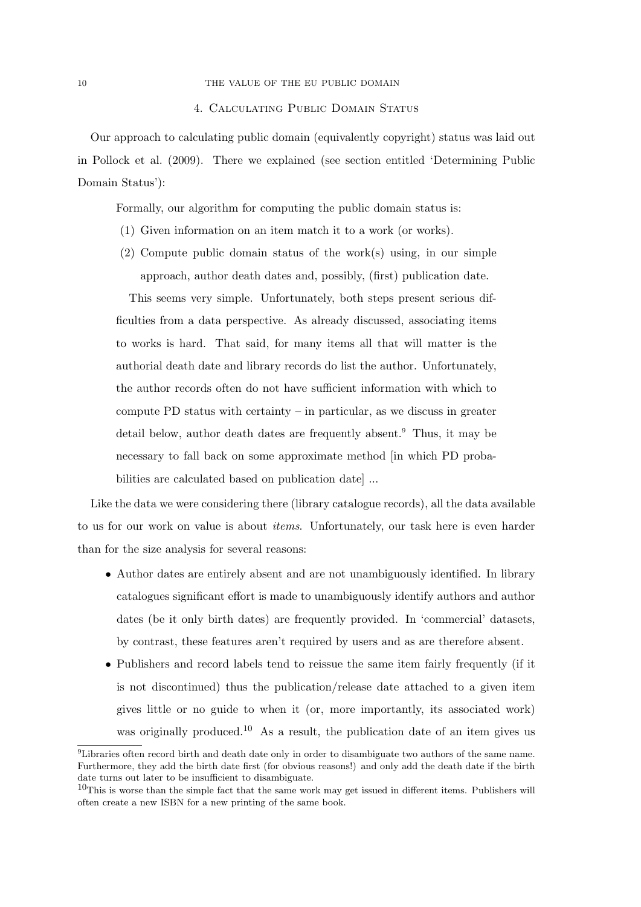## 4. Calculating Public Domain Status

Our approach to calculating public domain (equivalently copyright) status was laid out in Pollock et al. (2009). There we explained (see section entitled 'Determining Public Domain Status'):

> Formally, our algorithm for computing the public domain status is:
>
> (1) Given information on an item match it to a work (or works).
>
> (2) Compute public domain status of the work(s) using, in our simple approach, author death dates and, possibly, (first) publication date.
>
> This seems very simple. Unfortunately, both steps present serious difficulties from a data perspective. As already discussed, associating items to works is hard. That said, for many items all that will matter is the authorial death date and library records do list the author. Unfortunately, the author records often do not have sufficient information with which to compute PD status with certainty – in particular, as we discuss in greater detail below, author death dates are frequently absent.[9] Thus, it may be necessary to fall back on some approximate method [in which PD probabilities are calculated based on publication date] ...

Like the data we were considering there (library catalogue records), all the data available to us for our work on value is about *items*. Unfortunately, our task here is even harder than for the size analysis for several reasons:

- Author dates are entirely absent and are not unambiguously identified. In library catalogues significant effort is made to unambiguously identify authors and author dates (be it only birth dates) are frequently provided. In 'commercial' datasets, by contrast, these features aren't required by users and as are therefore absent.
- Publishers and record labels tend to reissue the same item fairly frequently (if it is not discontinued) thus the publication/release date attached to a given item gives little or no guide to when it (or, more importantly, its associated work) was originally produced.[10] As a result, the publication date of an item gives us

[9] Libraries often record birth and death date only in order to disambiguate two authors of the same name. Furthermore, they add the birth date first (for obvious reasons!) and only add the death date if the birth date turns out later to be insufficient to disambiguate.

[10] This is worse than the simple fact that the same work may get issued in different items. Publishers will often create a new ISBN for a new printing of the same book.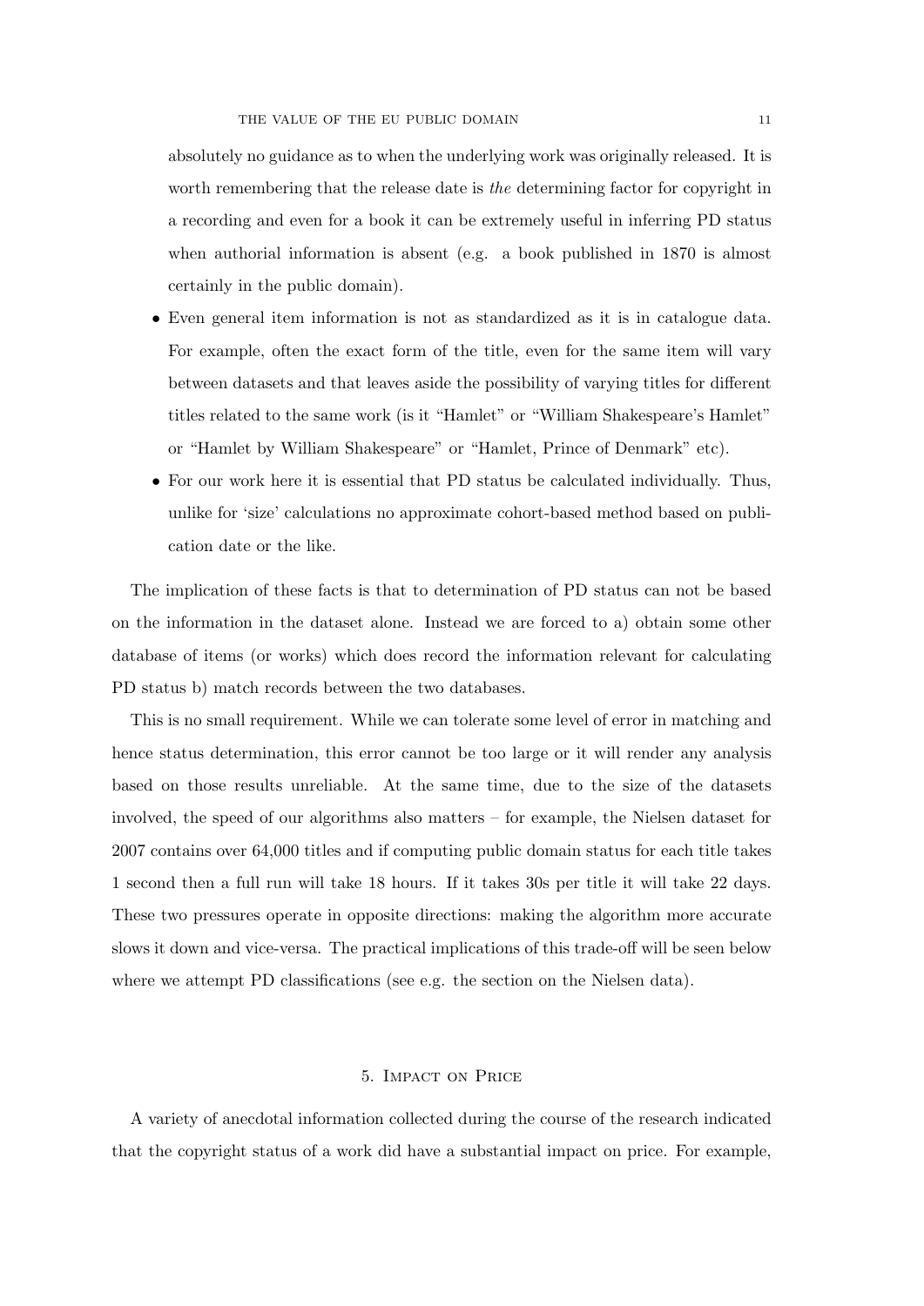absolutely no guidance as to when the underlying work was originally released. It is worth remembering that the release date is *the* determining factor for copyright in a recording and even for a book it can be extremely useful in inferring PD status when authorial information is absent (e.g. a book published in 1870 is almost certainly in the public domain).

- Even general item information is not as standardized as it is in catalogue data. For example, often the exact form of the title, even for the same item will vary between datasets and that leaves aside the possibility of varying titles for different titles related to the same work (is it "Hamlet" or "William Shakespeare's Hamlet" or "Hamlet by William Shakespeare" or "Hamlet, Prince of Denmark" etc).
- For our work here it is essential that PD status be calculated individually. Thus, unlike for 'size' calculations no approximate cohort-based method based on publication date or the like.

The implication of these facts is that to determination of PD status can not be based on the information in the dataset alone. Instead we are forced to a) obtain some other database of items (or works) which does record the information relevant for calculating PD status b) match records between the two databases.

This is no small requirement. While we can tolerate some level of error in matching and hence status determination, this error cannot be too large or it will render any analysis based on those results unreliable. At the same time, due to the size of the datasets involved, the speed of our algorithms also matters – for example, the Nielsen dataset for 2007 contains over 64,000 titles and if computing public domain status for each title takes 1 second then a full run will take 18 hours. If it takes 30s per title it will take 22 days. These two pressures operate in opposite directions: making the algorithm more accurate slows it down and vice-versa. The practical implications of this trade-off will be seen below where we attempt PD classifications (see e.g. the section on the Nielsen data).

## 5. Impact on Price

A variety of anecdotal information collected during the course of the research indicated that the copyright status of a work did have a substantial impact on price. For example,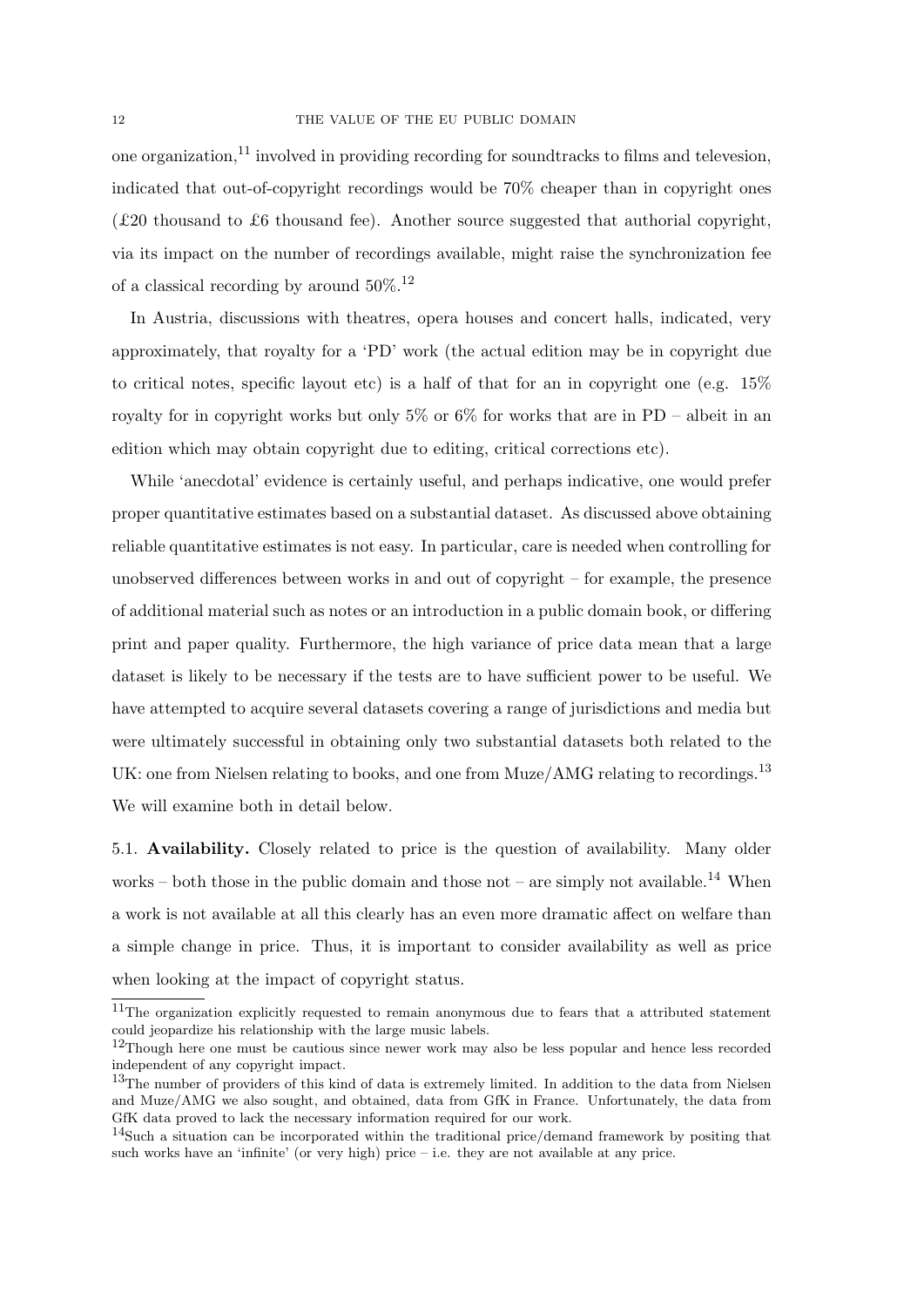one organization,[11] involved in providing recording for soundtracks to films and televesion, indicated that out-of-copyright recordings would be 70% cheaper than in copyright ones (£20 thousand to £6 thousand fee). Another source suggested that authorial copyright, via its impact on the number of recordings available, might raise the synchronization fee of a classical recording by around 50%.[12]

In Austria, discussions with theatres, opera houses and concert halls, indicated, very approximately, that royalty for a 'PD' work (the actual edition may be in copyright due to critical notes, specific layout etc) is a half of that for an in copyright one (e.g. 15% royalty for in copyright works but only 5% or 6% for works that are in PD – albeit in an edition which may obtain copyright due to editing, critical corrections etc).

While 'anecdotal' evidence is certainly useful, and perhaps indicative, one would prefer proper quantitative estimates based on a substantial dataset. As discussed above obtaining reliable quantitative estimates is not easy. In particular, care is needed when controlling for unobserved differences between works in and out of copyright – for example, the presence of additional material such as notes or an introduction in a public domain book, or differing print and paper quality. Furthermore, the high variance of price data mean that a large dataset is likely to be necessary if the tests are to have sufficient power to be useful. We have attempted to acquire several datasets covering a range of jurisdictions and media but were ultimately successful in obtaining only two substantial datasets both related to the UK: one from Nielsen relating to books, and one from Muze/AMG relating to recordings.[13] We will examine both in detail below.

5.1. **Availability.** Closely related to price is the question of availability. Many older works – both those in the public domain and those not – are simply not available.[14] When a work is not available at all this clearly has an even more dramatic affect on welfare than a simple change in price. Thus, it is important to consider availability as well as price when looking at the impact of copyright status.

[11] The organization explicitly requested to remain anonymous due to fears that a attributed statement could jeopardize his relationship with the large music labels.

[12] Though here one must be cautious since newer work may also be less popular and hence less recorded independent of any copyright impact.

[13] The number of providers of this kind of data is extremely limited. In addition to the data from Nielsen and Muze/AMG we also sought, and obtained, data from GfK in France. Unfortunately, the data from GfK data proved to lack the necessary information required for our work.

[14] Such a situation can be incorporated within the traditional price/demand framework by positing that such works have an 'infinite' (or very high) price – i.e. they are not available at any price.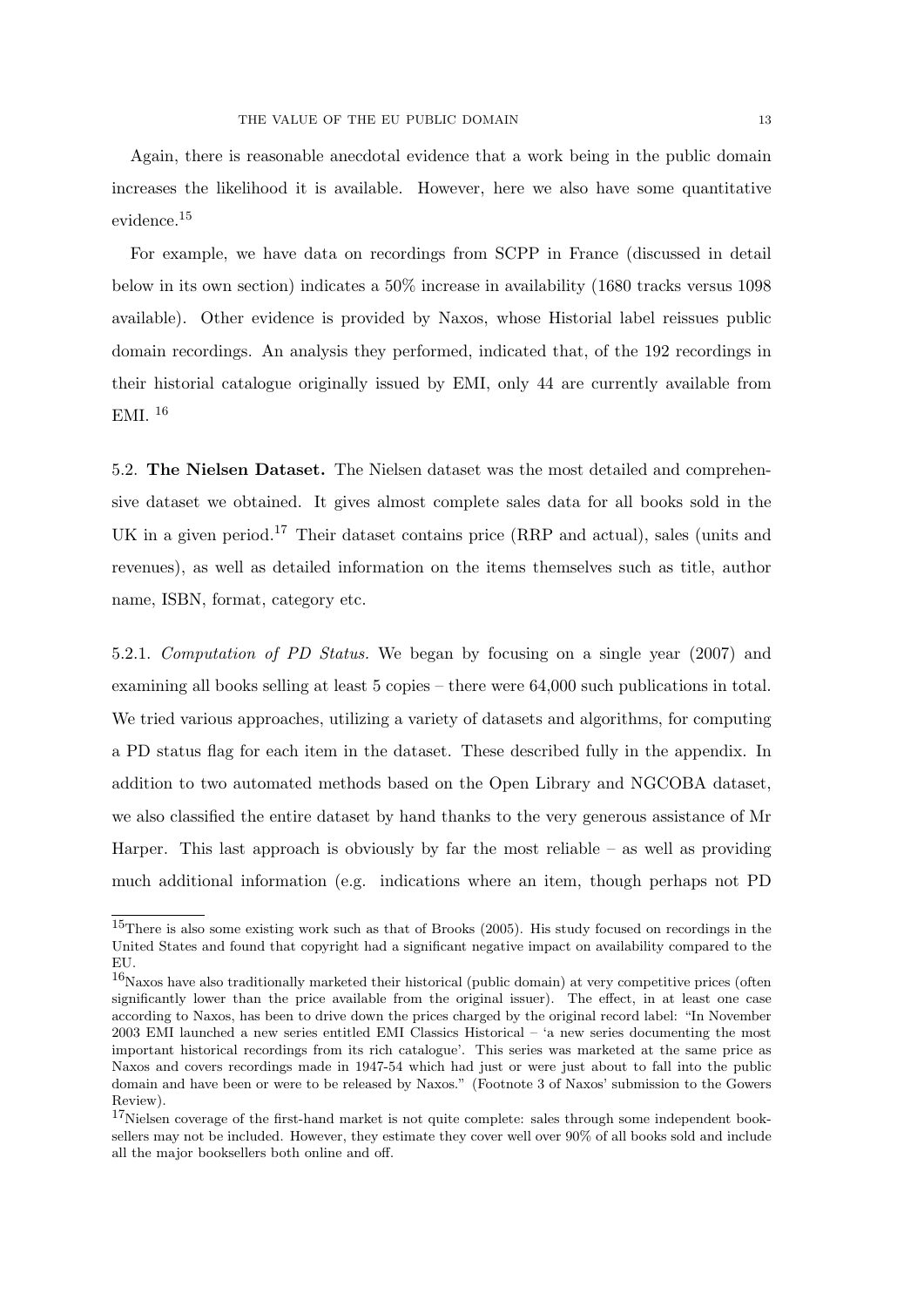Again, there is reasonable anecdotal evidence that a work being in the public domain increases the likelihood it is available. However, here we also have some quantitative evidence.[15]

For example, we have data on recordings from SCPP in France (discussed in detail below in its own section) indicates a 50% increase in availability (1680 tracks versus 1098 available). Other evidence is provided by Naxos, whose Historial label reissues public domain recordings. An analysis they performed, indicated that, of the 192 recordings in their historial catalogue originally issued by EMI, only 44 are currently available from EMI. [16]

5.2. **The Nielsen Dataset.** The Nielsen dataset was the most detailed and comprehensive dataset we obtained. It gives almost complete sales data for all books sold in the UK in a given period.[17] Their dataset contains price (RRP and actual), sales (units and revenues), as well as detailed information on the items themselves such as title, author name, ISBN, format, category etc.

5.2.1. *Computation of PD Status.* We began by focusing on a single year (2007) and examining all books selling at least 5 copies – there were 64,000 such publications in total. We tried various approaches, utilizing a variety of datasets and algorithms, for computing a PD status flag for each item in the dataset. These described fully in the appendix. In addition to two automated methods based on the Open Library and NGCOBA dataset, we also classified the entire dataset by hand thanks to the very generous assistance of Mr Harper. This last approach is obviously by far the most reliable – as well as providing much additional information (e.g. indications where an item, though perhaps not PD

---

[15] There is also some existing work such as that of Brooks (2005). His study focused on recordings in the United States and found that copyright had a significant negative impact on availability compared to the EU.

[16] Naxos have also traditionally marketed their historical (public domain) at very competitive prices (often significantly lower than the price available from the original issuer). The effect, in at least one case according to Naxos, has been to drive down the prices charged by the original record label: "In November 2003 EMI launched a new series entitled EMI Classics Historical – 'a new series documenting the most important historical recordings from its rich catalogue'. This series was marketed at the same price as Naxos and covers recordings made in 1947-54 which had just or were just about to fall into the public domain and have been or were to be released by Naxos." (Footnote 3 of Naxos' submission to the Gowers Review).

[17] Nielsen coverage of the first-hand market is not quite complete: sales through some independent booksellers may not be included. However, they estimate they cover well over 90% of all books sold and include all the major booksellers both online and off.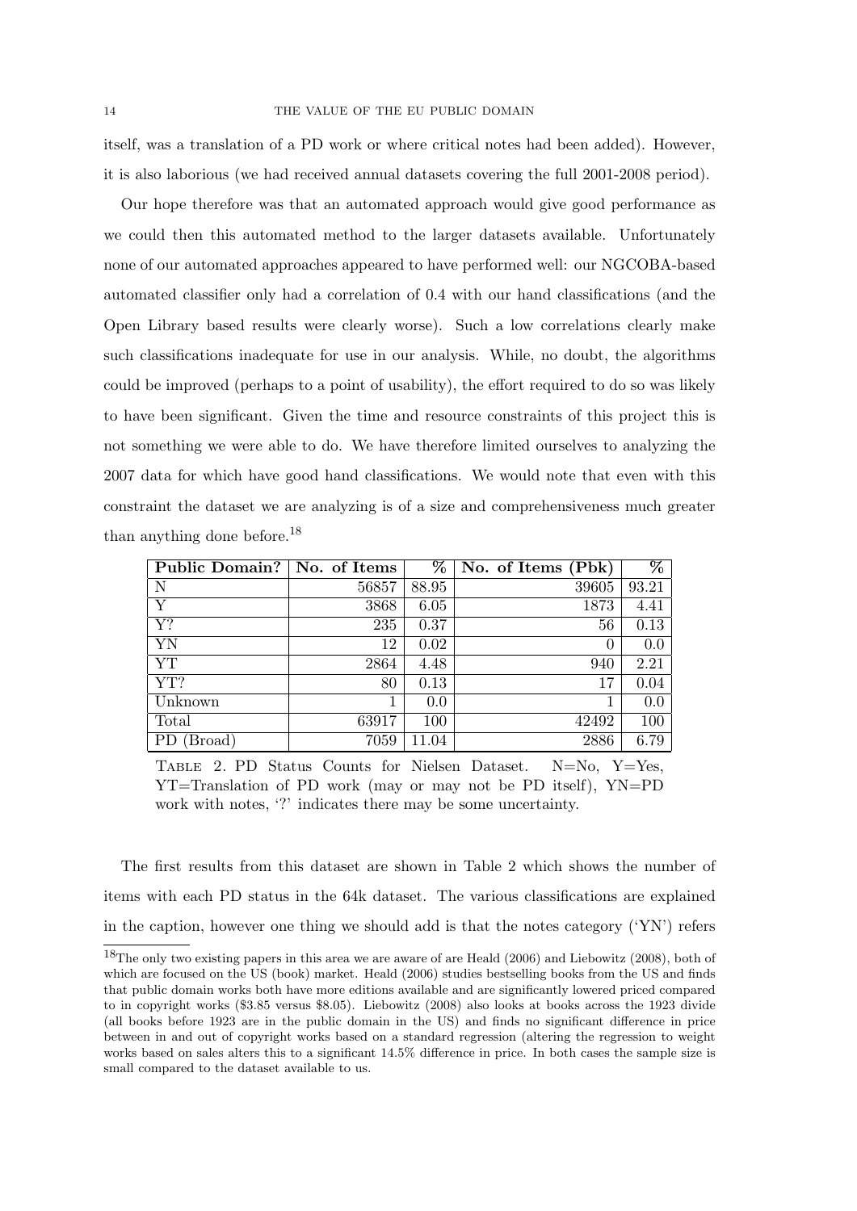itself, was a translation of a PD work or where critical notes had been added). However, it is also laborious (we had received annual datasets covering the full 2001-2008 period).

Our hope therefore was that an automated approach would give good performance as we could then this automated method to the larger datasets available. Unfortunately none of our automated approaches appeared to have performed well: our NGCOBA-based automated classifier only had a correlation of 0.4 with our hand classifications (and the Open Library based results were clearly worse). Such a low correlations clearly make such classifications inadequate for use in our analysis. While, no doubt, the algorithms could be improved (perhaps to a point of usability), the effort required to do so was likely to have been significant. Given the time and resource constraints of this project this is not something we were able to do. We have therefore limited ourselves to analyzing the 2007 data for which have good hand classifications. We would note that even with this constraint the dataset we are analyzing is of a size and comprehensiveness much greater than anything done before.[18]

| Public Domain? | No. of Items | % | No. of Items (Pbk) | % |
|---|---|---|---|---|
| N | 56857 | 88.95 | 39605 | 93.21 |
| Y | 3868 | 6.05 | 1873 | 4.41 |
| Y? | 235 | 0.37 | 56 | 0.13 |
| YN | 12 | 0.02 | 0 | 0.0 |
| YT | 2864 | 4.48 | 940 | 2.21 |
| YT? | 80 | 0.13 | 17 | 0.04 |
| Unknown | 1 | 0.0 | 1 | 0.0 |
| Total | 63917 | 100 | 42492 | 100 |
| PD (Broad) | 7059 | 11.04 | 2886 | 6.79 |

Table 2. PD Status Counts for Nielsen Dataset. N=No, Y=Yes, YT=Translation of PD work (may or may not be PD itself), YN=PD work with notes, '?' indicates there may be some uncertainty.

The first results from this dataset are shown in Table 2 which shows the number of items with each PD status in the 64k dataset. The various classifications are explained in the caption, however one thing we should add is that the notes category ('YN') refers

[18]The only two existing papers in this area we are aware of are Heald (2006) and Liebowitz (2008), both of which are focused on the US (book) market. Heald (2006) studies bestselling books from the US and finds that public domain works both have more editions available and are significantly lowered priced compared to in copyright works ($3.85 versus $8.05). Liebowitz (2008) also looks at books across the 1923 divide (all books before 1923 are in the public domain in the US) and finds no significant difference in price between in and out of copyright works based on a standard regression (altering the regression to weight works based on sales alters this to a significant 14.5% difference in price. In both cases the sample size is small compared to the dataset available to us.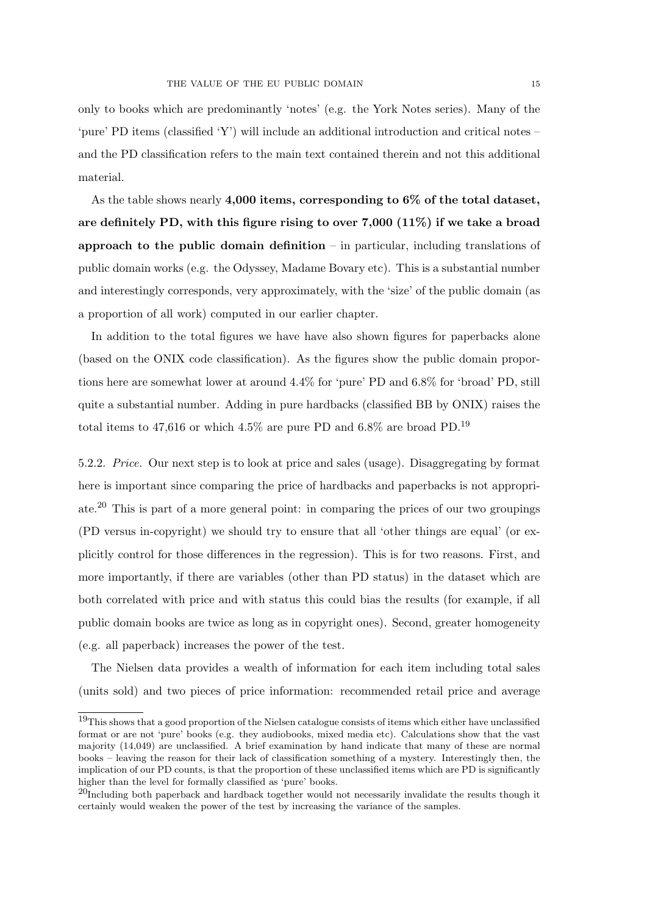only to books which are predominantly 'notes' (e.g. the York Notes series). Many of the 'pure' PD items (classified 'Y') will include an additional introduction and critical notes – and the PD classification refers to the main text contained therein and not this additional material.

As the table shows nearly **4,000 items, corresponding to 6% of the total dataset, are definitely PD, with this figure rising to over 7,000 (11%) if we take a broad approach to the public domain definition** – in particular, including translations of public domain works (e.g. the Odyssey, Madame Bovary etc). This is a substantial number and interestingly corresponds, very approximately, with the 'size' of the public domain (as a proportion of all work) computed in our earlier chapter.

In addition to the total figures we have have also shown figures for paperbacks alone (based on the ONIX code classification). As the figures show the public domain proportions here are somewhat lower at around 4.4% for 'pure' PD and 6.8% for 'broad' PD, still quite a substantial number. Adding in pure hardbacks (classified BB by ONIX) raises the total items to 47,616 or which 4.5% are pure PD and 6.8% are broad PD.[19]

5.2.2. *Price.* Our next step is to look at price and sales (usage). Disaggregating by format here is important since comparing the price of hardbacks and paperbacks is not appropriate.[20] This is part of a more general point: in comparing the prices of our two groupings (PD versus in-copyright) we should try to ensure that all 'other things are equal' (or explicitly control for those differences in the regression). This is for two reasons. First, and more importantly, if there are variables (other than PD status) in the dataset which are both correlated with price and with status this could bias the results (for example, if all public domain books are twice as long as in copyright ones). Second, greater homogeneity (e.g. all paperback) increases the power of the test.

The Nielsen data provides a wealth of information for each item including total sales (units sold) and two pieces of price information: recommended retail price and average

[19] This shows that a good proportion of the Nielsen catalogue consists of items which either have unclassified format or are not 'pure' books (e.g. they audiobooks, mixed media etc). Calculations show that the vast majority (14,049) are unclassified. A brief examination by hand indicate that many of these are normal books – leaving the reason for their lack of classification something of a mystery. Interestingly then, the implication of our PD counts, is that the proportion of these unclassified items which are PD is significantly higher than the level for formally classified as 'pure' books.

[20] Including both paperback and hardback together would not necessarily invalidate the results though it certainly would weaken the power of the test by increasing the variance of the samples.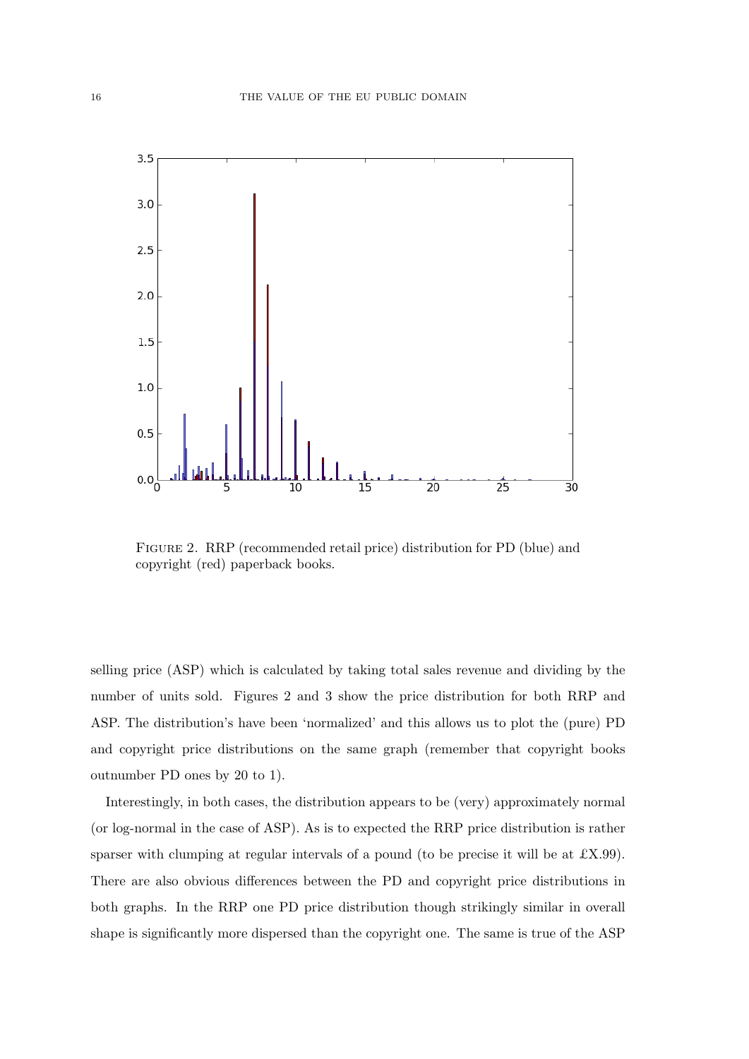FIGURE 2. RRP (recommended retail price) distribution for PD (blue) and copyright (red) paperback books.

selling price (ASP) which is calculated by taking total sales revenue and dividing by the number of units sold. Figures 2 and 3 show the price distribution for both RRP and ASP. The distribution's have been 'normalized' and this allows us to plot the (pure) PD and copyright price distributions on the same graph (remember that copyright books outnumber PD ones by 20 to 1).

Interestingly, in both cases, the distribution appears to be (very) approximately normal (or log-normal in the case of ASP). As is to expected the RRP price distribution is rather sparser with clumping at regular intervals of a pound (to be precise it will be at £X.99). There are also obvious differences between the PD and copyright price distributions in both graphs. In the RRP one PD price distribution though strikingly similar in overall shape is significantly more dispersed than the copyright one. The same is true of the ASP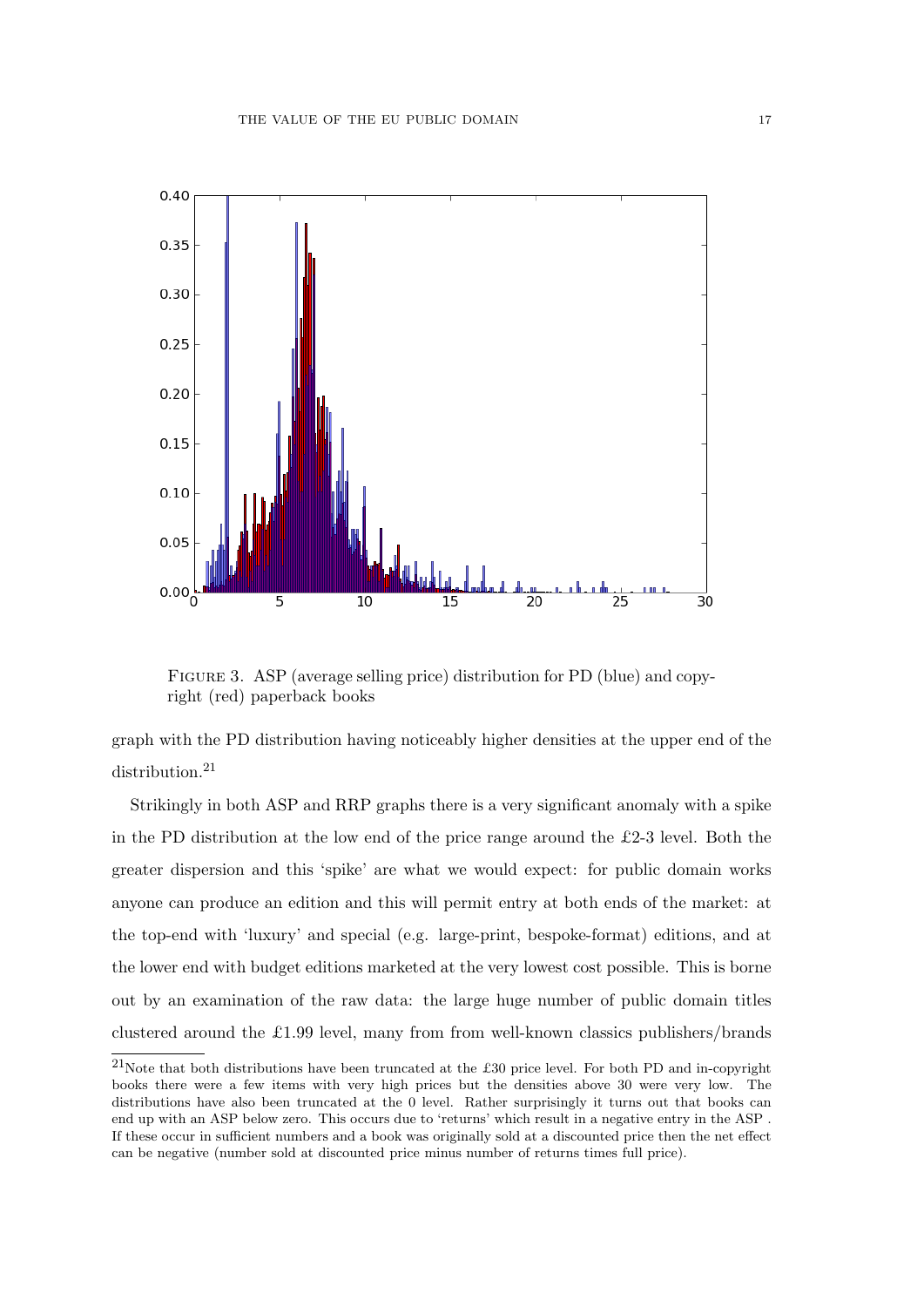FIGURE 3. ASP (average selling price) distribution for PD (blue) and copyright (red) paperback books

graph with the PD distribution having noticeably higher densities at the upper end of the distribution.[21]

Strikingly in both ASP and RRP graphs there is a very significant anomaly with a spike in the PD distribution at the low end of the price range around the £2-3 level. Both the greater dispersion and this 'spike' are what we would expect: for public domain works anyone can produce an edition and this will permit entry at both ends of the market: at the top-end with 'luxury' and special (e.g. large-print, bespoke-format) editions, and at the lower end with budget editions marketed at the very lowest cost possible. This is borne out by an examination of the raw data: the large huge number of public domain titles clustered around the £1.99 level, many from from well-known classics publishers/brands

[21]Note that both distributions have been truncated at the £30 price level. For both PD and in-copyright books there were a few items with very high prices but the densities above 30 were very low. The distributions have also been truncated at the 0 level. Rather surprisingly it turns out that books can end up with an ASP below zero. This occurs due to 'returns' which result in a negative entry in the ASP . If these occur in sufficient numbers and a book was originally sold at a discounted price then the net effect can be negative (number sold at discounted price minus number of returns times full price).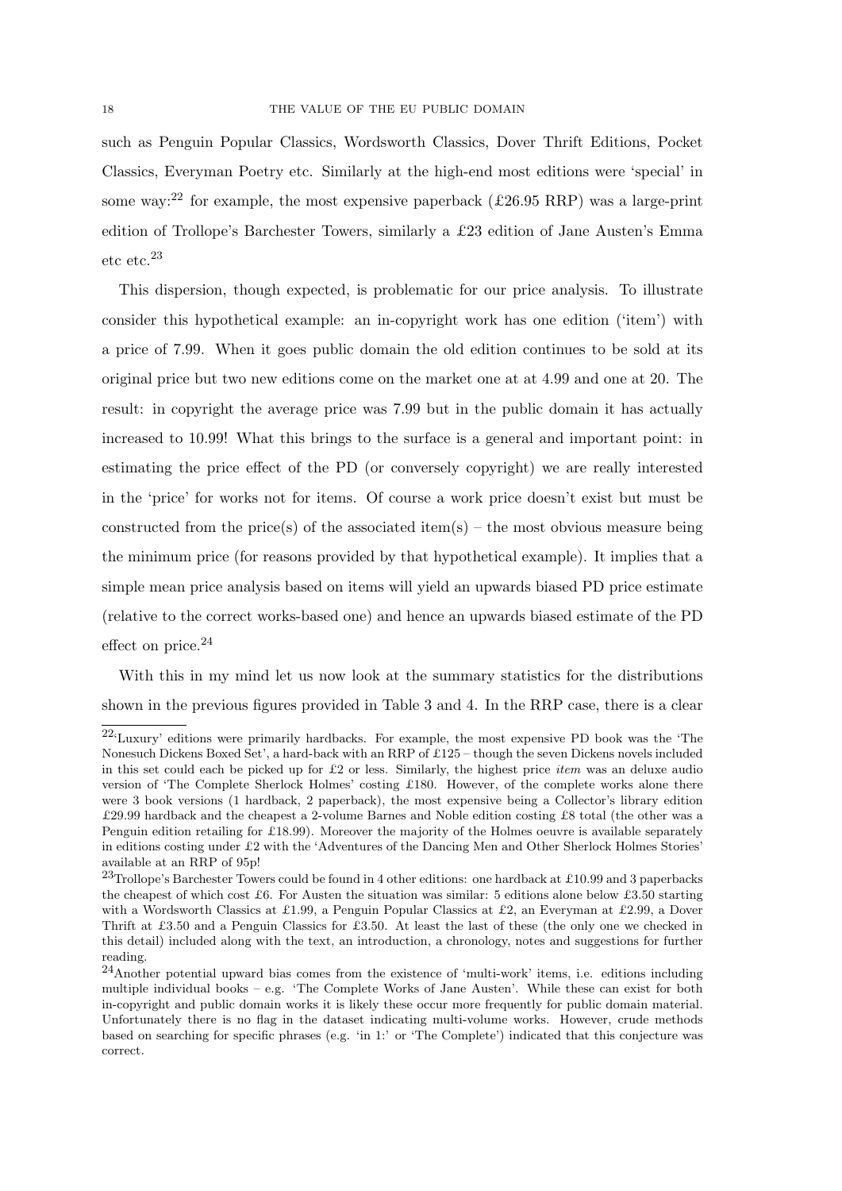such as Penguin Popular Classics, Wordsworth Classics, Dover Thrift Editions, Pocket Classics, Everyman Poetry etc. Similarly at the high-end most editions were 'special' in some way:[22] for example, the most expensive paperback (£26.95 RRP) was a large-print edition of Trollope's Barchester Towers, similarly a £23 edition of Jane Austen's Emma etc etc.[23]

This dispersion, though expected, is problematic for our price analysis. To illustrate consider this hypothetical example: an in-copyright work has one edition ('item') with a price of 7.99. When it goes public domain the old edition continues to be sold at its original price but two new editions come on the market one at at 4.99 and one at 20. The result: in copyright the average price was 7.99 but in the public domain it has actually increased to 10.99! What this brings to the surface is a general and important point: in estimating the price effect of the PD (or conversely copyright) we are really interested in the 'price' for works not for items. Of course a work price doesn't exist but must be constructed from the price(s) of the associated item(s) – the most obvious measure being the minimum price (for reasons provided by that hypothetical example). It implies that a simple mean price analysis based on items will yield an upwards biased PD price estimate (relative to the correct works-based one) and hence an upwards biased estimate of the PD effect on price.[24]

With this in my mind let us now look at the summary statistics for the distributions shown in the previous figures provided in Table 3 and 4. In the RRP case, there is a clear

---

[22]'Luxury' editions were primarily hardbacks. For example, the most expensive PD book was the 'The Nonesuch Dickens Boxed Set', a hard-back with an RRP of £125 – though the seven Dickens novels included in this set could each be picked up for £2 or less. Similarly, the highest price *item* was an deluxe audio version of 'The Complete Sherlock Holmes' costing £180. However, of the complete works alone there were 3 book versions (1 hardback, 2 paperback), the most expensive being a Collector's library edition £29.99 hardback and the cheapest a 2-volume Barnes and Noble edition costing £8 total (the other was a Penguin edition retailing for £18.99). Moreover the majority of the Holmes oeuvre is available separately in editions costing under £2 with the 'Adventures of the Dancing Men and Other Sherlock Holmes Stories' available at an RRP of 95p!

[23]Trollope's Barchester Towers could be found in 4 other editions: one hardback at £10.99 and 3 paperbacks the cheapest of which cost £6. For Austen the situation was similar: 5 editions alone below £3.50 starting with a Wordsworth Classics at £1.99, a Penguin Popular Classics at £2, an Everyman at £2.99, a Dover Thrift at £3.50 and a Penguin Classics for £3.50. At least the last of these (the only one we checked in this detail) included along with the text, an introduction, a chronology, notes and suggestions for further reading.

[24]Another potential upward bias comes from the existence of 'multi-work' items, i.e. editions including multiple individual books – e.g. 'The Complete Works of Jane Austen'. While these can exist for both in-copyright and public domain works it is likely these occur more frequently for public domain material. Unfortunately there is no flag in the dataset indicating multi-volume works. However, crude methods based on searching for specific phrases (e.g. 'in 1:' or 'The Complete') indicated that this conjecture was correct.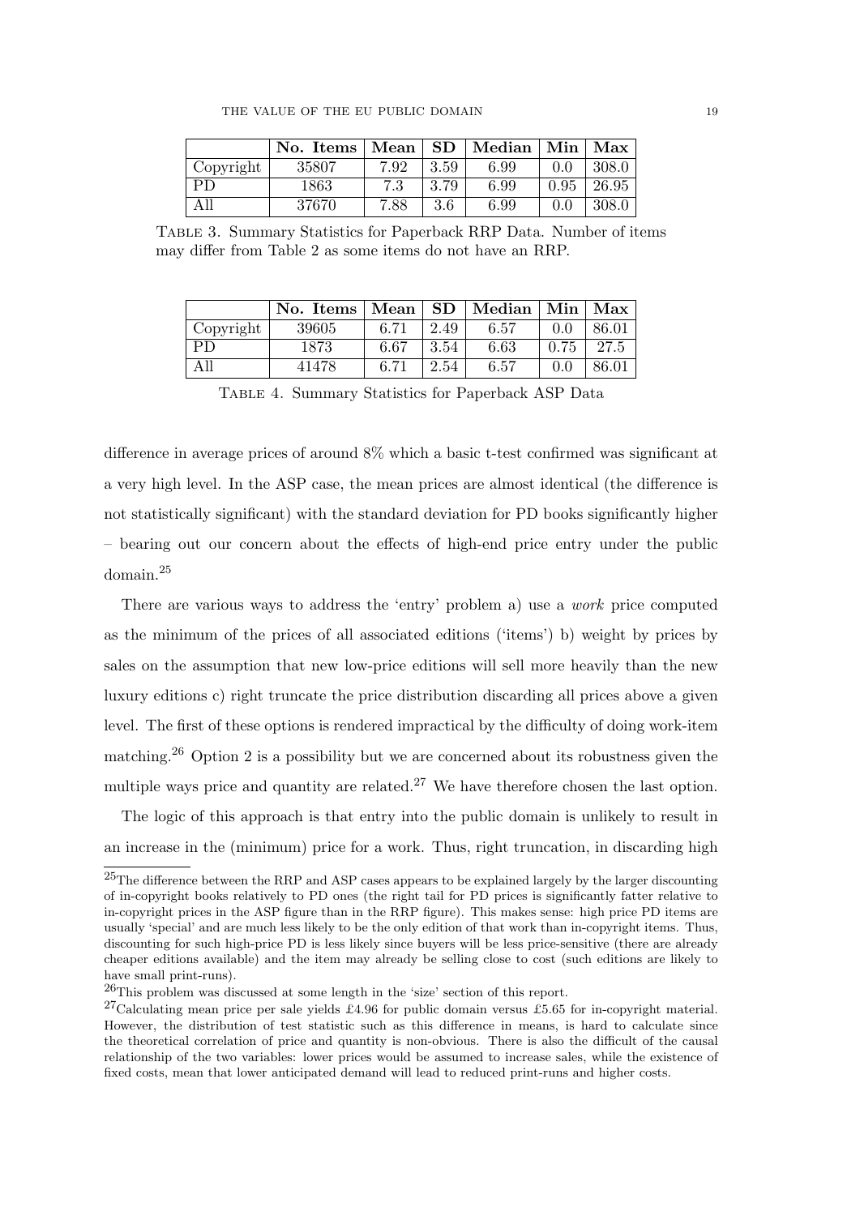|  | No. Items | Mean | SD | Median | Min | Max |
|---|---|---|---|---|---|---|
| Copyright | 35807 | 7.92 | 3.59 | 6.99 | 0.0 | 308.0 |
| PD | 1863 | 7.3 | 3.79 | 6.99 | 0.95 | 26.95 |
| All | 37670 | 7.88 | 3.6 | 6.99 | 0.0 | 308.0 |

Table 3. Summary Statistics for Paperback RRP Data. Number of items may differ from Table 2 as some items do not have an RRP.

|  | No. Items | Mean | SD | Median | Min | Max |
|---|---|---|---|---|---|---|
| Copyright | 39605 | 6.71 | 2.49 | 6.57 | 0.0 | 86.01 |
| PD | 1873 | 6.67 | 3.54 | 6.63 | 0.75 | 27.5 |
| All | 41478 | 6.71 | 2.54 | 6.57 | 0.0 | 86.01 |

Table 4. Summary Statistics for Paperback ASP Data

difference in average prices of around 8% which a basic t-test confirmed was significant at a very high level. In the ASP case, the mean prices are almost identical (the difference is not statistically significant) with the standard deviation for PD books significantly higher – bearing out our concern about the effects of high-end price entry under the public domain.[25]

There are various ways to address the 'entry' problem a) use a *work* price computed as the minimum of the prices of all associated editions ('items') b) weight by prices by sales on the assumption that new low-price editions will sell more heavily than the new luxury editions c) right truncate the price distribution discarding all prices above a given level. The first of these options is rendered impractical by the difficulty of doing work-item matching.[26] Option 2 is a possibility but we are concerned about its robustness given the multiple ways price and quantity are related.[27] We have therefore chosen the last option.

The logic of this approach is that entry into the public domain is unlikely to result in an increase in the (minimum) price for a work. Thus, right truncation, in discarding high

[25] The difference between the RRP and ASP cases appears to be explained largely by the larger discounting of in-copyright books relatively to PD ones (the right tail for PD prices is significantly fatter relative to in-copyright prices in the ASP figure than in the RRP figure). This makes sense: high price PD items are usually 'special' and are much less likely to be the only edition of that work than in-copyright items. Thus, discounting for such high-price PD is less likely since buyers will be less price-sensitive (there are already cheaper editions available) and the item may already be selling close to cost (such editions are likely to have small print-runs).

[26] This problem was discussed at some length in the 'size' section of this report.

[27] Calculating mean price per sale yields £4.96 for public domain versus £5.65 for in-copyright material. However, the distribution of test statistic such as this difference in means, is hard to calculate since the theoretical correlation of price and quantity is non-obvious. There is also the difficult of the causal relationship of the two variables: lower prices would be assumed to increase sales, while the existence of fixed costs, mean that lower anticipated demand will lead to reduced print-runs and higher costs.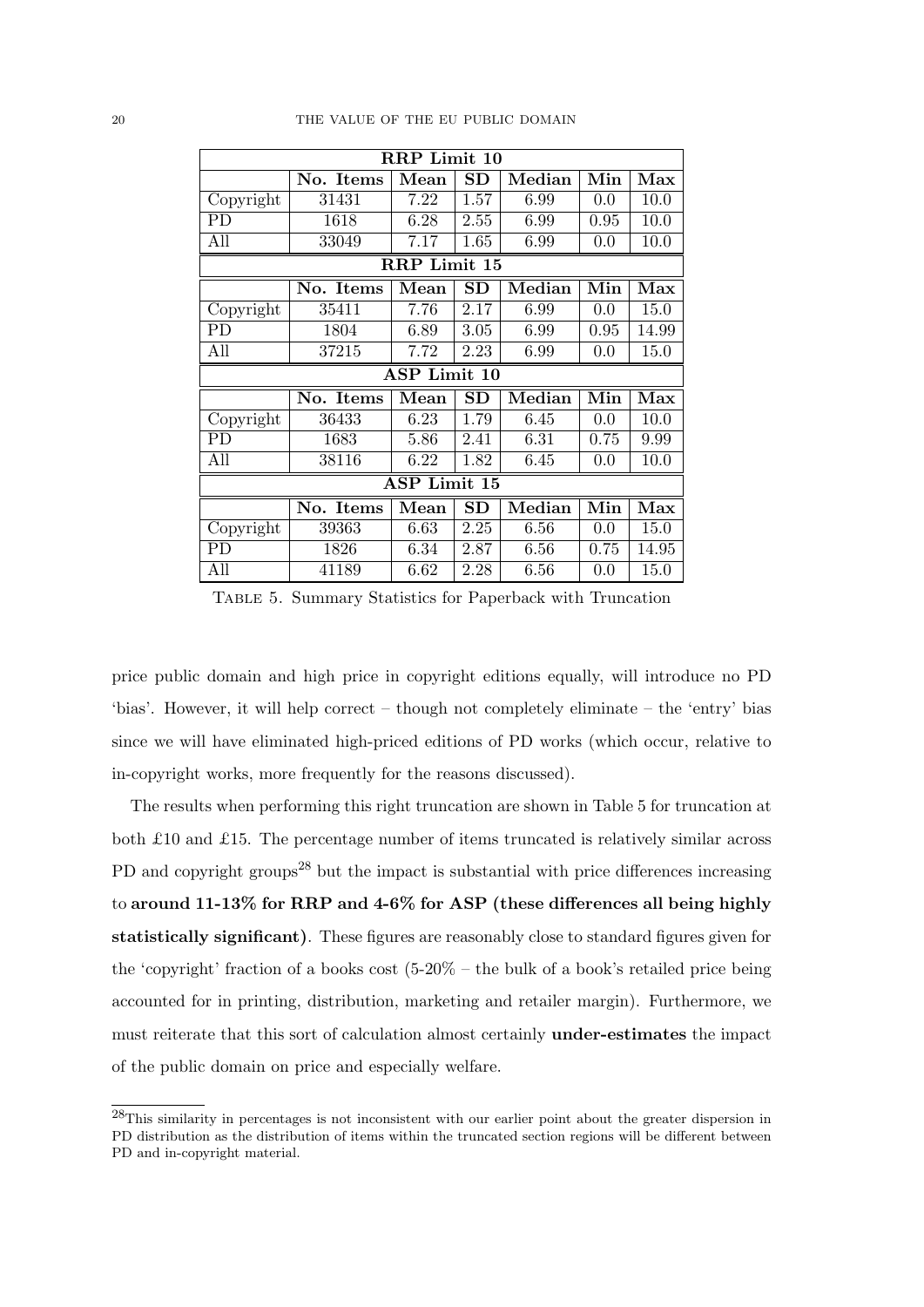| RRP Limit 10 | | | | | | |
|---|---|---|---|---|---|---|
| | **No. Items** | **Mean** | **SD** | **Median** | **Min** | **Max** |
| Copyright | 31431 | 7.22 | 1.57 | 6.99 | 0.0 | 10.0 |
| PD | 1618 | 6.28 | 2.55 | 6.99 | 0.95 | 10.0 |
| All | 33049 | 7.17 | 1.65 | 6.99 | 0.0 | 10.0 |
| **RRP Limit 15** | | | | | | |
| | **No. Items** | **Mean** | **SD** | **Median** | **Min** | **Max** |
| Copyright | 35411 | 7.76 | 2.17 | 6.99 | 0.0 | 15.0 |
| PD | 1804 | 6.89 | 3.05 | 6.99 | 0.95 | 14.99 |
| All | 37215 | 7.72 | 2.23 | 6.99 | 0.0 | 15.0 |
| **ASP Limit 10** | | | | | | |
| | **No. Items** | **Mean** | **SD** | **Median** | **Min** | **Max** |
| Copyright | 36433 | 6.23 | 1.79 | 6.45 | 0.0 | 10.0 |
| PD | 1683 | 5.86 | 2.41 | 6.31 | 0.75 | 9.99 |
| All | 38116 | 6.22 | 1.82 | 6.45 | 0.0 | 10.0 |
| **ASP Limit 15** | | | | | | |
| | **No. Items** | **Mean** | **SD** | **Median** | **Min** | **Max** |
| Copyright | 39363 | 6.63 | 2.25 | 6.56 | 0.0 | 15.0 |
| PD | 1826 | 6.34 | 2.87 | 6.56 | 0.75 | 14.95 |
| All | 41189 | 6.62 | 2.28 | 6.56 | 0.0 | 15.0 |

Table 5. Summary Statistics for Paperback with Truncation

price public domain and high price in copyright editions equally, will introduce no PD 'bias'. However, it will help correct – though not completely eliminate – the 'entry' bias since we will have eliminated high-priced editions of PD works (which occur, relative to in-copyright works, more frequently for the reasons discussed).

The results when performing this right truncation are shown in Table 5 for truncation at both £10 and £15. The percentage number of items truncated is relatively similar across PD and copyright groups[28] but the impact is substantial with price differences increasing to **around 11-13% for RRP and 4-6% for ASP (these differences all being highly statistically significant)**. These figures are reasonably close to standard figures given for the 'copyright' fraction of a books cost (5-20% – the bulk of a book's retailed price being accounted for in printing, distribution, marketing and retailer margin). Furthermore, we must reiterate that this sort of calculation almost certainly **under-estimates** the impact of the public domain on price and especially welfare.

[28]This similarity in percentages is not inconsistent with our earlier point about the greater dispersion in PD distribution as the distribution of items within the truncated section regions will be different between PD and in-copyright material.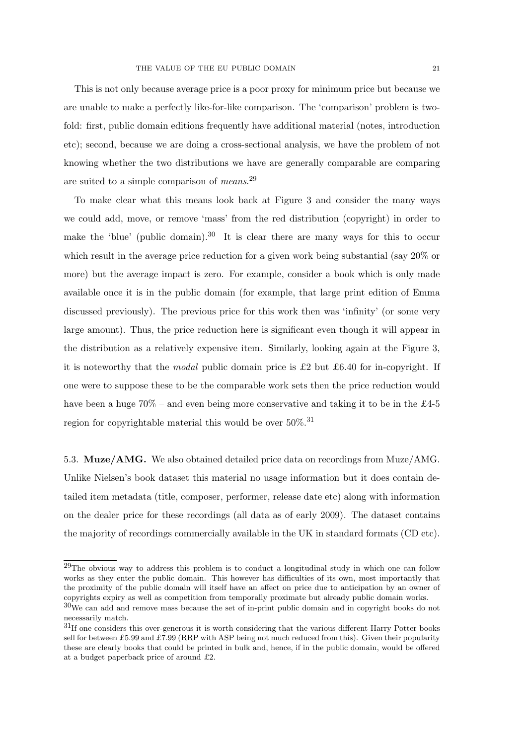This is not only because average price is a poor proxy for minimum price but because we are unable to make a perfectly like-for-like comparison. The 'comparison' problem is two-fold: first, public domain editions frequently have additional material (notes, introduction etc); second, because we are doing a cross-sectional analysis, we have the problem of not knowing whether the two distributions we have are generally comparable are comparing are suited to a simple comparison of *means*.[29]

To make clear what this means look back at Figure 3 and consider the many ways we could add, move, or remove 'mass' from the red distribution (copyright) in order to make the 'blue' (public domain).[30] It is clear there are many ways for this to occur which result in the average price reduction for a given work being substantial (say 20% or more) but the average impact is zero. For example, consider a book which is only made available once it is in the public domain (for example, that large print edition of Emma discussed previously). The previous price for this work then was 'infinity' (or some very large amount). Thus, the price reduction here is significant even though it will appear in the distribution as a relatively expensive item. Similarly, looking again at the Figure 3, it is noteworthy that the *modal* public domain price is £2 but £6.40 for in-copyright. If one were to suppose these to be the comparable work sets then the price reduction would have been a huge 70% – and even being more conservative and taking it to be in the £4-5 region for copyrightable material this would be over 50%.[31]

5.3. **Muze/AMG.** We also obtained detailed price data on recordings from Muze/AMG. Unlike Nielsen's book dataset this material no usage information but it does contain detailed item metadata (title, composer, performer, release date etc) along with information on the dealer price for these recordings (all data as of early 2009). The dataset contains the majority of recordings commercially available in the UK in standard formats (CD etc).

[29]The obvious way to address this problem is to conduct a longitudinal study in which one can follow works as they enter the public domain. This however has difficulties of its own, most importantly that the proximity of the public domain will itself have an affect on price due to anticipation by an owner of copyrights expiry as well as competition from temporally proximate but already public domain works.

[30]We can add and remove mass because the set of in-print public domain and in copyright books do not necessarily match.

[31]If one considers this over-generous it is worth considering that the various different Harry Potter books sell for between £5.99 and £7.99 (RRP with ASP being not much reduced from this). Given their popularity these are clearly books that could be printed in bulk and, hence, if in the public domain, would be offered at a budget paperback price of around £2.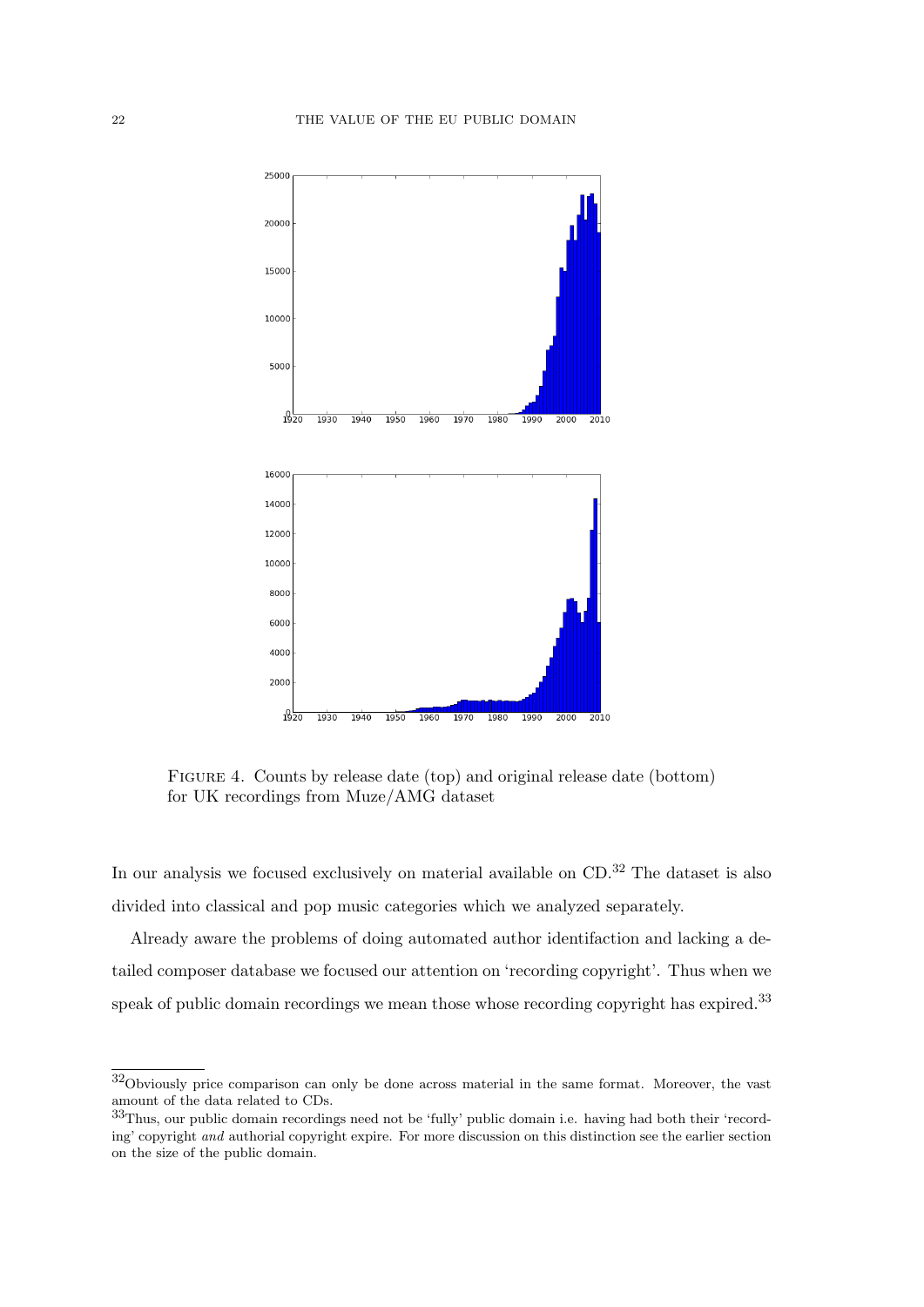Figure 4. Counts by release date (top) and original release date (bottom) for UK recordings from Muze/AMG dataset

In our analysis we focused exclusively on material available on CD.[32] The dataset is also divided into classical and pop music categories which we analyzed separately.

Already aware the problems of doing automated author identifaction and lacking a detailed composer database we focused our attention on 'recording copyright'. Thus when we speak of public domain recordings we mean those whose recording copyright has expired.[33]

---

[32] Obviously price comparison can only be done across material in the same format. Moreover, the vast amount of the data related to CDs.

[33] Thus, our public domain recordings need not be 'fully' public domain i.e. having had both their 'recording' copyright *and* authorial copyright expire. For more discussion on this distinction see the earlier section on the size of the public domain.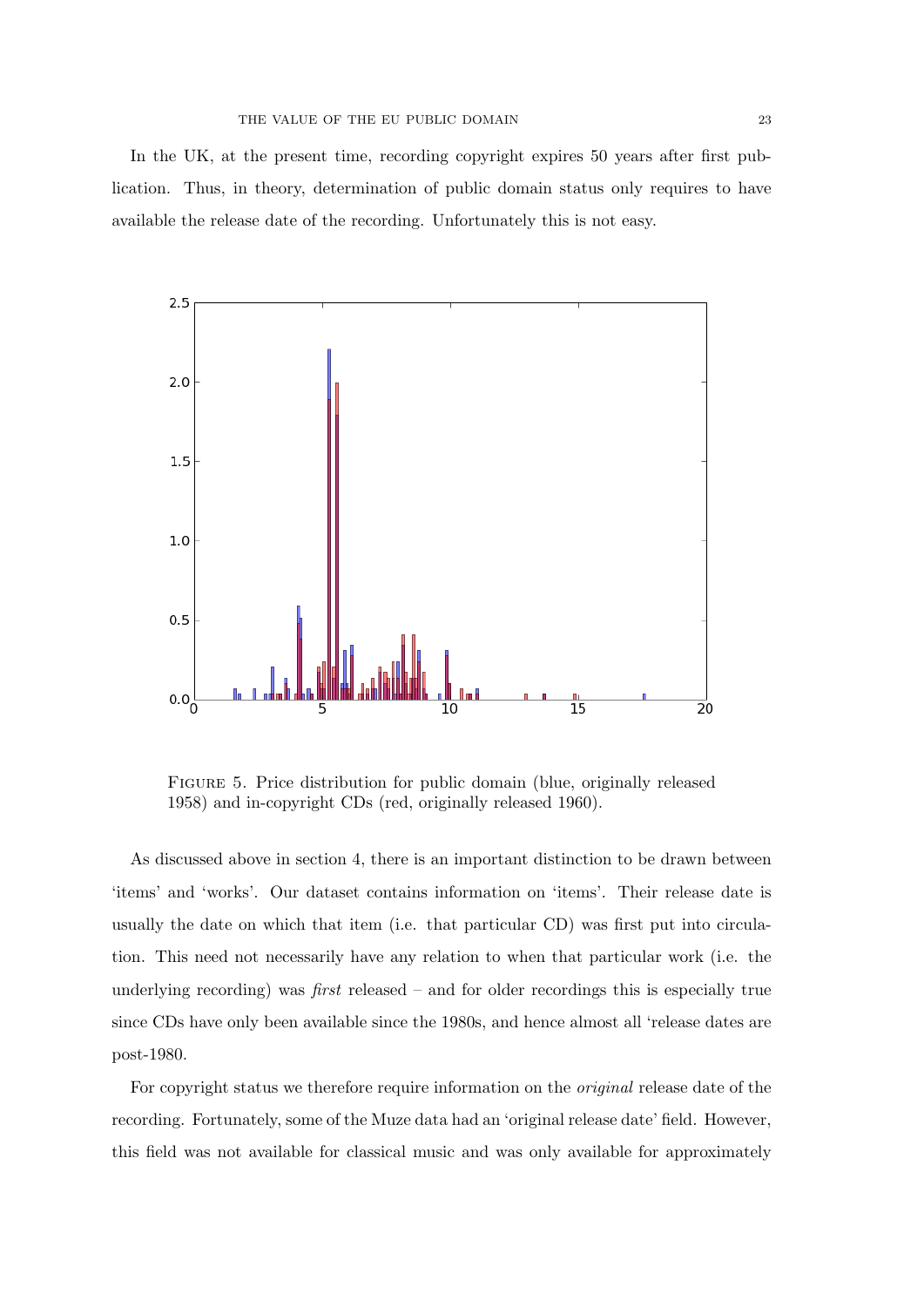In the UK, at the present time, recording copyright expires 50 years after first publication. Thus, in theory, determination of public domain status only requires to have available the release date of the recording. Unfortunately this is not easy.

Figure 5. Price distribution for public domain (blue, originally released 1958) and in-copyright CDs (red, originally released 1960).

As discussed above in section 4, there is an important distinction to be drawn between 'items' and 'works'. Our dataset contains information on 'items'. Their release date is usually the date on which that item (i.e. that particular CD) was first put into circulation. This need not necessarily have any relation to when that particular work (i.e. the underlying recording) was *first* released – and for older recordings this is especially true since CDs have only been available since the 1980s, and hence almost all 'release dates are post-1980.

For copyright status we therefore require information on the *original* release date of the recording. Fortunately, some of the Muze data had an 'original release date' field. However, this field was not available for classical music and was only available for approximately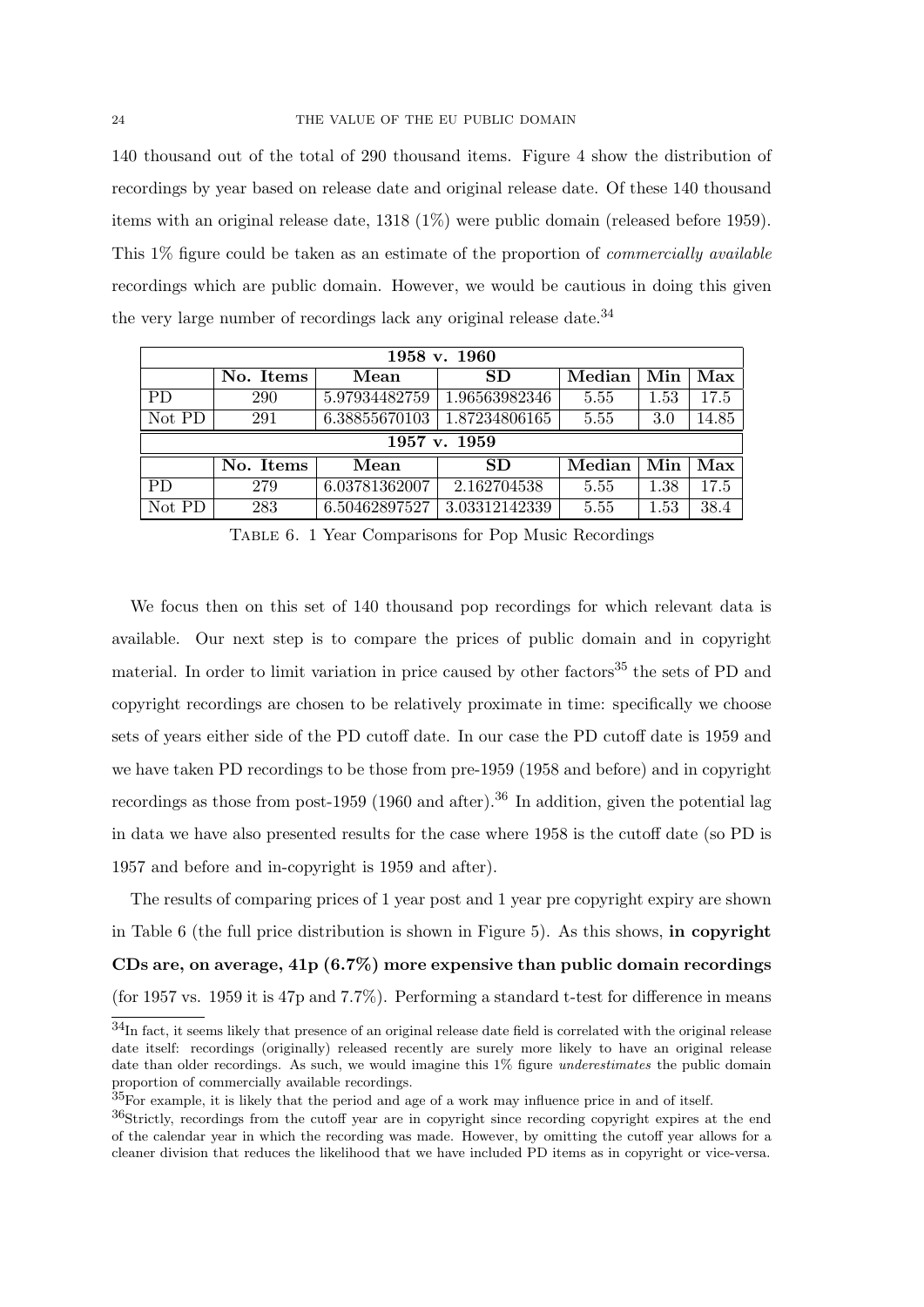140 thousand out of the total of 290 thousand items. Figure 4 show the distribution of recordings by year based on release date and original release date. Of these 140 thousand items with an original release date, 1318 (1%) were public domain (released before 1959). This 1% figure could be taken as an estimate of the proportion of *commercially available* recordings which are public domain. However, we would be cautious in doing this given the very large number of recordings lack any original release date.[34]

| **1958 v. 1960** | | | | | | |
|---|---|---|---|---|---|---|
| | **No. Items** | **Mean** | **SD** | **Median** | **Min** | **Max** |
| PD | 290 | 5.97934482759 | 1.96563982346 | 5.55 | 1.53 | 17.5 |
| Not PD | 291 | 6.38855670103 | 1.87234806165 | 5.55 | 3.0 | 14.85 |
| **1957 v. 1959** | | | | | | |
| | **No. Items** | **Mean** | **SD** | **Median** | **Min** | **Max** |
| PD | 279 | 6.03781362007 | 2.162704538 | 5.55 | 1.38 | 17.5 |
| Not PD | 283 | 6.50462897527 | 3.03312142339 | 5.55 | 1.53 | 38.4 |

TABLE 6. 1 Year Comparisons for Pop Music Recordings

We focus then on this set of 140 thousand pop recordings for which relevant data is available. Our next step is to compare the prices of public domain and in copyright material. In order to limit variation in price caused by other factors[35] the sets of PD and copyright recordings are chosen to be relatively proximate in time: specifically we choose sets of years either side of the PD cutoff date. In our case the PD cutoff date is 1959 and we have taken PD recordings to be those from pre-1959 (1958 and before) and in copyright recordings as those from post-1959 (1960 and after).[36] In addition, given the potential lag in data we have also presented results for the case where 1958 is the cutoff date (so PD is 1957 and before and in-copyright is 1959 and after).

The results of comparing prices of 1 year post and 1 year pre copyright expiry are shown in Table 6 (the full price distribution is shown in Figure 5). As this shows, **in copyright CDs are, on average, 41p (6.7%) more expensive than public domain recordings** (for 1957 vs. 1959 it is 47p and 7.7%). Performing a standard t-test for difference in means

[34]In fact, it seems likely that presence of an original release date field is correlated with the original release date itself: recordings (originally) released recently are surely more likely to have an original release date than older recordings. As such, we would imagine this 1% figure *underestimates* the public domain proportion of commercially available recordings.

[35]For example, it is likely that the period and age of a work may influence price in and of itself.

[36]Strictly, recordings from the cutoff year are in copyright since recording copyright expires at the end of the calendar year in which the recording was made. However, by omitting the cutoff year allows for a cleaner division that reduces the likelihood that we have included PD items as in copyright or vice-versa.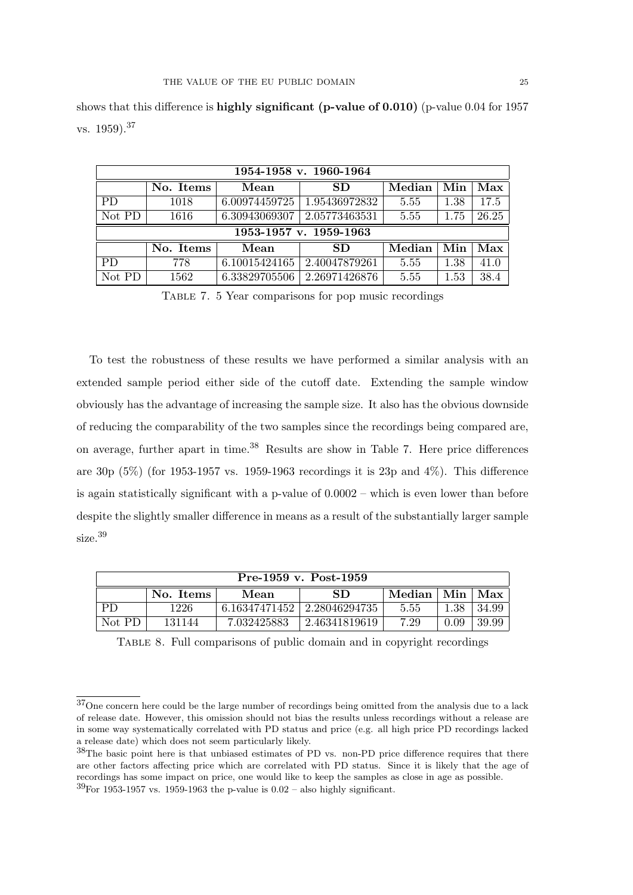shows that this difference is **highly significant (p-value of 0.010)** (p-value 0.04 for 1957 vs. 1959).[37]

| 1954-1958 v. 1960-1964 | | | | | | |
|---|---|---|---|---|---|---|
| | **No. Items** | **Mean** | **SD** | **Median** | **Min** | **Max** |
| PD | 1018 | 6.00974459725 | 1.95436972832 | 5.55 | 1.38 | 17.5 |
| Not PD | 1616 | 6.30943069307 | 2.05773463531 | 5.55 | 1.75 | 26.25 |
| **1953-1957 v. 1959-1963** | | | | | | |
| | **No. Items** | **Mean** | **SD** | **Median** | **Min** | **Max** |
| PD | 778 | 6.10015424165 | 2.40047879261 | 5.55 | 1.38 | 41.0 |
| Not PD | 1562 | 6.33829705506 | 2.26971426876 | 5.55 | 1.53 | 38.4 |

Table 7. 5 Year comparisons for pop music recordings

To test the robustness of these results we have performed a similar analysis with an extended sample period either side of the cutoff date. Extending the sample window obviously has the advantage of increasing the sample size. It also has the obvious downside of reducing the comparability of the two samples since the recordings being compared are, on average, further apart in time.[38] Results are show in Table 7. Here price differences are 30p (5%) (for 1953-1957 vs. 1959-1963 recordings it is 23p and 4%). This difference is again statistically significant with a p-value of 0.0002 – which is even lower than before despite the slightly smaller difference in means as a result of the substantially larger sample size.[39]

| Pre-1959 v. Post-1959 | | | | | | |
|---|---|---|---|---|---|---|
| | **No. Items** | **Mean** | **SD** | **Median** | **Min** | **Max** |
| PD | 1226 | 6.16347471452 | 2.28046294735 | 5.55 | 1.38 | 34.99 |
| Not PD | 131144 | 7.032425883 | 2.46341819619 | 7.29 | 0.09 | 39.99 |

Table 8. Full comparisons of public domain and in copyright recordings

[37]One concern here could be the large number of recordings being omitted from the analysis due to a lack of release date. However, this omission should not bias the results unless recordings without a release are in some way systematically correlated with PD status and price (e.g. all high price PD recordings lacked a release date) which does not seem particularly likely.

[38]The basic point here is that unbiased estimates of PD vs. non-PD price difference requires that there are other factors affecting price which are correlated with PD status. Since it is likely that the age of recordings has some impact on price, one would like to keep the samples as close in age as possible.

[39]For 1953-1957 vs. 1959-1963 the p-value is 0.02 – also highly significant.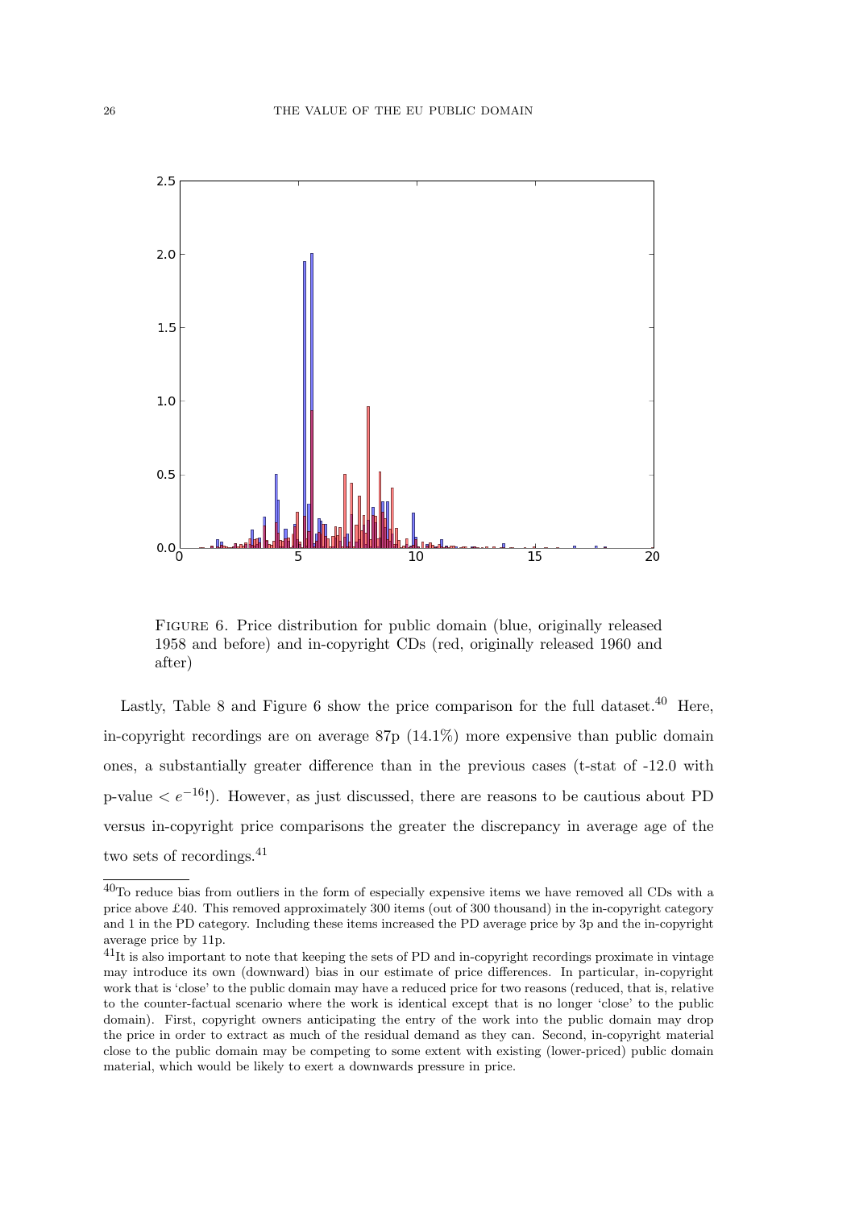FIGURE 6. Price distribution for public domain (blue, originally released 1958 and before) and in-copyright CDs (red, originally released 1960 and after)

Lastly, Table 8 and Figure 6 show the price comparison for the full dataset.[40] Here, in-copyright recordings are on average 87p (14.1%) more expensive than public domain ones, a substantially greater difference than in the previous cases (t-stat of -12.0 with p-value $< e^{-16}$!). However, as just discussed, there are reasons to be cautious about PD versus in-copyright price comparisons the greater the discrepancy in average age of the two sets of recordings.[41]

---

[40]To reduce bias from outliers in the form of especially expensive items we have removed all CDs with a price above £40. This removed approximately 300 items (out of 300 thousand) in the in-copyright category and 1 in the PD category. Including these items increased the PD average price by 3p and the in-copyright average price by 11p.

[41]It is also important to note that keeping the sets of PD and in-copyright recordings proximate in vintage may introduce its own (downward) bias in our estimate of price differences. In particular, in-copyright work that is 'close' to the public domain may have a reduced price for two reasons (reduced, that is, relative to the counter-factual scenario where the work is identical except that is no longer 'close' to the public domain). First, copyright owners anticipating the entry of the work into the public domain may drop the price in order to extract as much of the residual demand as they can. Second, in-copyright material close to the public domain may be competing to some extent with existing (lower-priced) public domain material, which would be likely to exert a downwards pressure in price.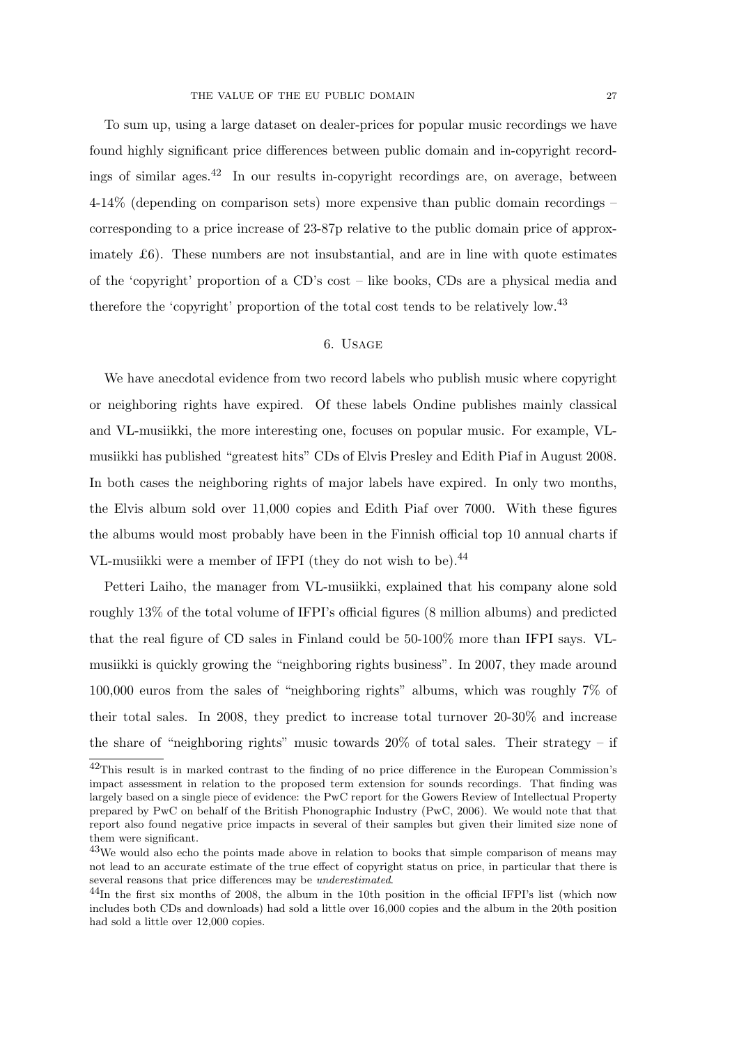To sum up, using a large dataset on dealer-prices for popular music recordings we have found highly significant price differences between public domain and in-copyright recordings of similar ages.[42] In our results in-copyright recordings are, on average, between 4-14% (depending on comparison sets) more expensive than public domain recordings – corresponding to a price increase of 23-87p relative to the public domain price of approximately £6). These numbers are not insubstantial, and are in line with quote estimates of the 'copyright' proportion of a CD's cost – like books, CDs are a physical media and therefore the 'copyright' proportion of the total cost tends to be relatively low.[43]

## 6. Usage

We have anecdotal evidence from two record labels who publish music where copyright or neighboring rights have expired. Of these labels Ondine publishes mainly classical and VL-musiikki, the more interesting one, focuses on popular music. For example, VL-musiikki has published "greatest hits" CDs of Elvis Presley and Edith Piaf in August 2008. In both cases the neighboring rights of major labels have expired. In only two months, the Elvis album sold over 11,000 copies and Edith Piaf over 7000. With these figures the albums would most probably have been in the Finnish official top 10 annual charts if VL-musiikki were a member of IFPI (they do not wish to be).[44]

Petteri Laiho, the manager from VL-musiikki, explained that his company alone sold roughly 13% of the total volume of IFPI's official figures (8 million albums) and predicted that the real figure of CD sales in Finland could be 50-100% more than IFPI says. VL-musiikki is quickly growing the "neighboring rights business". In 2007, they made around 100,000 euros from the sales of "neighboring rights" albums, which was roughly 7% of their total sales. In 2008, they predict to increase total turnover 20-30% and increase the share of "neighboring rights" music towards 20% of total sales. Their strategy – if

---

[42] This result is in marked contrast to the finding of no price difference in the European Commission's impact assessment in relation to the proposed term extension for sounds recordings. That finding was largely based on a single piece of evidence: the PwC report for the Gowers Review of Intellectual Property prepared by PwC on behalf of the British Phonographic Industry (PwC, 2006). We would note that that report also found negative price impacts in several of their samples but given their limited size none of them were significant.

[43] We would also echo the points made above in relation to books that simple comparison of means may not lead to an accurate estimate of the true effect of copyright status on price, in particular that there is several reasons that price differences may be *underestimated*.

[44] In the first six months of 2008, the album in the 10th position in the official IFPI's list (which now includes both CDs and downloads) had sold a little over 16,000 copies and the album in the 20th position had sold a little over 12,000 copies.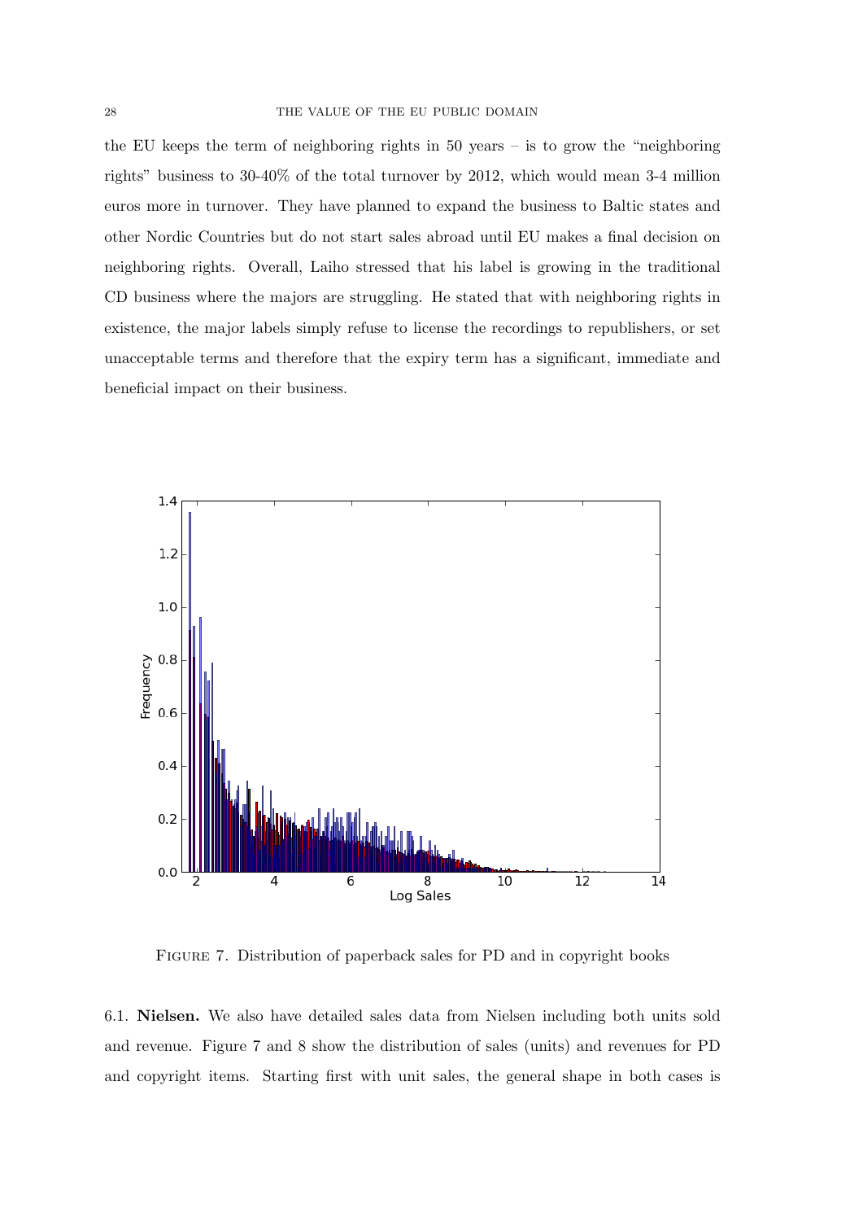the EU keeps the term of neighboring rights in 50 years – is to grow the "neighboring rights" business to 30-40% of the total turnover by 2012, which would mean 3-4 million euros more in turnover. They have planned to expand the business to Baltic states and other Nordic Countries but do not start sales abroad until EU makes a final decision on neighboring rights. Overall, Laiho stressed that his label is growing in the traditional CD business where the majors are struggling. He stated that with neighboring rights in existence, the major labels simply refuse to license the recordings to republishers, or set unacceptable terms and therefore that the expiry term has a significant, immediate and beneficial impact on their business.

FIGURE 7. Distribution of paperback sales for PD and in copyright books

6.1. **Nielsen.** We also have detailed sales data from Nielsen including both units sold and revenue. Figure 7 and 8 show the distribution of sales (units) and revenues for PD and copyright items. Starting first with unit sales, the general shape in both cases is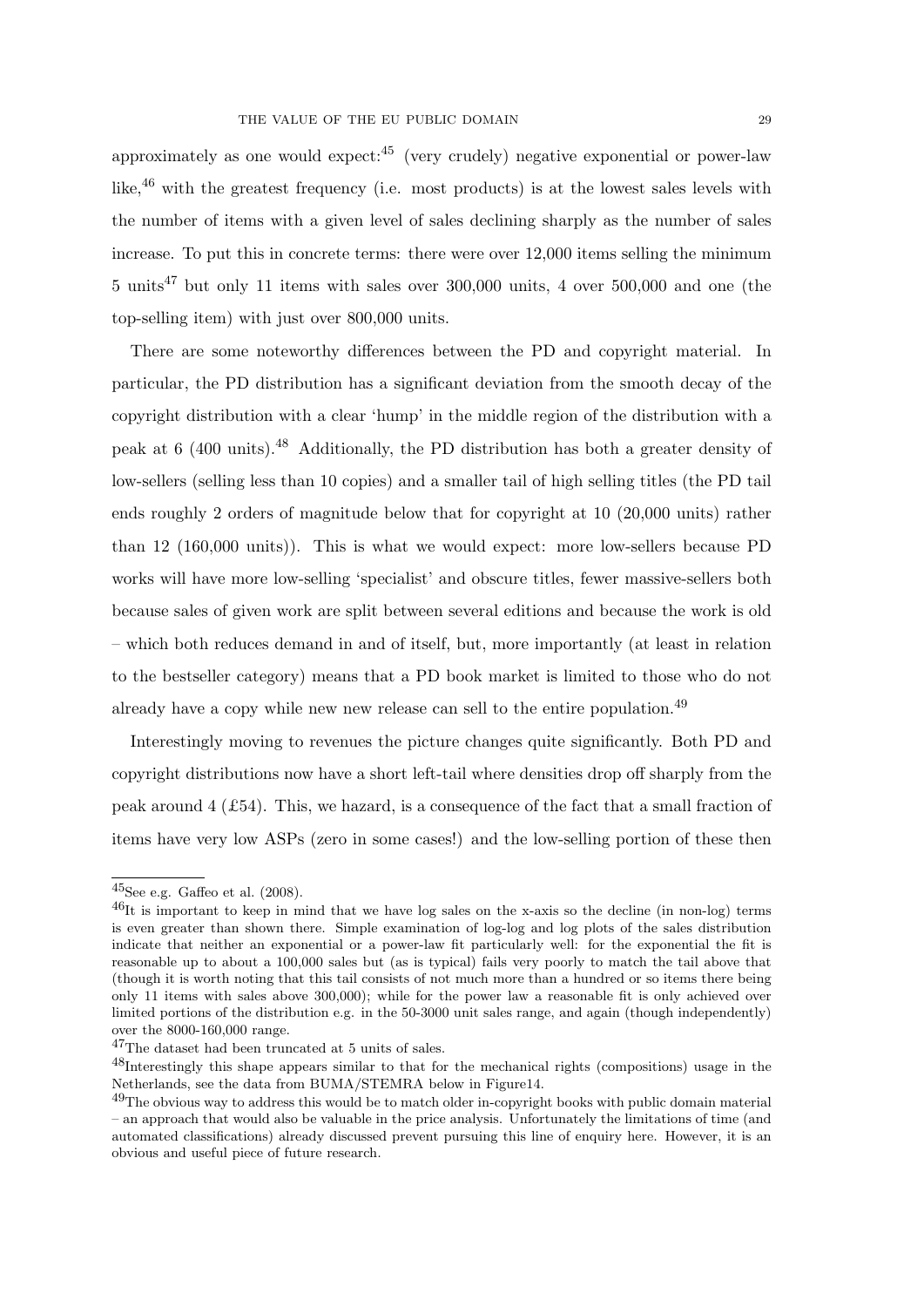approximately as one would expect:[45] (very crudely) negative exponential or power-law like,[46] with the greatest frequency (i.e. most products) is at the lowest sales levels with the number of items with a given level of sales declining sharply as the number of sales increase. To put this in concrete terms: there were over 12,000 items selling the minimum 5 units[47] but only 11 items with sales over 300,000 units, 4 over 500,000 and one (the top-selling item) with just over 800,000 units.

There are some noteworthy differences between the PD and copyright material. In particular, the PD distribution has a significant deviation from the smooth decay of the copyright distribution with a clear 'hump' in the middle region of the distribution with a peak at 6 (400 units).[48] Additionally, the PD distribution has both a greater density of low-sellers (selling less than 10 copies) and a smaller tail of high selling titles (the PD tail ends roughly 2 orders of magnitude below that for copyright at 10 (20,000 units) rather than 12 (160,000 units)). This is what we would expect: more low-sellers because PD works will have more low-selling 'specialist' and obscure titles, fewer massive-sellers both because sales of given work are split between several editions and because the work is old – which both reduces demand in and of itself, but, more importantly (at least in relation to the bestseller category) means that a PD book market is limited to those who do not already have a copy while new new release can sell to the entire population.[49]

Interestingly moving to revenues the picture changes quite significantly. Both PD and copyright distributions now have a short left-tail where densities drop off sharply from the peak around 4 (£54). This, we hazard, is a consequence of the fact that a small fraction of items have very low ASPs (zero in some cases!) and the low-selling portion of these then

---

[45] See e.g. Gaffeo et al. (2008).

[46] It is important to keep in mind that we have log sales on the x-axis so the decline (in non-log) terms is even greater than shown there. Simple examination of log-log and log plots of the sales distribution indicate that neither an exponential or a power-law fit particularly well: for the exponential the fit is reasonable up to about a 100,000 sales but (as is typical) fails very poorly to match the tail above that (though it is worth noting that this tail consists of not much more than a hundred or so items there being only 11 items with sales above 300,000); while for the power law a reasonable fit is only achieved over limited portions of the distribution e.g. in the 50-3000 unit sales range, and again (though independently) over the 8000-160,000 range.

[47] The dataset had been truncated at 5 units of sales.

[48] Interestingly this shape appears similar to that for the mechanical rights (compositions) usage in the Netherlands, see the data from BUMA/STEMRA below in Figure14.

[49] The obvious way to address this would be to match older in-copyright books with public domain material – an approach that would also be valuable in the price analysis. Unfortunately the limitations of time (and automated classifications) already discussed prevent pursuing this line of enquiry here. However, it is an obvious and useful piece of future research.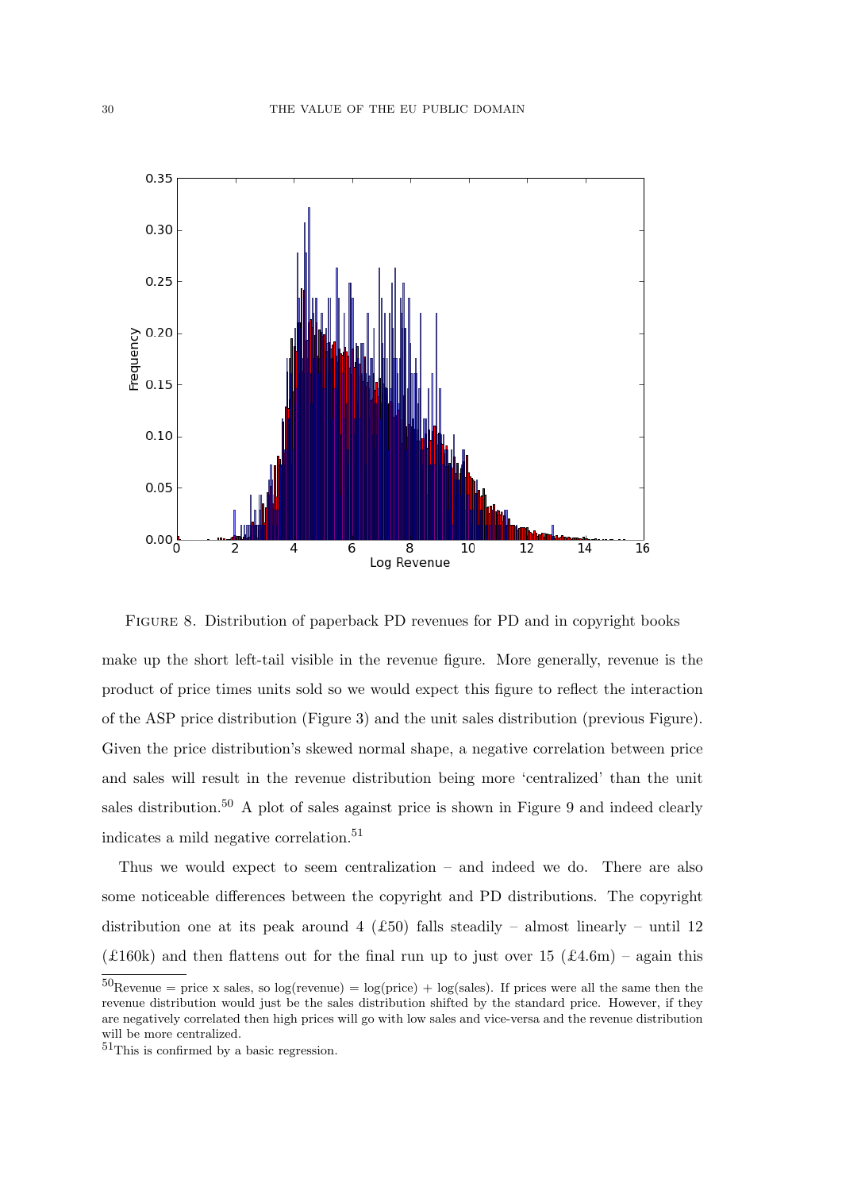FIGURE 8. Distribution of paperback PD revenues for PD and in copyright books

make up the short left-tail visible in the revenue figure. More generally, revenue is the product of price times units sold so we would expect this figure to reflect the interaction of the ASP price distribution (Figure 3) and the unit sales distribution (previous Figure). Given the price distribution's skewed normal shape, a negative correlation between price and sales will result in the revenue distribution being more 'centralized' than the unit sales distribution.[50] A plot of sales against price is shown in Figure 9 and indeed clearly indicates a mild negative correlation.[51]

Thus we would expect to seem centralization – and indeed we do. There are also some noticeable differences between the copyright and PD distributions. The copyright distribution one at its peak around 4 (£50) falls steadily – almost linearly – until 12 (£160k) and then flattens out for the final run up to just over 15 (£4.6m) – again this

[50] Revenue = price x sales, so log(revenue) = log(price) + log(sales). If prices were all the same then the revenue distribution would just be the sales distribution shifted by the standard price. However, if they are negatively correlated then high prices will go with low sales and vice-versa and the revenue distribution will be more centralized.

[51] This is confirmed by a basic regression.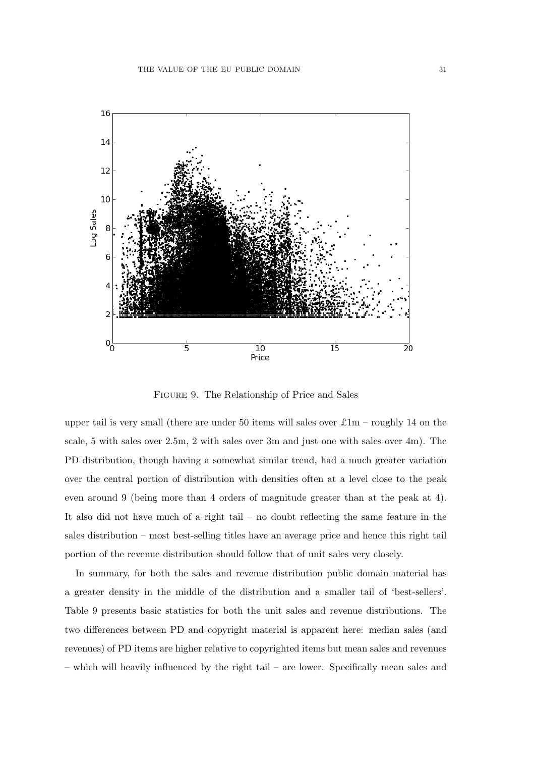Figure 9. The Relationship of Price and Sales

upper tail is very small (there are under 50 items will sales over £1m – roughly 14 on the scale, 5 with sales over 2.5m, 2 with sales over 3m and just one with sales over 4m). The PD distribution, though having a somewhat similar trend, had a much greater variation over the central portion of distribution with densities often at a level close to the peak even around 9 (being more than 4 orders of magnitude greater than at the peak at 4). It also did not have much of a right tail – no doubt reflecting the same feature in the sales distribution – most best-selling titles have an average price and hence this right tail portion of the revenue distribution should follow that of unit sales very closely.

In summary, for both the sales and revenue distribution public domain material has a greater density in the middle of the distribution and a smaller tail of 'best-sellers'. Table 9 presents basic statistics for both the unit sales and revenue distributions. The two differences between PD and copyright material is apparent here: median sales (and revenues) of PD items are higher relative to copyrighted items but mean sales and revenues – which will heavily influenced by the right tail – are lower. Specifically mean sales and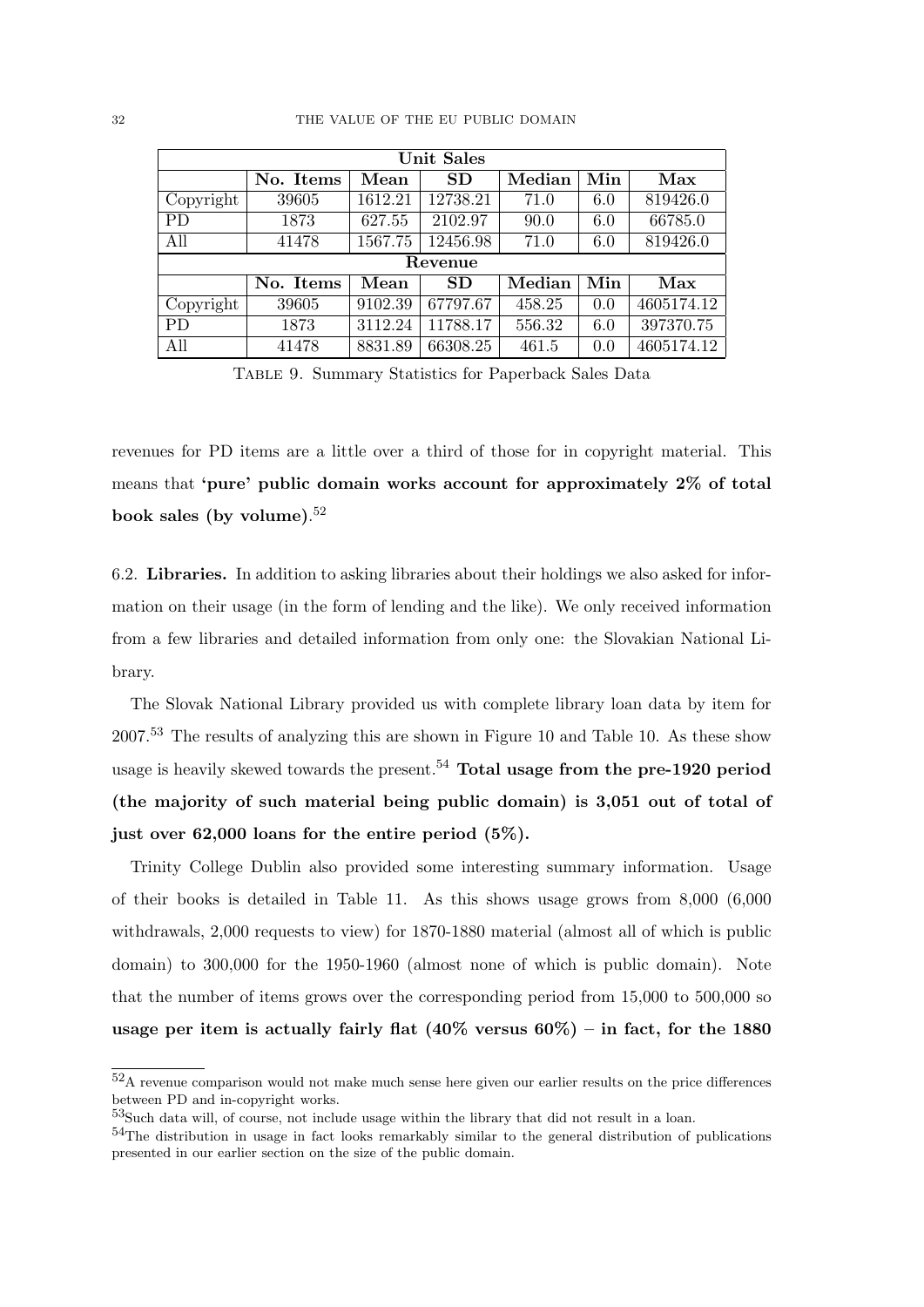| Unit Sales | | | | | | |
|---|---|---|---|---|---|---|
| | **No. Items** | **Mean** | **SD** | **Median** | **Min** | **Max** |
| Copyright | 39605 | 1612.21 | 12738.21 | 71.0 | 6.0 | 819426.0 |
| PD | 1873 | 627.55 | 2102.97 | 90.0 | 6.0 | 66785.0 |
| All | 41478 | 1567.75 | 12456.98 | 71.0 | 6.0 | 819426.0 |
| **Revenue** | | | | | | |
| | **No. Items** | **Mean** | **SD** | **Median** | **Min** | **Max** |
| Copyright | 39605 | 9102.39 | 67797.67 | 458.25 | 0.0 | 4605174.12 |
| PD | 1873 | 3112.24 | 11788.17 | 556.32 | 6.0 | 397370.75 |
| All | 41478 | 8831.89 | 66308.25 | 461.5 | 0.0 | 4605174.12 |

Table 9. Summary Statistics for Paperback Sales Data

revenues for PD items are a little over a third of those for in copyright material. This means that **'pure' public domain works account for approximately 2% of total book sales (by volume)**.[52]

6.2. **Libraries.** In addition to asking libraries about their holdings we also asked for information on their usage (in the form of lending and the like). We only received information from a few libraries and detailed information from only one: the Slovakian National Library.

The Slovak National Library provided us with complete library loan data by item for 2007.[53] The results of analyzing this are shown in Figure 10 and Table 10. As these show usage is heavily skewed towards the present.[54] **Total usage from the pre-1920 period (the majority of such material being public domain) is 3,051 out of total of just over 62,000 loans for the entire period (5%).**

Trinity College Dublin also provided some interesting summary information. Usage of their books is detailed in Table 11. As this shows usage grows from 8,000 (6,000 withdrawals, 2,000 requests to view) for 1870-1880 material (almost all of which is public domain) to 300,000 for the 1950-1960 (almost none of which is public domain). Note that the number of items grows over the corresponding period from 15,000 to 500,000 so **usage per item is actually fairly flat (40% versus 60%) – in fact, for the 1880**

[52]A revenue comparison would not make much sense here given our earlier results on the price differences between PD and in-copyright works.

[53]Such data will, of course, not include usage within the library that did not result in a loan.

[54]The distribution in usage in fact looks remarkably similar to the general distribution of publications presented in our earlier section on the size of the public domain.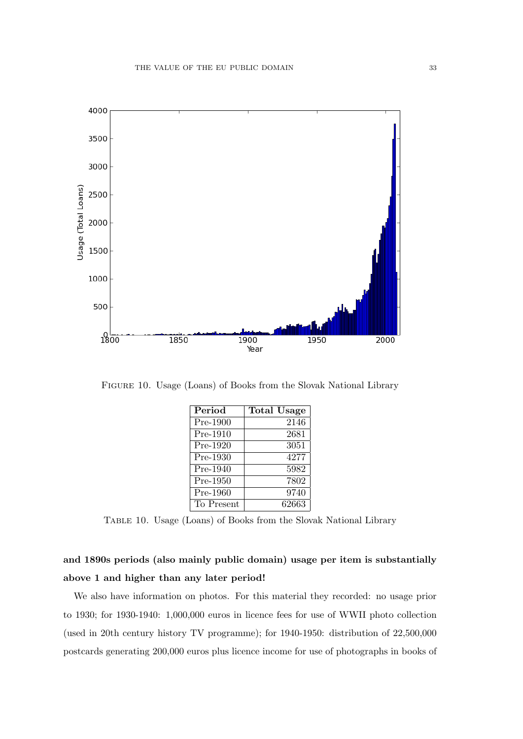FIGURE 10. Usage (Loans) of Books from the Slovak National Library

| Period | Total Usage |
|---|---|
| Pre-1900 | 2146 |
| Pre-1910 | 2681 |
| Pre-1920 | 3051 |
| Pre-1930 | 4277 |
| Pre-1940 | 5982 |
| Pre-1950 | 7802 |
| Pre-1960 | 9740 |
| To Present | 62663 |

TABLE 10. Usage (Loans) of Books from the Slovak National Library

**and 1890s periods (also mainly public domain) usage per item is substantially above 1 and higher than any later period!**

We also have information on photos. For this material they recorded: no usage prior to 1930; for 1930-1940: 1,000,000 euros in licence fees for use of WWII photo collection (used in 20th century history TV programme); for 1940-1950: distribution of 22,500,000 postcards generating 200,000 euros plus licence income for use of photographs in books of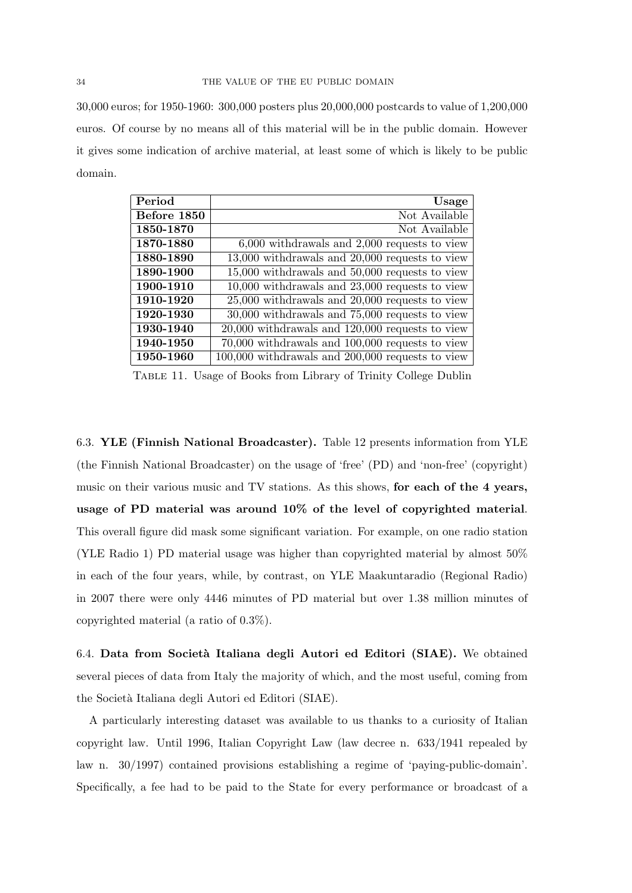30,000 euros; for 1950-1960: 300,000 posters plus 20,000,000 postcards to value of 1,200,000 euros. Of course by no means all of this material will be in the public domain. However it gives some indication of archive material, at least some of which is likely to be public domain.

| **Period** | **Usage** |
|---|---:|
| **Before 1850** | Not Available |
| **1850-1870** | Not Available |
| **1870-1880** | 6,000 withdrawals and 2,000 requests to view |
| **1880-1890** | 13,000 withdrawals and 20,000 requests to view |
| **1890-1900** | 15,000 withdrawals and 50,000 requests to view |
| **1900-1910** | 10,000 withdrawals and 23,000 requests to view |
| **1910-1920** | 25,000 withdrawals and 20,000 requests to view |
| **1920-1930** | 30,000 withdrawals and 75,000 requests to view |
| **1930-1940** | 20,000 withdrawals and 120,000 requests to view |
| **1940-1950** | 70,000 withdrawals and 100,000 requests to view |
| **1950-1960** | 100,000 withdrawals and 200,000 requests to view |

Table 11. Usage of Books from Library of Trinity College Dublin

6.3. **YLE (Finnish National Broadcaster).** Table 12 presents information from YLE (the Finnish National Broadcaster) on the usage of 'free' (PD) and 'non-free' (copyright) music on their various music and TV stations. As this shows, **for each of the 4 years, usage of PD material was around 10% of the level of copyrighted material**. This overall figure did mask some significant variation. For example, on one radio station (YLE Radio 1) PD material usage was higher than copyrighted material by almost 50% in each of the four years, while, by contrast, on YLE Maakuntaradio (Regional Radio) in 2007 there were only 4446 minutes of PD material but over 1.38 million minutes of copyrighted material (a ratio of 0.3%).

6.4. **Data from Società Italiana degli Autori ed Editori (SIAE).** We obtained several pieces of data from Italy the majority of which, and the most useful, coming from the Società Italiana degli Autori ed Editori (SIAE).

A particularly interesting dataset was available to us thanks to a curiosity of Italian copyright law. Until 1996, Italian Copyright Law (law decree n. 633/1941 repealed by law n. 30/1997) contained provisions establishing a regime of 'paying-public-domain'. Specifically, a fee had to be paid to the State for every performance or broadcast of a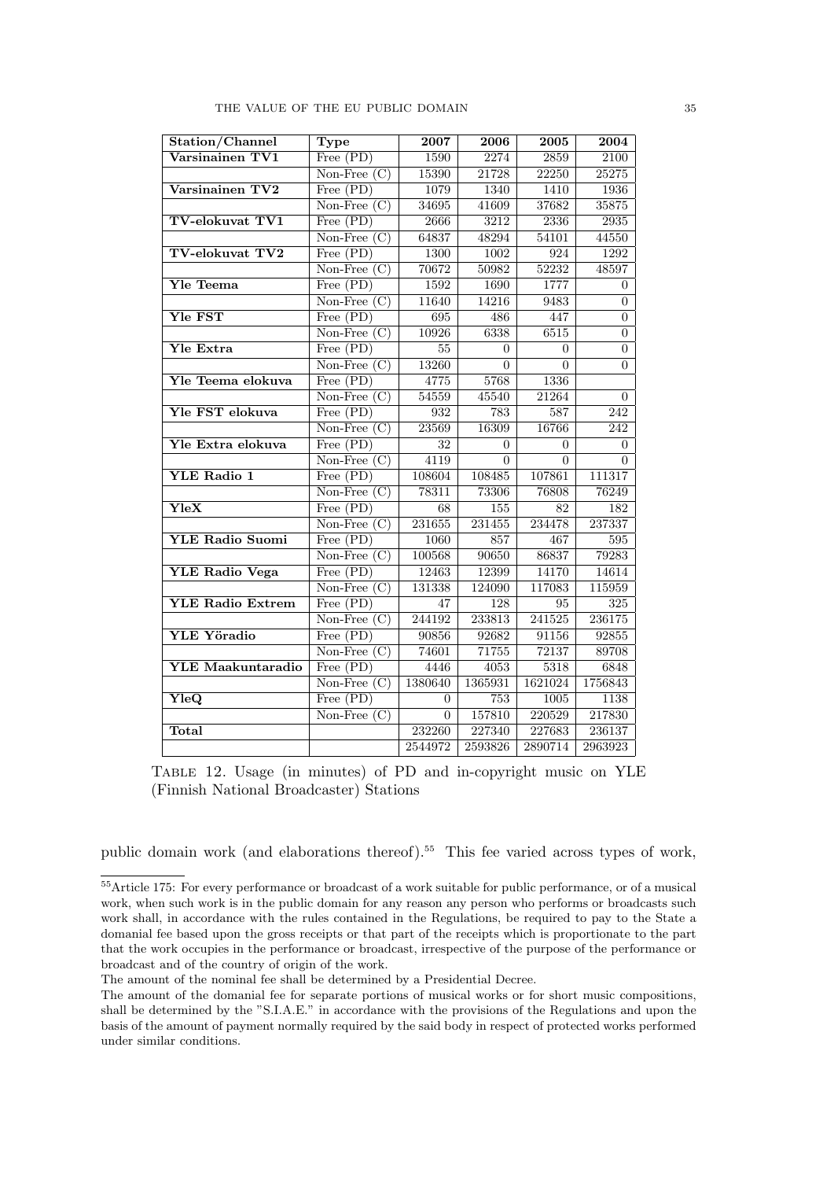| Station/Channel | Type | 2007 | 2006 | 2005 | 2004 |
|---|---|---|---|---|---|
| **Varsinainen TV1** | Free (PD) | 1590 | 2274 | 2859 | 2100 |
| | Non-Free (C) | 15390 | 21728 | 22250 | 25275 |
| **Varsinainen TV2** | Free (PD) | 1079 | 1340 | 1410 | 1936 |
| | Non-Free (C) | 34695 | 41609 | 37682 | 35875 |
| **TV-elokuvat TV1** | Free (PD) | 2666 | 3212 | 2336 | 2935 |
| | Non-Free (C) | 64837 | 48294 | 54101 | 44550 |
| **TV-elokuvat TV2** | Free (PD) | 1300 | 1002 | 924 | 1292 |
| | Non-Free (C) | 70672 | 50982 | 52232 | 48597 |
| **Yle Teema** | Free (PD) | 1592 | 1690 | 1777 | 0 |
| | Non-Free (C) | 11640 | 14216 | 9483 | 0 |
| **Yle FST** | Free (PD) | 695 | 486 | 447 | 0 |
| | Non-Free (C) | 10926 | 6338 | 6515 | 0 |
| **Yle Extra** | Free (PD) | 55 | 0 | 0 | 0 |
| | Non-Free (C) | 13260 | 0 | 0 | 0 |
| **Yle Teema elokuva** | Free (PD) | 4775 | 5768 | 1336 | |
| | Non-Free (C) | 54559 | 45540 | 21264 | 0 |
| **Yle FST elokuva** | Free (PD) | 932 | 783 | 587 | 242 |
| | Non-Free (C) | 23569 | 16309 | 16766 | 242 |
| **Yle Extra elokuva** | Free (PD) | 32 | 0 | 0 | 0 |
| | Non-Free (C) | 4119 | 0 | 0 | 0 |
| **YLE Radio 1** | Free (PD) | 108604 | 108485 | 107861 | 111317 |
| | Non-Free (C) | 78311 | 73306 | 76808 | 76249 |
| **YleX** | Free (PD) | 68 | 155 | 82 | 182 |
| | Non-Free (C) | 231655 | 231455 | 234478 | 237337 |
| **YLE Radio Suomi** | Free (PD) | 1060 | 857 | 467 | 595 |
| | Non-Free (C) | 100568 | 90650 | 86837 | 79283 |
| **YLE Radio Vega** | Free (PD) | 12463 | 12399 | 14170 | 14614 |
| | Non-Free (C) | 131338 | 124090 | 117083 | 115959 |
| **YLE Radio Extrem** | Free (PD) | 47 | 128 | 95 | 325 |
| | Non-Free (C) | 244192 | 233813 | 241525 | 236175 |
| **YLE Yöradio** | Free (PD) | 90856 | 92682 | 91156 | 92855 |
| | Non-Free (C) | 74601 | 71755 | 72137 | 89708 |
| **YLE Maakuntaradio** | Free (PD) | 4446 | 4053 | 5318 | 6848 |
| | Non-Free (C) | 1380640 | 1365931 | 1621024 | 1756843 |
| **YleQ** | Free (PD) | 0 | 753 | 1005 | 1138 |
| | Non-Free (C) | 0 | 157810 | 220529 | 217830 |
| **Total** | | 232260 | 227340 | 227683 | 236137 |
| | | 2544972 | 2593826 | 2890714 | 2963923 |

Table 12. Usage (in minutes) of PD and in-copyright music on YLE (Finnish National Broadcaster) Stations

public domain work (and elaborations thereof).[55] This fee varied across types of work,

[55] Article 175: For every performance or broadcast of a work suitable for public performance, or of a musical work, when such work is in the public domain for any reason any person who performs or broadcasts such work shall, in accordance with the rules contained in the Regulations, be required to pay to the State a domanial fee based upon the gross receipts or that part of the receipts which is proportionate to the part that the work occupies in the performance or broadcast, irrespective of the purpose of the performance or broadcast and of the country of origin of the work.

The amount of the nominal fee shall be determined by a Presidential Decree.

The amount of the domanial fee for separate portions of musical works or for short music compositions, shall be determined by the "S.I.A.E." in accordance with the provisions of the Regulations and upon the basis of the amount of payment normally required by the said body in respect of protected works performed under similar conditions.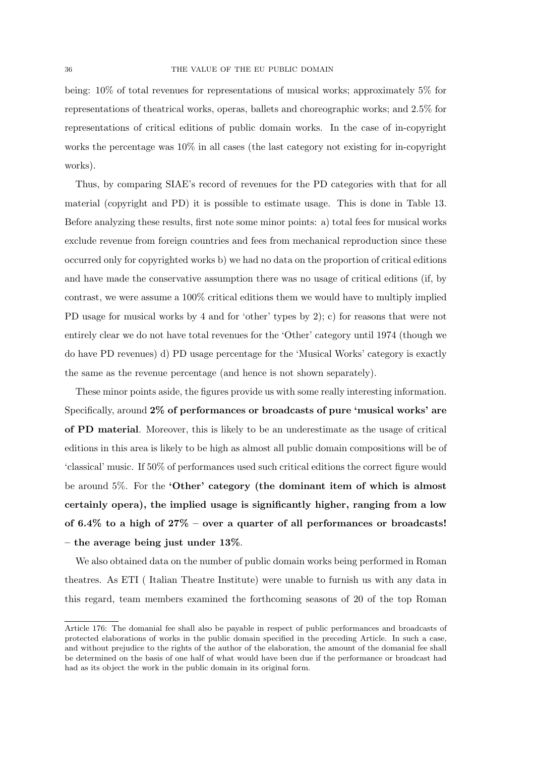being: 10% of total revenues for representations of musical works; approximately 5% for representations of theatrical works, operas, ballets and choreographic works; and 2.5% for representations of critical editions of public domain works. In the case of in-copyright works the percentage was 10% in all cases (the last category not existing for in-copyright works).

Thus, by comparing SIAE's record of revenues for the PD categories with that for all material (copyright and PD) it is possible to estimate usage. This is done in Table 13. Before analyzing these results, first note some minor points: a) total fees for musical works exclude revenue from foreign countries and fees from mechanical reproduction since these occurred only for copyrighted works b) we had no data on the proportion of critical editions and have made the conservative assumption there was no usage of critical editions (if, by contrast, we were assume a 100% critical editions them we would have to multiply implied PD usage for musical works by 4 and for 'other' types by 2); c) for reasons that were not entirely clear we do not have total revenues for the 'Other' category until 1974 (though we do have PD revenues) d) PD usage percentage for the 'Musical Works' category is exactly the same as the revenue percentage (and hence is not shown separately).

These minor points aside, the figures provide us with some really interesting information. Specifically, around **2% of performances or broadcasts of pure 'musical works' are of PD material**. Moreover, this is likely to be an underestimate as the usage of critical editions in this area is likely to be high as almost all public domain compositions will be of 'classical' music. If 50% of performances used such critical editions the correct figure would be around 5%. For the **'Other' category (the dominant item of which is almost certainly opera), the implied usage is significantly higher, ranging from a low of 6.4% to a high of 27% – over a quarter of all performances or broadcasts! – the average being just under 13%**.

We also obtained data on the number of public domain works being performed in Roman theatres. As ETI ( Italian Theatre Institute) were unable to furnish us with any data in this regard, team members examined the forthcoming seasons of 20 of the top Roman

---

Article 176: The domanial fee shall also be payable in respect of public performances and broadcasts of protected elaborations of works in the public domain specified in the preceding Article. In such a case, and without prejudice to the rights of the author of the elaboration, the amount of the domanial fee shall be determined on the basis of one half of what would have been due if the performance or broadcast had had as its object the work in the public domain in its original form.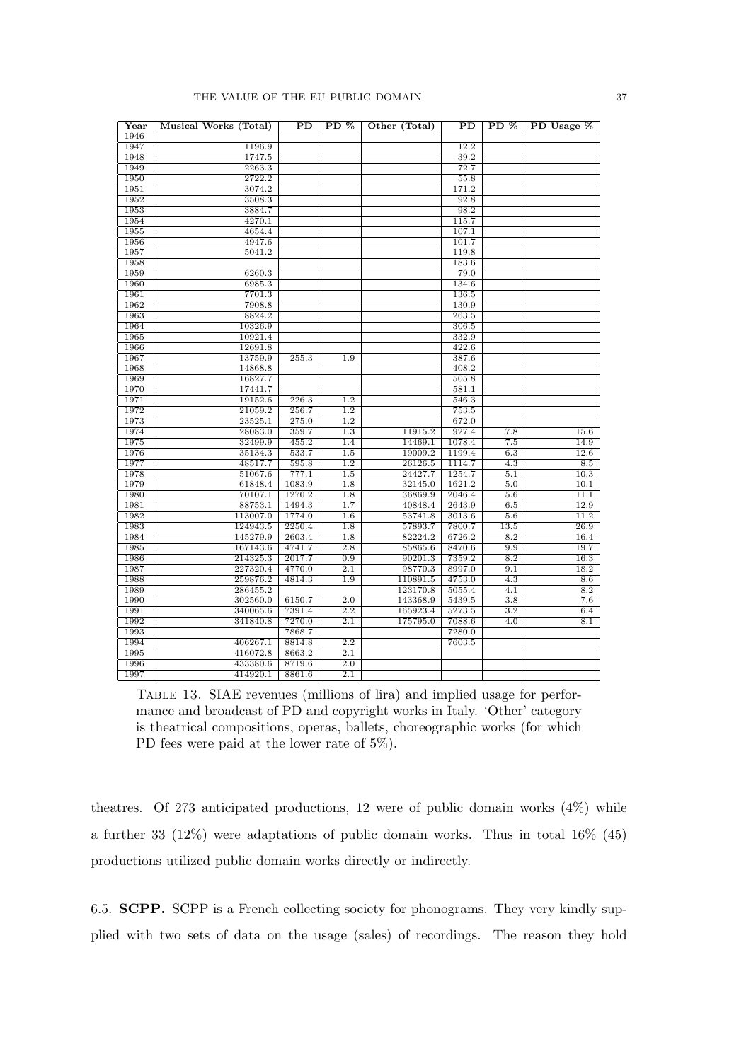| Year | Musical Works (Total) | PD | PD % | Other (Total) | PD | PD % | PD Usage % |
|---|---|---|---|---|---|---|---|
| 1946 | | | | | | | |
| 1947 | 1196.9 | | | | 12.2 | | |
| 1948 | 1747.5 | | | | 39.2 | | |
| 1949 | 2263.3 | | | | 72.7 | | |
| 1950 | 2722.2 | | | | 55.8 | | |
| 1951 | 3074.2 | | | | 171.2 | | |
| 1952 | 3508.3 | | | | 92.8 | | |
| 1953 | 3884.7 | | | | 98.2 | | |
| 1954 | 4270.1 | | | | 115.7 | | |
| 1955 | 4654.4 | | | | 107.1 | | |
| 1956 | 4947.6 | | | | 101.7 | | |
| 1957 | 5041.2 | | | | 119.8 | | |
| 1958 | | | | | 183.6 | | |
| 1959 | 6260.3 | | | | 79.0 | | |
| 1960 | 6985.3 | | | | 134.6 | | |
| 1961 | 7701.3 | | | | 136.5 | | |
| 1962 | 7908.8 | | | | 130.9 | | |
| 1963 | 8824.2 | | | | 263.5 | | |
| 1964 | 10326.9 | | | | 306.5 | | |
| 1965 | 10921.4 | | | | 332.9 | | |
| 1966 | 12691.8 | | | | 422.6 | | |
| 1967 | 13759.9 | 255.3 | 1.9 | | 387.6 | | |
| 1968 | 14868.8 | | | | 408.2 | | |
| 1969 | 16827.7 | | | | 505.8 | | |
| 1970 | 17441.7 | | | | 581.1 | | |
| 1971 | 19152.6 | 226.3 | 1.2 | | 546.3 | | |
| 1972 | 21059.2 | 256.7 | 1.2 | | 753.5 | | |
| 1973 | 23525.1 | 275.0 | 1.2 | | 672.0 | | |
| 1974 | 28083.0 | 359.7 | 1.3 | 11915.2 | 927.4 | 7.8 | 15.6 |
| 1975 | 32499.9 | 455.2 | 1.4 | 14469.1 | 1078.4 | 7.5 | 14.9 |
| 1976 | 35134.3 | 533.7 | 1.5 | 19009.2 | 1199.4 | 6.3 | 12.6 |
| 1977 | 48517.7 | 595.8 | 1.2 | 26126.5 | 1114.7 | 4.3 | 8.5 |
| 1978 | 51067.6 | 777.1 | 1.5 | 24427.7 | 1254.7 | 5.1 | 10.3 |
| 1979 | 61848.4 | 1083.9 | 1.8 | 32145.0 | 1621.2 | 5.0 | 10.1 |
| 1980 | 70107.1 | 1270.2 | 1.8 | 36869.9 | 2046.4 | 5.6 | 11.1 |
| 1981 | 88753.1 | 1494.3 | 1.7 | 40848.4 | 2643.9 | 6.5 | 12.9 |
| 1982 | 113007.0 | 1774.0 | 1.6 | 53741.8 | 3013.6 | 5.6 | 11.2 |
| 1983 | 124943.5 | 2250.4 | 1.8 | 57893.7 | 7800.7 | 13.5 | 26.9 |
| 1984 | 145279.9 | 2603.4 | 1.8 | 82224.2 | 6726.2 | 8.2 | 16.4 |
| 1985 | 167143.6 | 4741.7 | 2.8 | 85865.6 | 8470.6 | 9.9 | 19.7 |
| 1986 | 214325.3 | 2017.7 | 0.9 | 90201.3 | 7359.2 | 8.2 | 16.3 |
| 1987 | 227320.4 | 4770.0 | 2.1 | 98770.3 | 8997.0 | 9.1 | 18.2 |
| 1988 | 259876.2 | 4814.3 | 1.9 | 110891.5 | 4753.0 | 4.3 | 8.6 |
| 1989 | 286455.2 | | | 123170.8 | 5055.4 | 4.1 | 8.2 |
| 1990 | 302560.0 | 6150.7 | 2.0 | 143368.9 | 5439.5 | 3.8 | 7.6 |
| 1991 | 340065.6 | 7391.4 | 2.2 | 165923.4 | 5273.5 | 3.2 | 6.4 |
| 1992 | 341840.8 | 7270.0 | 2.1 | 175795.0 | 7088.6 | 4.0 | 8.1 |
| 1993 | | 7868.7 | | | 7280.0 | | |
| 1994 | 406267.1 | 8814.8 | 2.2 | | 7603.5 | | |
| 1995 | 416072.8 | 8663.2 | 2.1 | | | | |
| 1996 | 433380.6 | 8719.6 | 2.0 | | | | |
| 1997 | 414920.1 | 8861.6 | 2.1 | | | | |

Table 13. SIAE revenues (millions of lira) and implied usage for performance and broadcast of PD and copyright works in Italy. 'Other' category is theatrical compositions, operas, ballets, choreographic works (for which PD fees were paid at the lower rate of 5%).

theatres. Of 273 anticipated productions, 12 were of public domain works (4%) while a further 33 (12%) were adaptations of public domain works. Thus in total 16% (45) productions utilized public domain works directly or indirectly.

6.5. **SCPP.** SCPP is a French collecting society for phonograms. They very kindly supplied with two sets of data on the usage (sales) of recordings. The reason they hold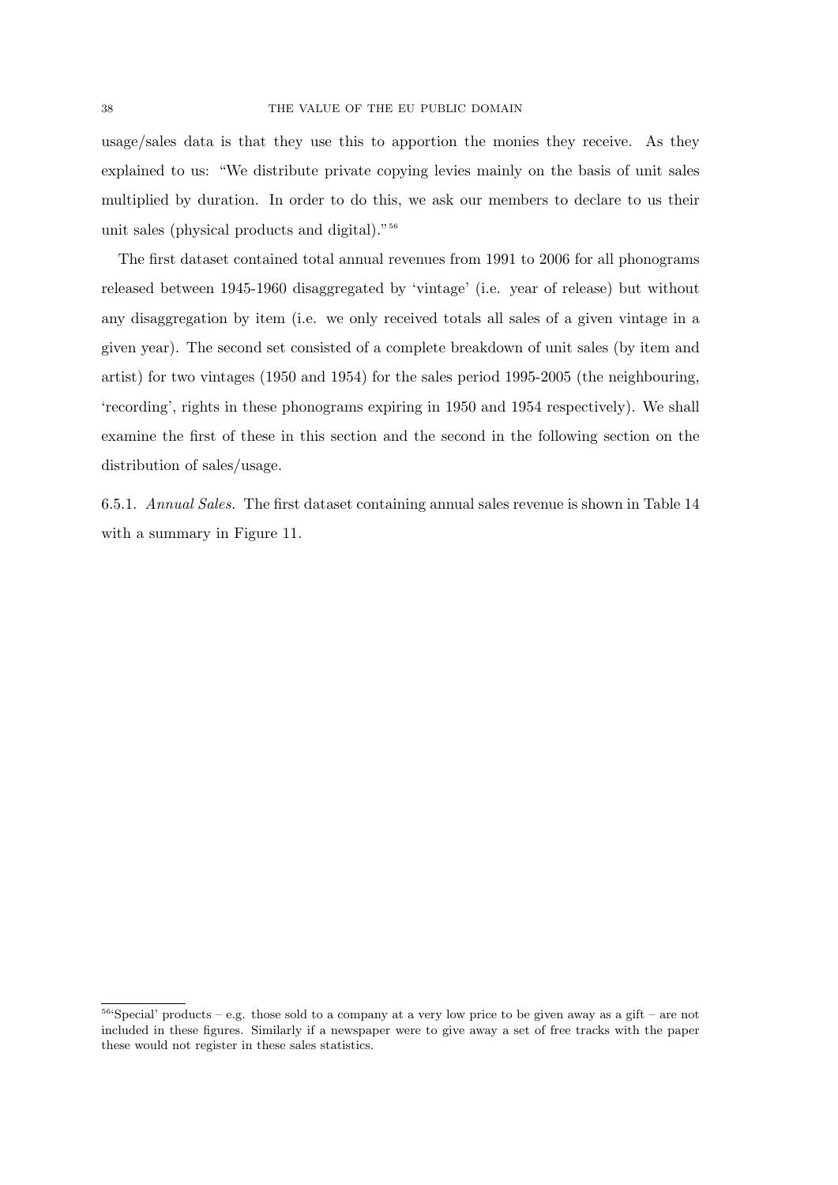usage/sales data is that they use this to apportion the monies they receive. As they explained to us: "We distribute private copying levies mainly on the basis of unit sales multiplied by duration. In order to do this, we ask our members to declare to us their unit sales (physical products and digital)."[56]

The first dataset contained total annual revenues from 1991 to 2006 for all phonograms released between 1945-1960 disaggregated by 'vintage' (i.e. year of release) but without any disaggregation by item (i.e. we only received totals all sales of a given vintage in a given year). The second set consisted of a complete breakdown of unit sales (by item and artist) for two vintages (1950 and 1954) for the sales period 1995-2005 (the neighbouring, 'recording', rights in these phonograms expiring in 1950 and 1954 respectively). We shall examine the first of these in this section and the second in the following section on the distribution of sales/usage.

6.5.1. *Annual Sales.* The first dataset containing annual sales revenue is shown in Table 14 with a summary in Figure 11.

[56]'Special' products – e.g. those sold to a company at a very low price to be given away as a gift – are not included in these figures. Similarly if a newspaper were to give away a set of free tracks with the paper these would not register in these sales statistics.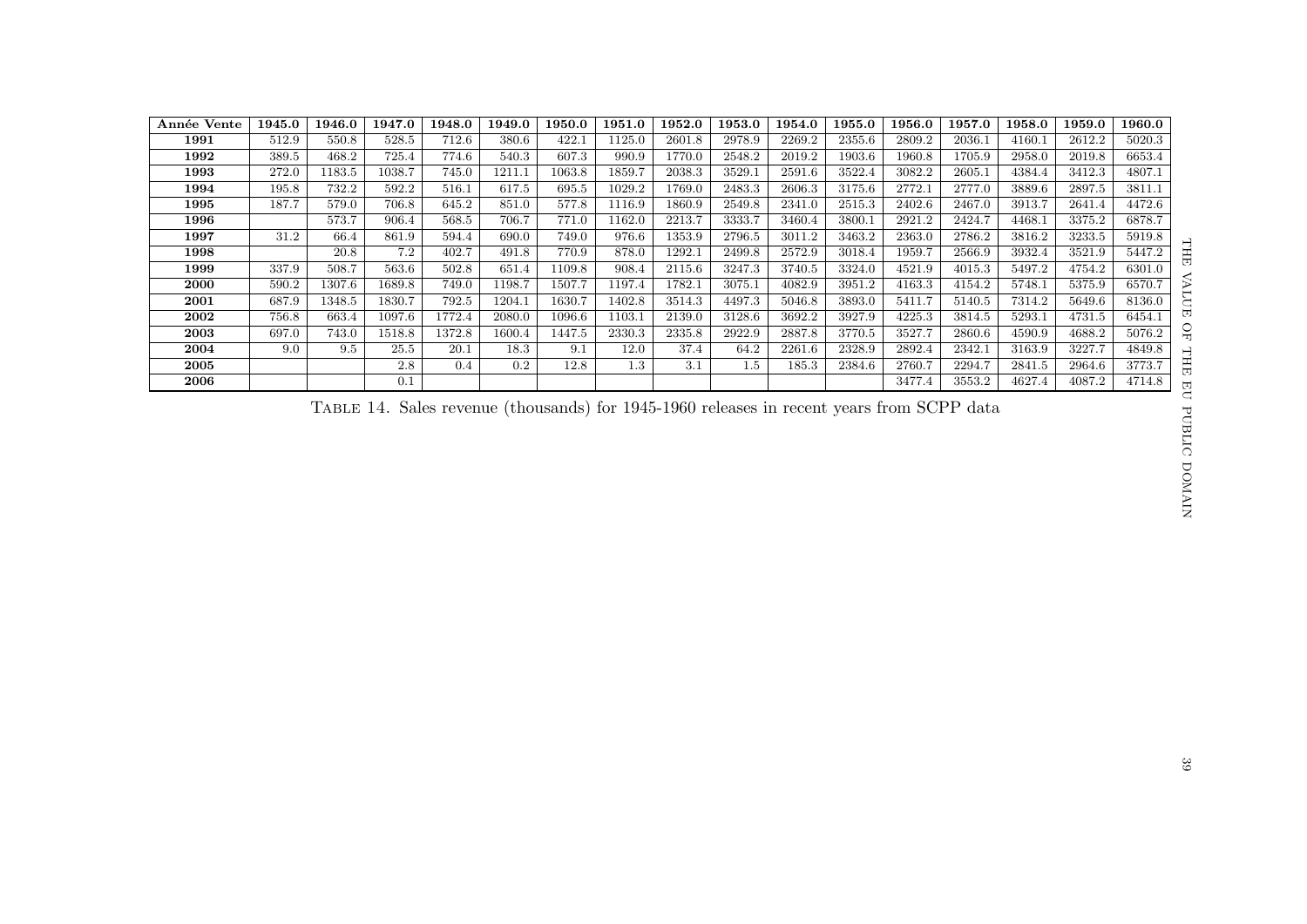| Année Vente | 1945.0 | 1946.0 | 1947.0 | 1948.0 | 1949.0 | 1950.0 | 1951.0 | 1952.0 | 1953.0 | 1954.0 | 1955.0 | 1956.0 | 1957.0 | 1958.0 | 1959.0 | 1960.0 |
|---|---|---|---|---|---|---|---|---|---|---|---|---|---|---|---|---|
| **1991** | 512.9 | 550.8 | 528.5 | 712.6 | 380.6 | 422.1 | 1125.0 | 2601.8 | 2978.9 | 2269.2 | 2355.6 | 2809.2 | 2036.1 | 4160.1 | 2612.2 | 5020.3 |
| **1992** | 389.5 | 468.2 | 725.4 | 774.6 | 540.3 | 607.3 | 990.9 | 1770.0 | 2548.2 | 2019.2 | 1903.6 | 1960.8 | 1705.9 | 2958.0 | 2019.8 | 6653.4 |
| **1993** | 272.0 | 1183.5 | 1038.7 | 745.0 | 1211.1 | 1063.8 | 1859.7 | 2038.3 | 3529.1 | 2591.6 | 3522.4 | 3082.2 | 2605.1 | 4384.4 | 3412.3 | 4807.1 |
| **1994** | 195.8 | 732.2 | 592.2 | 516.1 | 617.5 | 695.5 | 1029.2 | 1769.0 | 2483.3 | 2606.3 | 3175.6 | 2772.1 | 2777.0 | 3889.6 | 2897.5 | 3811.1 |
| **1995** | 187.7 | 579.0 | 706.8 | 645.2 | 851.0 | 577.8 | 1116.9 | 1860.9 | 2549.8 | 2341.0 | 2515.3 | 2402.6 | 2467.0 | 3913.7 | 2641.4 | 4472.6 |
| **1996** | | 573.7 | 906.4 | 568.5 | 706.7 | 771.0 | 1162.0 | 2213.7 | 3333.7 | 3460.4 | 3800.1 | 2921.2 | 2424.7 | 4468.1 | 3375.2 | 6878.7 |
| **1997** | 31.2 | 66.4 | 861.9 | 594.4 | 690.0 | 749.0 | 976.6 | 1353.9 | 2796.5 | 3011.2 | 3463.2 | 2363.0 | 2786.2 | 3816.2 | 3233.5 | 5919.8 |
| **1998** | | 20.8 | 7.2 | 402.7 | 491.8 | 770.9 | 878.0 | 1292.1 | 2499.8 | 2572.9 | 3018.4 | 1959.7 | 2566.9 | 3932.4 | 3521.9 | 5447.2 |
| **1999** | 337.9 | 508.7 | 563.6 | 502.8 | 651.4 | 1109.8 | 908.4 | 2115.6 | 3247.3 | 3740.5 | 3324.0 | 4521.9 | 4015.3 | 5497.2 | 4754.2 | 6301.0 |
| **2000** | 590.2 | 1307.6 | 1689.8 | 749.0 | 1198.7 | 1507.7 | 1197.4 | 1782.1 | 3075.1 | 4082.9 | 3951.2 | 4163.3 | 4154.2 | 5748.1 | 5375.9 | 6570.7 |
| **2001** | 687.9 | 1348.5 | 1830.7 | 792.5 | 1204.1 | 1630.7 | 1402.8 | 3514.3 | 4497.3 | 5046.8 | 3893.0 | 5411.7 | 5140.5 | 7314.2 | 5649.6 | 8136.0 |
| **2002** | 756.8 | 663.4 | 1097.6 | 1772.4 | 2080.0 | 1096.6 | 1103.1 | 2139.0 | 3128.6 | 3692.2 | 3927.9 | 4225.3 | 3814.5 | 5293.1 | 4731.5 | 6454.1 |
| **2003** | 697.0 | 743.0 | 1518.8 | 1372.8 | 1600.4 | 1447.5 | 2330.3 | 2335.8 | 2922.9 | 2887.8 | 3770.5 | 3527.7 | 2860.6 | 4590.9 | 4688.2 | 5076.2 |
| **2004** | 9.0 | 9.5 | 25.5 | 20.1 | 18.3 | 9.1 | 12.0 | 37.4 | 64.2 | 2261.6 | 2328.9 | 2892.4 | 2342.1 | 3163.9 | 3227.7 | 4849.8 |
| **2005** | | | 2.8 | 0.4 | 0.2 | 12.8 | 1.3 | 3.1 | 1.5 | 185.3 | 2384.6 | 2760.7 | 2294.7 | 2841.5 | 2964.6 | 3773.7 |
| **2006** | | | 0.1 | | | | | | | | | 3477.4 | 3553.2 | 4627.4 | 4087.2 | 4714.8 |

Table 14. Sales revenue (thousands) for 1945-1960 releases in recent years from SCPP data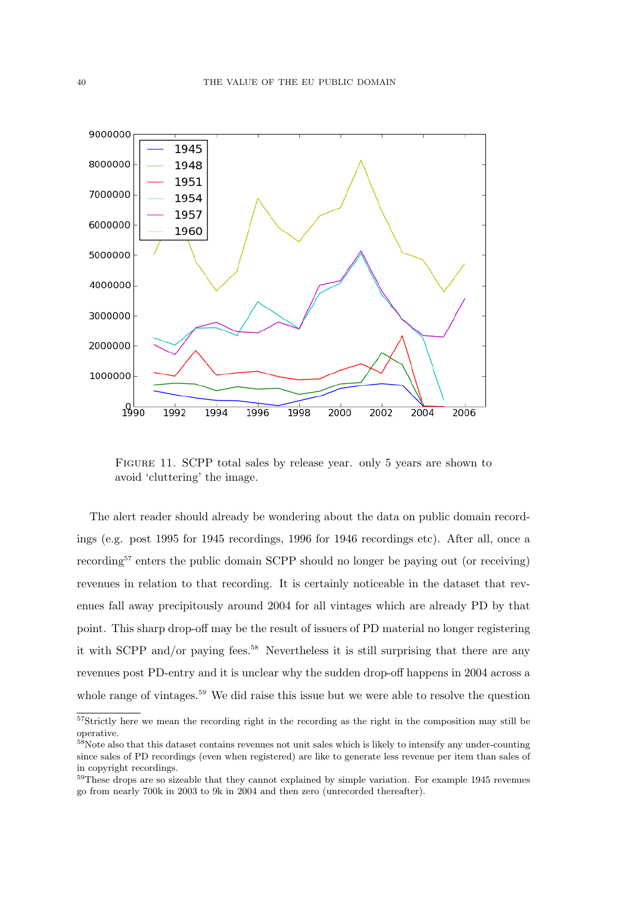FIGURE 11. SCPP total sales by release year. only 5 years are shown to avoid 'cluttering' the image.

The alert reader should already be wondering about the data on public domain recordings (e.g. post 1995 for 1945 recordings, 1996 for 1946 recordings etc). After all, once a recording[57] enters the public domain SCPP should no longer be paying out (or receiving) revenues in relation to that recording. It is certainly noticeable in the dataset that revenues fall away precipitously around 2004 for all vintages which are already PD by that point. This sharp drop-off may be the result of issuers of PD material no longer registering it with SCPP and/or paying fees.[58] Nevertheless it is still surprising that there are any revenues post PD-entry and it is unclear why the sudden drop-off happens in 2004 across a whole range of vintages.[59] We did raise this issue but we were able to resolve the question

[57]Strictly here we mean the recording right in the recording as the right in the composition may still be operative.

[58]Note also that this dataset contains revenues not unit sales which is likely to intensify any under-counting since sales of PD recordings (even when registered) are like to generate less revenue per item than sales of in copyright recordings.

[59]These drops are so sizeable that they cannot explained by simple variation. For example 1945 revenues go from nearly 700k in 2003 to 9k in 2004 and then zero (unrecorded thereafter).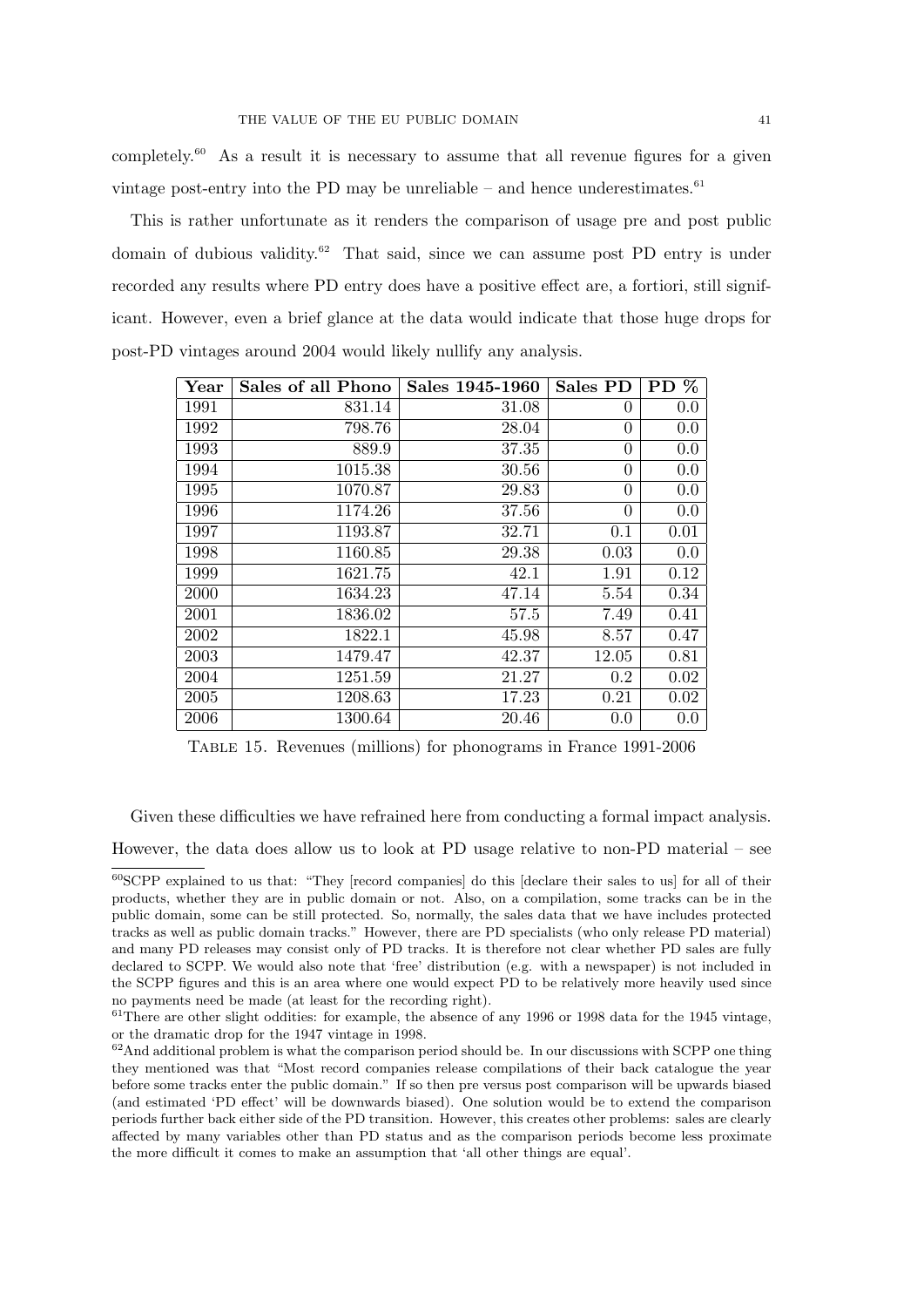completely.[60] As a result it is necessary to assume that all revenue figures for a given vintage post-entry into the PD may be unreliable – and hence underestimates.[61]

This is rather unfortunate as it renders the comparison of usage pre and post public domain of dubious validity.[62] That said, since we can assume post PD entry is under recorded any results where PD entry does have a positive effect are, a fortiori, still significant. However, even a brief glance at the data would indicate that those huge drops for post-PD vintages around 2004 would likely nullify any analysis.

| Year | Sales of all Phono | Sales 1945-1960 | Sales PD | PD % |
|---|---|---|---|---|
| 1991 | 831.14 | 31.08 | 0 | 0.0 |
| 1992 | 798.76 | 28.04 | 0 | 0.0 |
| 1993 | 889.9 | 37.35 | 0 | 0.0 |
| 1994 | 1015.38 | 30.56 | 0 | 0.0 |
| 1995 | 1070.87 | 29.83 | 0 | 0.0 |
| 1996 | 1174.26 | 37.56 | 0 | 0.0 |
| 1997 | 1193.87 | 32.71 | 0.1 | 0.01 |
| 1998 | 1160.85 | 29.38 | 0.03 | 0.0 |
| 1999 | 1621.75 | 42.1 | 1.91 | 0.12 |
| 2000 | 1634.23 | 47.14 | 5.54 | 0.34 |
| 2001 | 1836.02 | 57.5 | 7.49 | 0.41 |
| 2002 | 1822.1 | 45.98 | 8.57 | 0.47 |
| 2003 | 1479.47 | 42.37 | 12.05 | 0.81 |
| 2004 | 1251.59 | 21.27 | 0.2 | 0.02 |
| 2005 | 1208.63 | 17.23 | 0.21 | 0.02 |
| 2006 | 1300.64 | 20.46 | 0.0 | 0.0 |

Table 15. Revenues (millions) for phonograms in France 1991-2006

Given these difficulties we have refrained here from conducting a formal impact analysis. However, the data does allow us to look at PD usage relative to non-PD material – see

[60]SCPP explained to us that: "They [record companies] do this [declare their sales to us] for all of their products, whether they are in public domain or not. Also, on a compilation, some tracks can be in the public domain, some can be still protected. So, normally, the sales data that we have includes protected tracks as well as public domain tracks." However, there are PD specialists (who only release PD material) and many PD releases may consist only of PD tracks. It is therefore not clear whether PD sales are fully declared to SCPP. We would also note that 'free' distribution (e.g. with a newspaper) is not included in the SCPP figures and this is an area where one would expect PD to be relatively more heavily used since no payments need be made (at least for the recording right).

[61]There are other slight oddities: for example, the absence of any 1996 or 1998 data for the 1945 vintage, or the dramatic drop for the 1947 vintage in 1998.

[62]And additional problem is what the comparison period should be. In our discussions with SCPP one thing they mentioned was that "Most record companies release compilations of their back catalogue the year before some tracks enter the public domain." If so then pre versus post comparison will be upwards biased (and estimated 'PD effect' will be downwards biased). One solution would be to extend the comparison periods further back either side of the PD transition. However, this creates other problems: sales are clearly affected by many variables other than PD status and as the comparison periods become less proximate the more difficult it comes to make an assumption that 'all other things are equal'.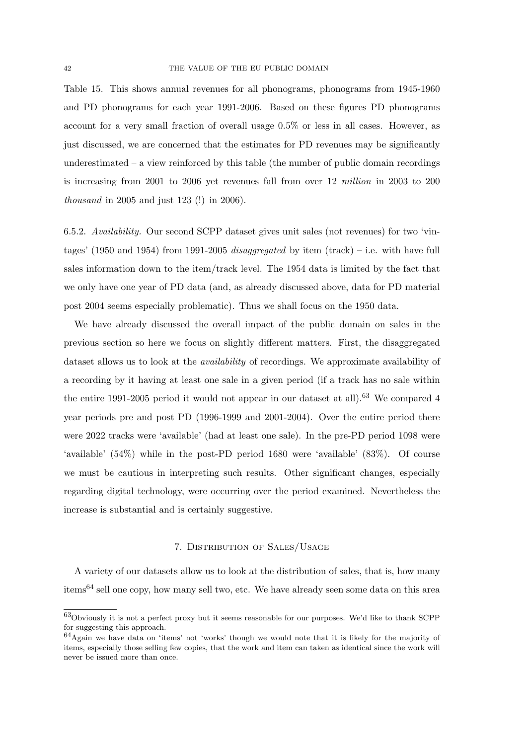Table 15. This shows annual revenues for all phonograms, phonograms from 1945-1960 and PD phonograms for each year 1991-2006. Based on these figures PD phonograms account for a very small fraction of overall usage 0.5% or less in all cases. However, as just discussed, we are concerned that the estimates for PD revenues may be significantly underestimated – a view reinforced by this table (the number of public domain recordings is increasing from 2001 to 2006 yet revenues fall from over 12 *million* in 2003 to 200 *thousand* in 2005 and just 123 (!) in 2006).

6.5.2. *Availability.* Our second SCPP dataset gives unit sales (not revenues) for two 'vintages' (1950 and 1954) from 1991-2005 *disaggregated* by item (track) – i.e. with have full sales information down to the item/track level. The 1954 data is limited by the fact that we only have one year of PD data (and, as already discussed above, data for PD material post 2004 seems especially problematic). Thus we shall focus on the 1950 data.

We have already discussed the overall impact of the public domain on sales in the previous section so here we focus on slightly different matters. First, the disaggregated dataset allows us to look at the *availability* of recordings. We approximate availability of a recording by it having at least one sale in a given period (if a track has no sale within the entire 1991-2005 period it would not appear in our dataset at all).[63] We compared 4 year periods pre and post PD (1996-1999 and 2001-2004). Over the entire period there were 2022 tracks were 'available' (had at least one sale). In the pre-PD period 1098 were 'available' (54%) while in the post-PD period 1680 were 'available' (83%). Of course we must be cautious in interpreting such results. Other significant changes, especially regarding digital technology, were occurring over the period examined. Nevertheless the increase is substantial and is certainly suggestive.

## 7. Distribution of Sales/Usage

A variety of our datasets allow us to look at the distribution of sales, that is, how many items[64] sell one copy, how many sell two, etc. We have already seen some data on this area

---

[63]Obviously it is not a perfect proxy but it seems reasonable for our purposes. We'd like to thank SCPP for suggesting this approach.

[64]Again we have data on 'items' not 'works' though we would note that it is likely for the majority of items, especially those selling few copies, that the work and item can taken as identical since the work will never be issued more than once.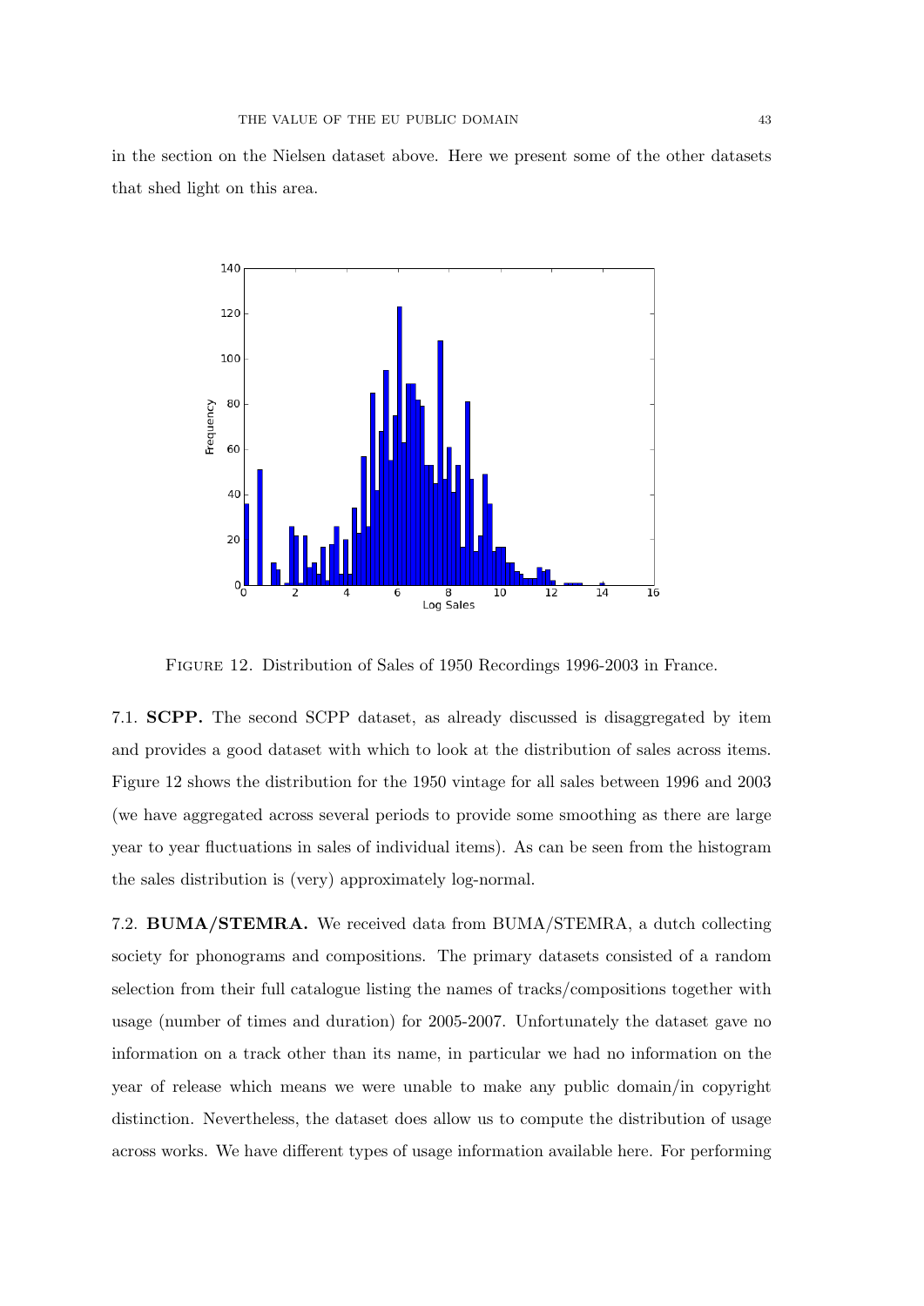in the section on the Nielsen dataset above. Here we present some of the other datasets that shed light on this area.

Figure 12. Distribution of Sales of 1950 Recordings 1996-2003 in France.

7.1. **SCPP.** The second SCPP dataset, as already discussed is disaggregated by item and provides a good dataset with which to look at the distribution of sales across items. Figure 12 shows the distribution for the 1950 vintage for all sales between 1996 and 2003 (we have aggregated across several periods to provide some smoothing as there are large year to year fluctuations in sales of individual items). As can be seen from the histogram the sales distribution is (very) approximately log-normal.

7.2. **BUMA/STEMRA.** We received data from BUMA/STEMRA, a dutch collecting society for phonograms and compositions. The primary datasets consisted of a random selection from their full catalogue listing the names of tracks/compositions together with usage (number of times and duration) for 2005-2007. Unfortunately the dataset gave no information on a track other than its name, in particular we had no information on the year of release which means we were unable to make any public domain/in copyright distinction. Nevertheless, the dataset does allow us to compute the distribution of usage across works. We have different types of usage information available here. For performing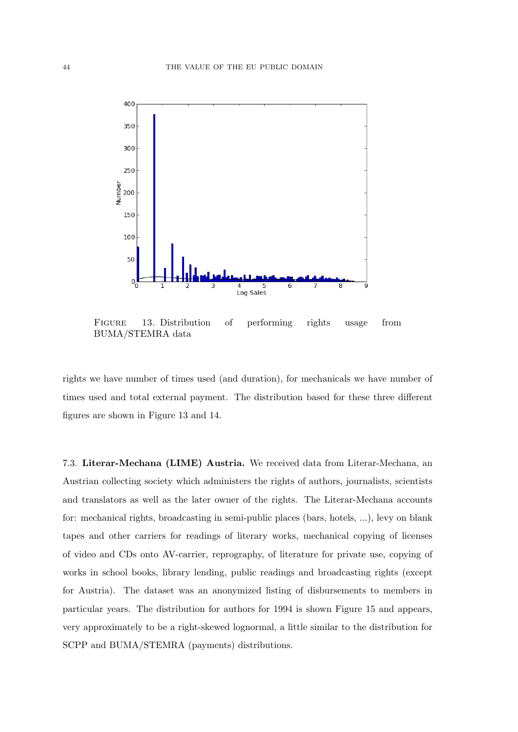FIGURE 13. Distribution of performing rights usage from BUMA/STEMRA data

rights we have number of times used (and duration), for mechanicals we have number of times used and total external payment. The distribution based for these three different figures are shown in Figure 13 and 14.

7.3. **Literar-Mechana (LIME) Austria.** We received data from Literar-Mechana, an Austrian collecting society which administers the rights of authors, journalists, scientists and translators as well as the later owner of the rights. The Literar-Mechana accounts for: mechanical rights, broadcasting in semi-public places (bars, hotels, ...), levy on blank tapes and other carriers for readings of literary works, mechanical copying of licenses of video and CDs onto AV-carrier, reprography, of literature for private use, copying of works in school books, library lending, public readings and broadcasting rights (except for Austria). The dataset was an anonymized listing of disbursements to members in particular years. The distribution for authors for 1994 is shown Figure 15 and appears, very approximately to be a right-skewed lognormal, a little similar to the distribution for SCPP and BUMA/STEMRA (payments) distributions.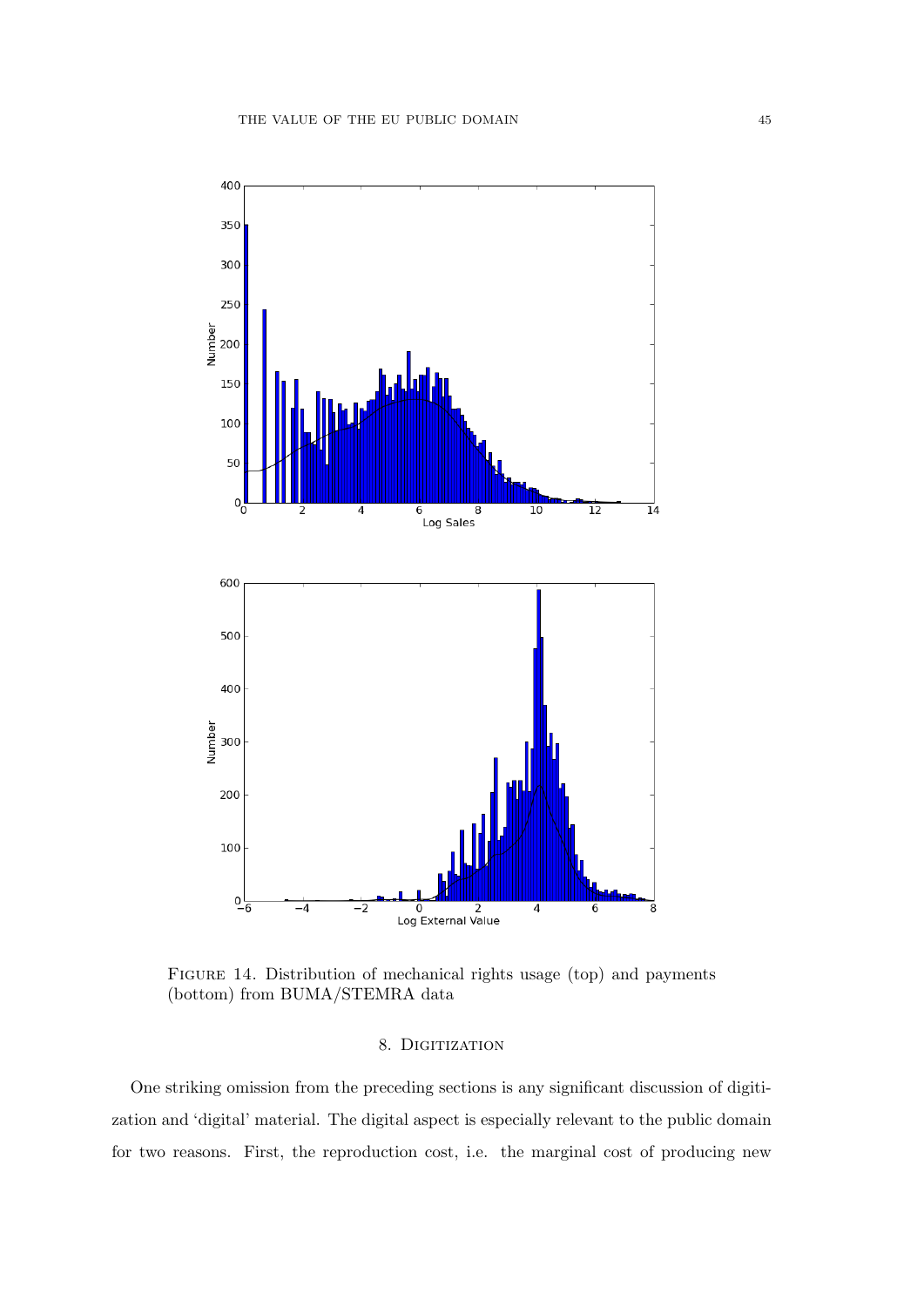Figure 14. Distribution of mechanical rights usage (top) and payments (bottom) from BUMA/STEMRA data

## 8. Digitization

One striking omission from the preceding sections is any significant discussion of digitization and 'digital' material. The digital aspect is especially relevant to the public domain for two reasons. First, the reproduction cost, i.e. the marginal cost of producing new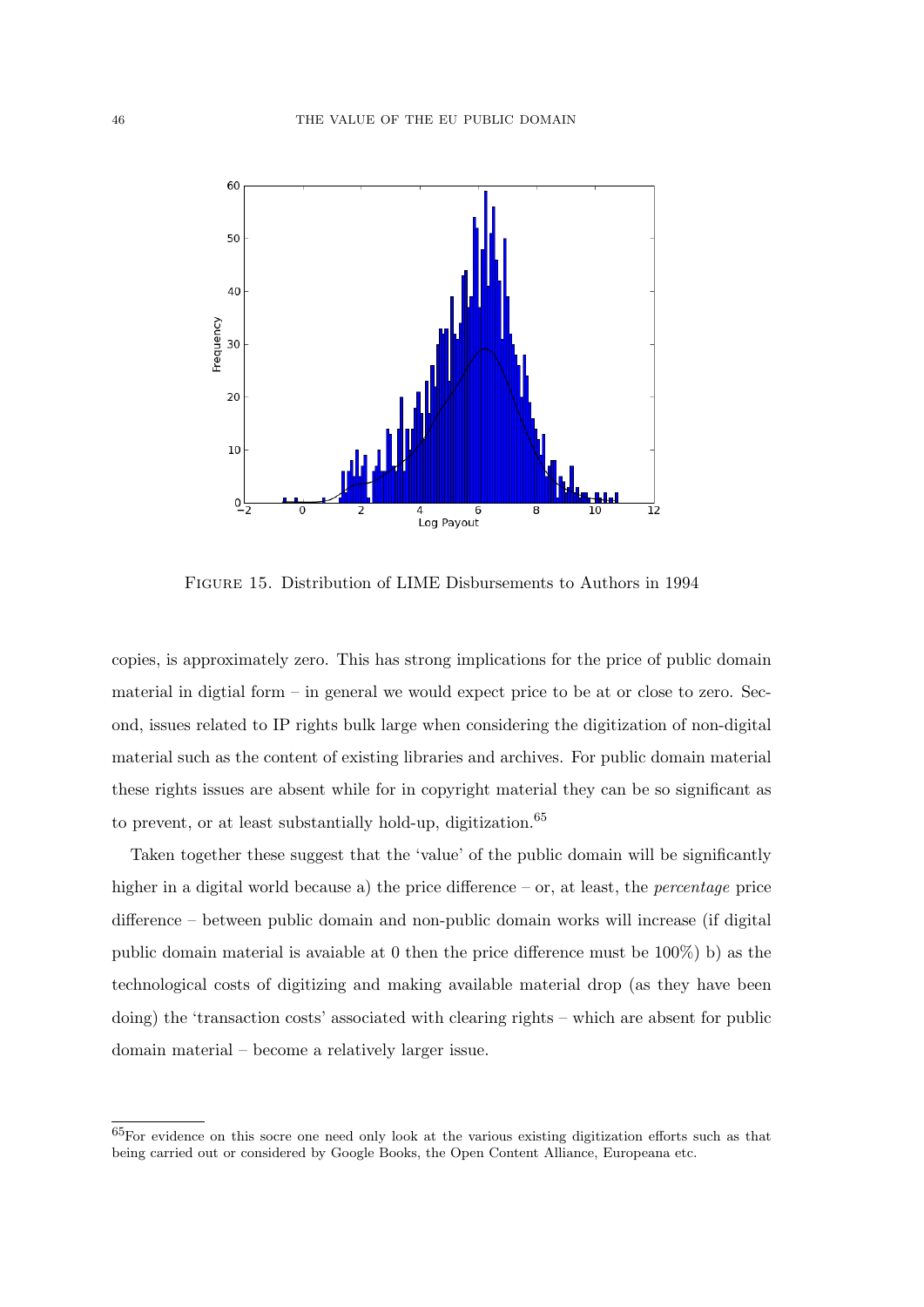Figure 15. Distribution of LIME Disbursements to Authors in 1994

copies, is approximately zero. This has strong implications for the price of public domain material in digtial form – in general we would expect price to be at or close to zero. Second, issues related to IP rights bulk large when considering the digitization of non-digital material such as the content of existing libraries and archives. For public domain material these rights issues are absent while for in copyright material they can be so significant as to prevent, or at least substantially hold-up, digitization.[65]

Taken together these suggest that the 'value' of the public domain will be significantly higher in a digital world because a) the price difference – or, at least, the *percentage* price difference – between public domain and non-public domain works will increase (if digital public domain material is avaiable at 0 then the price difference must be 100%) b) as the technological costs of digitizing and making available material drop (as they have been doing) the 'transaction costs' associated with clearing rights – which are absent for public domain material – become a relatively larger issue.

---

[65] For evidence on this socre one need only look at the various existing digitization efforts such as that being carried out or considered by Google Books, the Open Content Alliance, Europeana etc.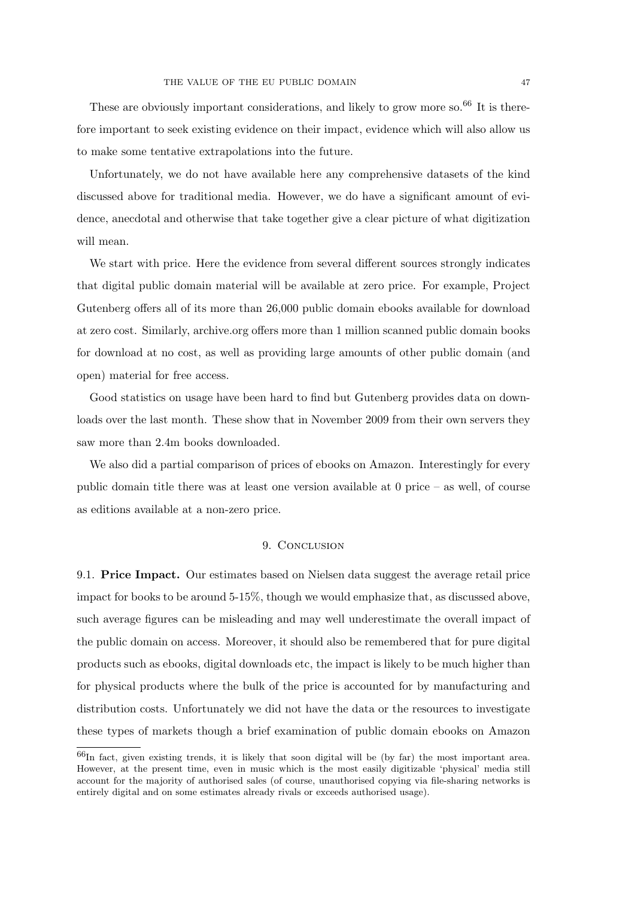These are obviously important considerations, and likely to grow more so.[66] It is therefore important to seek existing evidence on their impact, evidence which will also allow us to make some tentative extrapolations into the future.

Unfortunately, we do not have available here any comprehensive datasets of the kind discussed above for traditional media. However, we do have a significant amount of evidence, anecdotal and otherwise that take together give a clear picture of what digitization will mean.

We start with price. Here the evidence from several different sources strongly indicates that digital public domain material will be available at zero price. For example, Project Gutenberg offers all of its more than 26,000 public domain ebooks available for download at zero cost. Similarly, archive.org offers more than 1 million scanned public domain books for download at no cost, as well as providing large amounts of other public domain (and open) material for free access.

Good statistics on usage have been hard to find but Gutenberg provides data on downloads over the last month. These show that in November 2009 from their own servers they saw more than 2.4m books downloaded.

We also did a partial comparison of prices of ebooks on Amazon. Interestingly for every public domain title there was at least one version available at 0 price – as well, of course as editions available at a non-zero price.

## 9. Conclusion

9.1. **Price Impact.** Our estimates based on Nielsen data suggest the average retail price impact for books to be around 5-15%, though we would emphasize that, as discussed above, such average figures can be misleading and may well underestimate the overall impact of the public domain on access. Moreover, it should also be remembered that for pure digital products such as ebooks, digital downloads etc, the impact is likely to be much higher than for physical products where the bulk of the price is accounted for by manufacturing and distribution costs. Unfortunately we did not have the data or the resources to investigate these types of markets though a brief examination of public domain ebooks on Amazon

[66] In fact, given existing trends, it is likely that soon digital will be (by far) the most important area. However, at the present time, even in music which is the most easily digitizable 'physical' media still account for the majority of authorised sales (of course, unauthorised copying via file-sharing networks is entirely digital and on some estimates already rivals or exceeds authorised usage).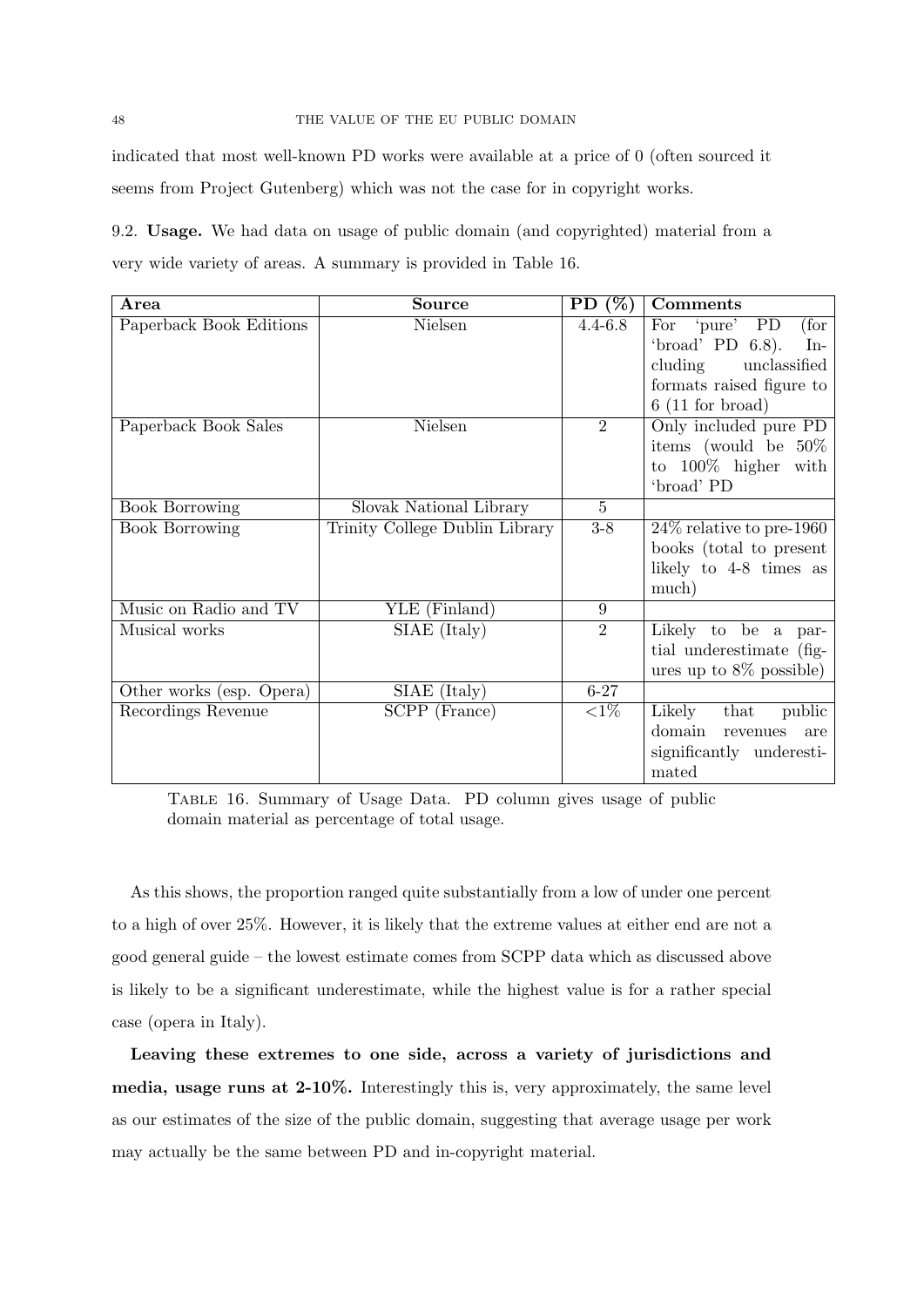indicated that most well-known PD works were available at a price of 0 (often sourced it seems from Project Gutenberg) which was not the case for in copyright works.

9.2. **Usage.** We had data on usage of public domain (and copyrighted) material from a very wide variety of areas. A summary is provided in Table 16.

| Area | Source | PD (%) | Comments |
|---|---|---|---|
| Paperback Book Editions | Nielsen | 4.4-6.8 | For 'pure' PD (for 'broad' PD 6.8). Including unclassified formats raised figure to 6 (11 for broad) |
| Paperback Book Sales | Nielsen | 2 | Only included pure PD items (would be 50% to 100% higher with 'broad' PD |
| Book Borrowing | Slovak National Library | 5 | |
| Book Borrowing | Trinity College Dublin Library | 3-8 | 24% relative to pre-1960 books (total to present likely to 4-8 times as much) |
| Music on Radio and TV | YLE (Finland) | 9 | |
| Musical works | SIAE (Italy) | 2 | Likely to be a partial underestimate (figures up to 8% possible) |
| Other works (esp. Opera) | SIAE (Italy) | 6-27 | |
| Recordings Revenue | SCPP (France) | <1% | Likely that public domain revenues are significantly underestimated |

Table 16. Summary of Usage Data. PD column gives usage of public domain material as percentage of total usage.

As this shows, the proportion ranged quite substantially from a low of under one percent to a high of over 25%. However, it is likely that the extreme values at either end are not a good general guide – the lowest estimate comes from SCPP data which as discussed above is likely to be a significant underestimate, while the highest value is for a rather special case (opera in Italy).

**Leaving these extremes to one side, across a variety of jurisdictions and media, usage runs at 2-10%.** Interestingly this is, very approximately, the same level as our estimates of the size of the public domain, suggesting that average usage per work may actually be the same between PD and in-copyright material.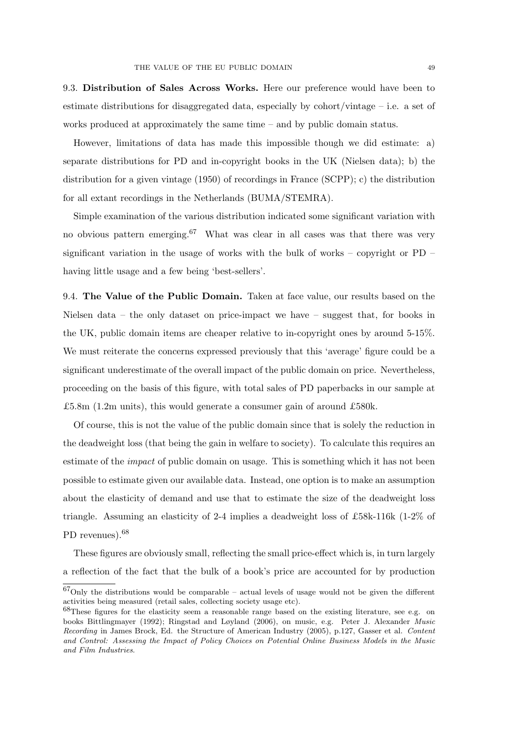9.3. **Distribution of Sales Across Works.** Here our preference would have been to estimate distributions for disaggregated data, especially by cohort/vintage – i.e. a set of works produced at approximately the same time – and by public domain status.

However, limitations of data has made this impossible though we did estimate: a) separate distributions for PD and in-copyright books in the UK (Nielsen data); b) the distribution for a given vintage (1950) of recordings in France (SCPP); c) the distribution for all extant recordings in the Netherlands (BUMA/STEMRA).

Simple examination of the various distribution indicated some significant variation with no obvious pattern emerging.[67] What was clear in all cases was that there was very significant variation in the usage of works with the bulk of works – copyright or PD – having little usage and a few being 'best-sellers'.

9.4. **The Value of the Public Domain.** Taken at face value, our results based on the Nielsen data – the only dataset on price-impact we have – suggest that, for books in the UK, public domain items are cheaper relative to in-copyright ones by around 5-15%. We must reiterate the concerns expressed previously that this 'average' figure could be a significant underestimate of the overall impact of the public domain on price. Nevertheless, proceeding on the basis of this figure, with total sales of PD paperbacks in our sample at £5.8m (1.2m units), this would generate a consumer gain of around £580k.

Of course, this is not the value of the public domain since that is solely the reduction in the deadweight loss (that being the gain in welfare to society). To calculate this requires an estimate of the *impact* of public domain on usage. This is something which it has not been possible to estimate given our available data. Instead, one option is to make an assumption about the elasticity of demand and use that to estimate the size of the deadweight loss triangle. Assuming an elasticity of 2-4 implies a deadweight loss of £58k-116k (1-2% of PD revenues).[68]

These figures are obviously small, reflecting the small price-effect which is, in turn largely a reflection of the fact that the bulk of a book's price are accounted for by production

---

[67] Only the distributions would be comparable – actual levels of usage would not be given the different activities being measured (retail sales, collecting society usage etc).

[68] These figures for the elasticity seem a reasonable range based on the existing literature, see e.g. on books Bittlingmayer (1992); Ringstad and Løyland (2006), on music, e.g. Peter J. Alexander *Music Recording* in James Brock, Ed. the Structure of American Industry (2005), p.127, Gasser et al. *Content and Control: Assessing the Impact of Policy Choices on Potential Online Business Models in the Music and Film Industries*.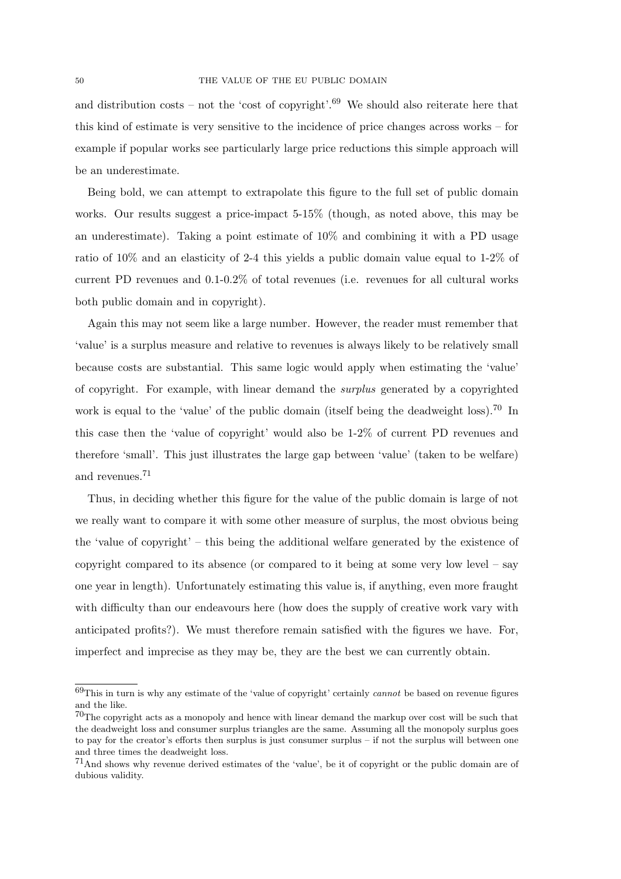and distribution costs – not the 'cost of copyright'.[69] We should also reiterate here that this kind of estimate is very sensitive to the incidence of price changes across works – for example if popular works see particularly large price reductions this simple approach will be an underestimate.

Being bold, we can attempt to extrapolate this figure to the full set of public domain works. Our results suggest a price-impact 5-15% (though, as noted above, this may be an underestimate). Taking a point estimate of 10% and combining it with a PD usage ratio of 10% and an elasticity of 2-4 this yields a public domain value equal to 1-2% of current PD revenues and 0.1-0.2% of total revenues (i.e. revenues for all cultural works both public domain and in copyright).

Again this may not seem like a large number. However, the reader must remember that 'value' is a surplus measure and relative to revenues is always likely to be relatively small because costs are substantial. This same logic would apply when estimating the 'value' of copyright. For example, with linear demand the *surplus* generated by a copyrighted work is equal to the 'value' of the public domain (itself being the deadweight loss).[70] In this case then the 'value of copyright' would also be 1-2% of current PD revenues and therefore 'small'. This just illustrates the large gap between 'value' (taken to be welfare) and revenues.[71]

Thus, in deciding whether this figure for the value of the public domain is large of not we really want to compare it with some other measure of surplus, the most obvious being the 'value of copyright' – this being the additional welfare generated by the existence of copyright compared to its absence (or compared to it being at some very low level – say one year in length). Unfortunately estimating this value is, if anything, even more fraught with difficulty than our endeavours here (how does the supply of creative work vary with anticipated profits?). We must therefore remain satisfied with the figures we have. For, imperfect and imprecise as they may be, they are the best we can currently obtain.

---

[69] This in turn is why any estimate of the 'value of copyright' certainly *cannot* be based on revenue figures and the like.

[70] The copyright acts as a monopoly and hence with linear demand the markup over cost will be such that the deadweight loss and consumer surplus triangles are the same. Assuming all the monopoly surplus goes to pay for the creator's efforts then surplus is just consumer surplus – if not the surplus will between one and three times the deadweight loss.

[71] And shows why revenue derived estimates of the 'value', be it of copyright or the public domain are of dubious validity.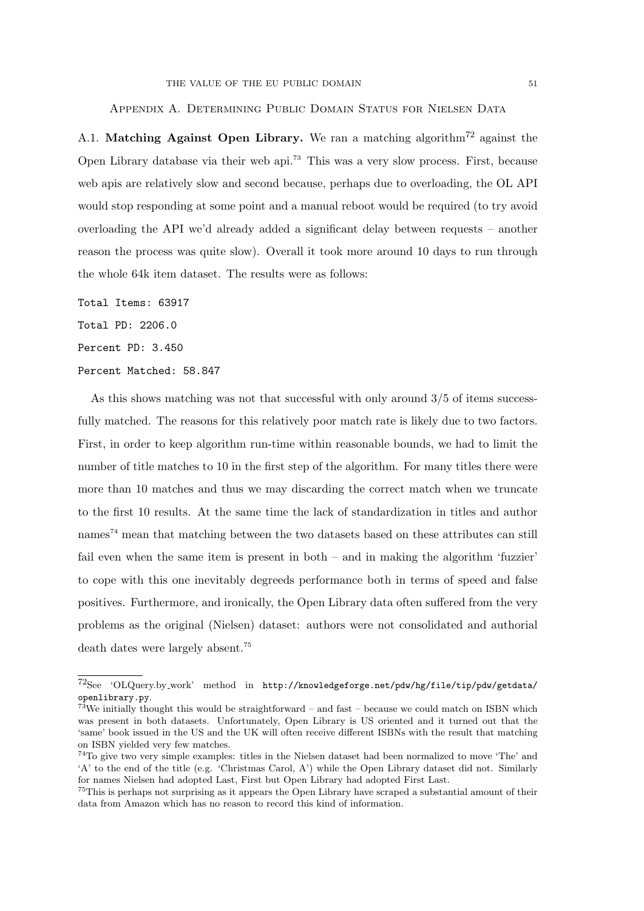## Appendix A. Determining Public Domain Status for Nielsen Data

A.1. **Matching Against Open Library.** We ran a matching algorithm[72] against the Open Library database via their web api.[73] This was a very slow process. First, because web apis are relatively slow and second because, perhaps due to overloading, the OL API would stop responding at some point and a manual reboot would be required (to try avoid overloading the API we'd already added a significant delay between requests – another reason the process was quite slow). Overall it took more around 10 days to run through the whole 64k item dataset. The results were as follows:

```
Total Items: 63917

Total PD: 2206.0

Percent PD: 3.450

Percent Matched: 58.847
```

As this shows matching was not that successful with only around 3/5 of items successfully matched. The reasons for this relatively poor match rate is likely due to two factors. First, in order to keep algorithm run-time within reasonable bounds, we had to limit the number of title matches to 10 in the first step of the algorithm. For many titles there were more than 10 matches and thus we may discarding the correct match when we truncate to the first 10 results. At the same time the lack of standardization in titles and author names[74] mean that matching between the two datasets based on these attributes can still fail even when the same item is present in both – and in making the algorithm 'fuzzier' to cope with this one inevitably degreeds performance both in terms of speed and false positives. Furthermore, and ironically, the Open Library data often suffered from the very problems as the original (Nielsen) dataset: authors were not consolidated and authorial death dates were largely absent.[75]

---

[72] See 'OLQuery.by_work' method in `http://knowledgeforge.net/pdw/hg/file/tip/pdw/getdata/openlibrary.py`.

[73] We initially thought this would be straightforward – and fast – because we could match on ISBN which was present in both datasets. Unfortunately, Open Library is US oriented and it turned out that the 'same' book issued in the US and the UK will often receive different ISBNs with the result that matching on ISBN yielded very few matches.

[74] To give two very simple examples: titles in the Nielsen dataset had been normalized to move 'The' and 'A' to the end of the title (e.g. 'Christmas Carol, A') while the Open Library dataset did not. Similarly for names Nielsen had adopted Last, First but Open Library had adopted First Last.

[75] This is perhaps not surprising as it appears the Open Library have scraped a substantial amount of their data from Amazon which has no reason to record this kind of information.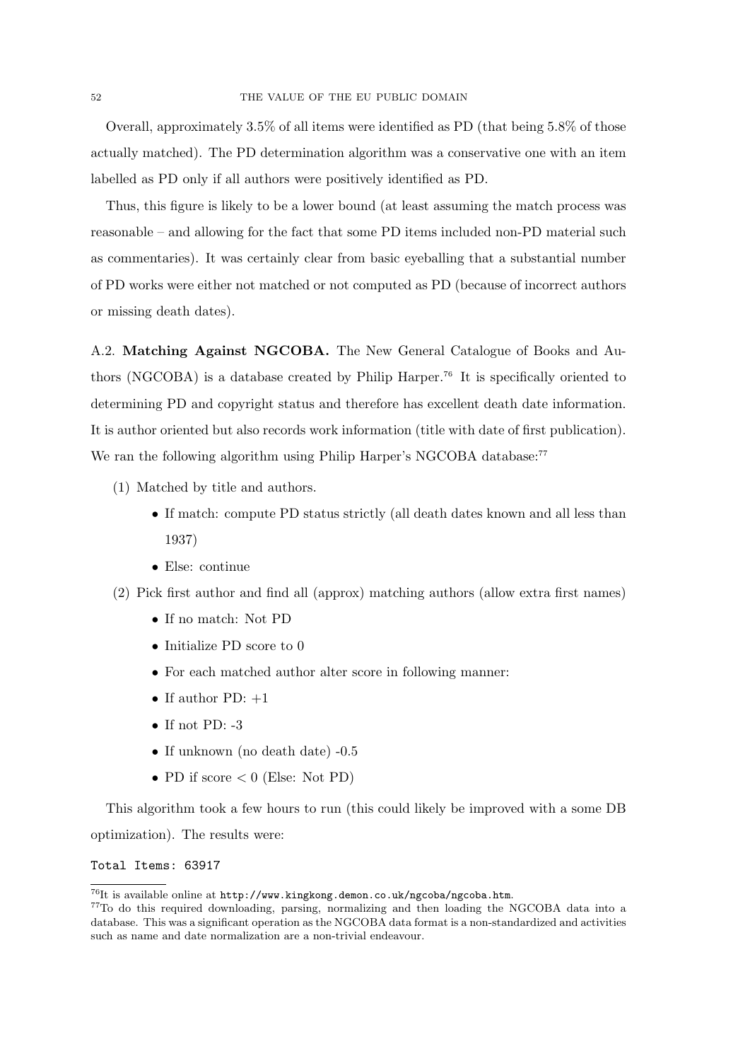Overall, approximately 3.5% of all items were identified as PD (that being 5.8% of those actually matched). The PD determination algorithm was a conservative one with an item labelled as PD only if all authors were positively identified as PD.

Thus, this figure is likely to be a lower bound (at least assuming the match process was reasonable – and allowing for the fact that some PD items included non-PD material such as commentaries). It was certainly clear from basic eyeballing that a substantial number of PD works were either not matched or not computed as PD (because of incorrect authors or missing death dates).

A.2. **Matching Against NGCOBA.** The New General Catalogue of Books and Authors (NGCOBA) is a database created by Philip Harper.[76] It is specifically oriented to determining PD and copyright status and therefore has excellent death date information. It is author oriented but also records work information (title with date of first publication). We ran the following algorithm using Philip Harper's NGCOBA database:[77]

1. Matched by title and authors.
   - If match: compute PD status strictly (all death dates known and all less than 1937)
   - Else: continue
2. Pick first author and find all (approx) matching authors (allow extra first names)
   - If no match: Not PD
   - Initialize PD score to 0
   - For each matched author alter score in following manner:
   - If author PD: +1
   - If not PD: -3
   - If unknown (no death date) -0.5
   - PD if score < 0 (Else: Not PD)

This algorithm took a few hours to run (this could likely be improved with a some DB optimization). The results were:

```
Total Items: 63917
```

[76]It is available online at `http://www.kingkong.demon.co.uk/ngcoba/ngcoba.htm`.

[77]To do this required downloading, parsing, normalizing and then loading the NGCOBA data into a database. This was a significant operation as the NGCOBA data format is a non-standardized and activities such as name and date normalization are a non-trivial endeavour.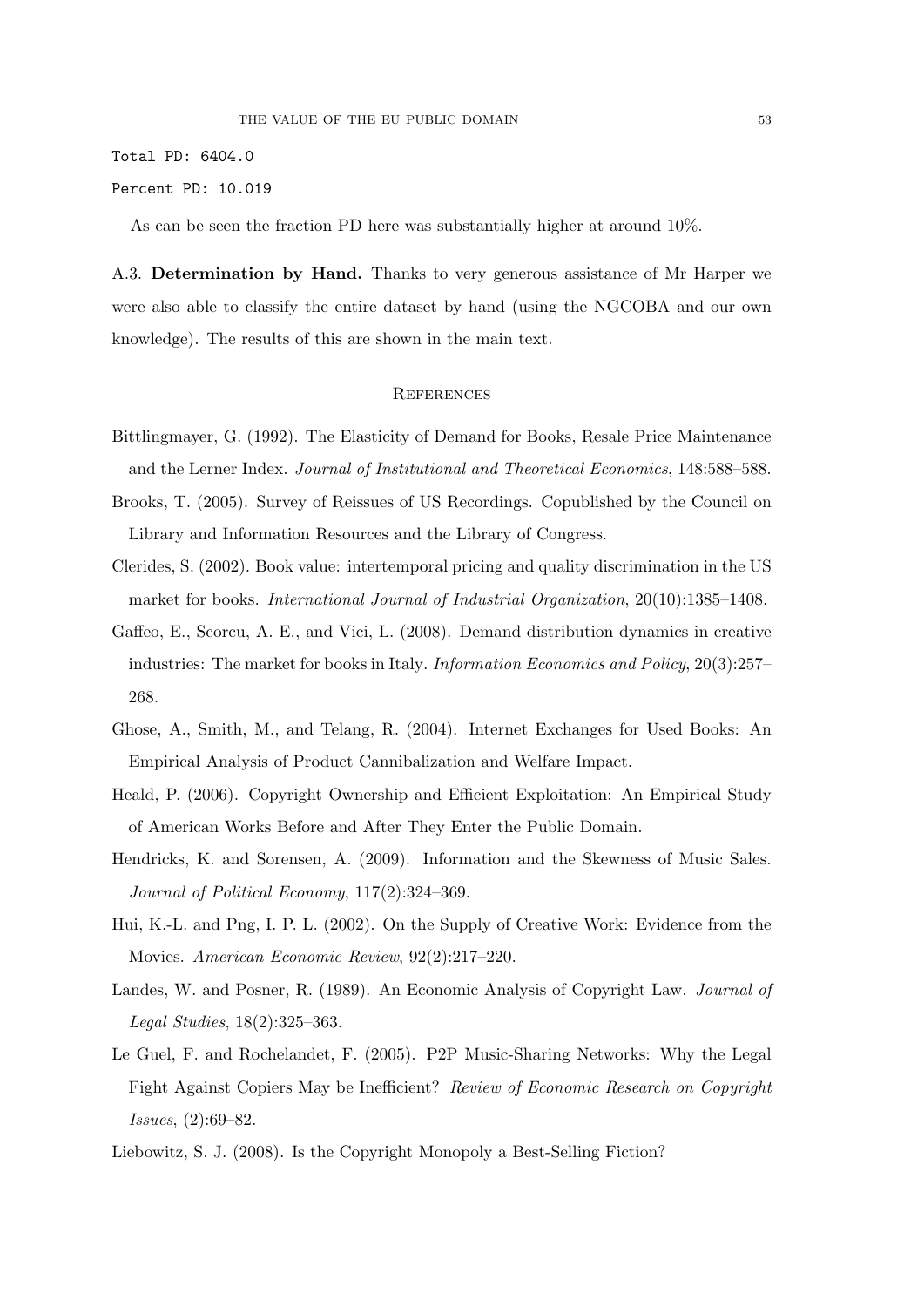```
Total PD: 6404.0
Percent PD: 10.019
```

As can be seen the fraction PD here was substantially higher at around 10%.

A.3. **Determination by Hand.** Thanks to very generous assistance of Mr Harper we were also able to classify the entire dataset by hand (using the NGCOBA and our own knowledge). The results of this are shown in the main text.

## References

Bittlingmayer, G. (1992). The Elasticity of Demand for Books, Resale Price Maintenance and the Lerner Index. *Journal of Institutional and Theoretical Economics*, 148:588–588.

Brooks, T. (2005). Survey of Reissues of US Recordings. Copublished by the Council on Library and Information Resources and the Library of Congress.

Clerides, S. (2002). Book value: intertemporal pricing and quality discrimination in the US market for books. *International Journal of Industrial Organization*, 20(10):1385–1408.

Gaffeo, E., Scorcu, A. E., and Vici, L. (2008). Demand distribution dynamics in creative industries: The market for books in Italy. *Information Economics and Policy*, 20(3):257–268.

Ghose, A., Smith, M., and Telang, R. (2004). Internet Exchanges for Used Books: An Empirical Analysis of Product Cannibalization and Welfare Impact.

Heald, P. (2006). Copyright Ownership and Efficient Exploitation: An Empirical Study of American Works Before and After They Enter the Public Domain.

Hendricks, K. and Sorensen, A. (2009). Information and the Skewness of Music Sales. *Journal of Political Economy*, 117(2):324–369.

Hui, K.-L. and Png, I. P. L. (2002). On the Supply of Creative Work: Evidence from the Movies. *American Economic Review*, 92(2):217–220.

Landes, W. and Posner, R. (1989). An Economic Analysis of Copyright Law. *Journal of Legal Studies*, 18(2):325–363.

Le Guel, F. and Rochelandet, F. (2005). P2P Music-Sharing Networks: Why the Legal Fight Against Copiers May be Inefficient? *Review of Economic Research on Copyright Issues*, (2):69–82.

Liebowitz, S. J. (2008). Is the Copyright Monopoly a Best-Selling Fiction?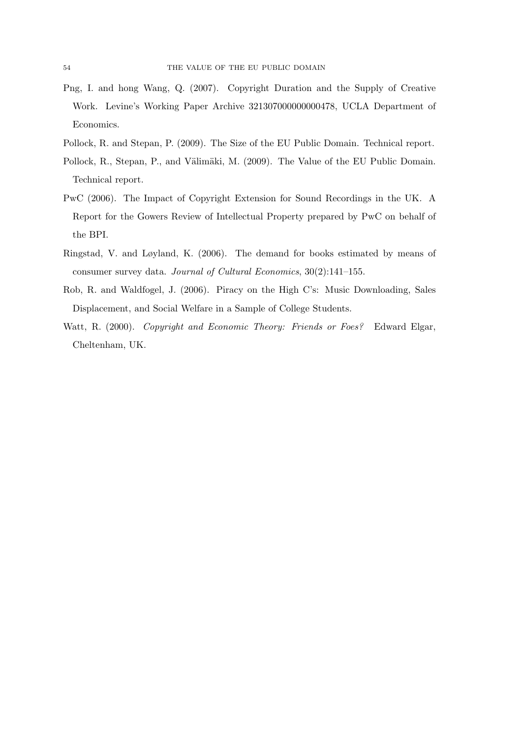Png, I. and hong Wang, Q. (2007). Copyright Duration and the Supply of Creative Work. Levine's Working Paper Archive 321307000000000478, UCLA Department of Economics.

Pollock, R. and Stepan, P. (2009). The Size of the EU Public Domain. Technical report.

Pollock, R., Stepan, P., and Välimäki, M. (2009). The Value of the EU Public Domain. Technical report.

PwC (2006). The Impact of Copyright Extension for Sound Recordings in the UK. A Report for the Gowers Review of Intellectual Property prepared by PwC on behalf of the BPI.

Ringstad, V. and Løyland, K. (2006). The demand for books estimated by means of consumer survey data. *Journal of Cultural Economics*, 30(2):141–155.

Rob, R. and Waldfogel, J. (2006). Piracy on the High C's: Music Downloading, Sales Displacement, and Social Welfare in a Sample of College Students.

Watt, R. (2000). *Copyright and Economic Theory: Friends or Foes?* Edward Elgar, Cheltenham, UK.